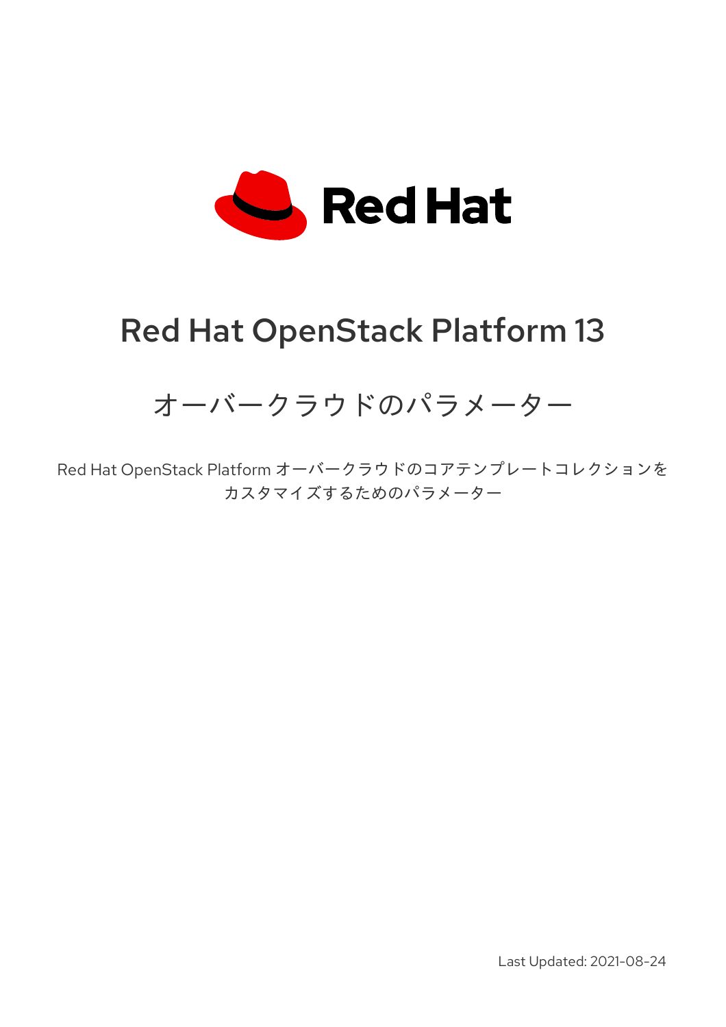Red Hat

# Red Hat OpenStack Platform 13

## オーバークラウドのパラメーター

Red Hat OpenStack Platform オーバークラウドのコアテンプレートコレクションをカスタマイズするためのパラメーター

Last Updated: 2021-08-24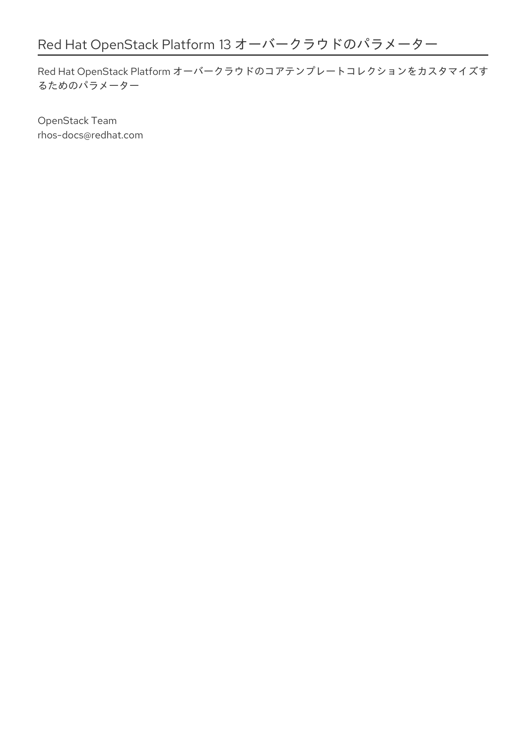# Red Hat OpenStack Platform 13 オーバークラウドのパラメーター

Red Hat OpenStack Platform オーバークラウドのコアテンプレートコレクションをカスタマイズするためのパラメーター

OpenStack Team
rhos-docs@redhat.com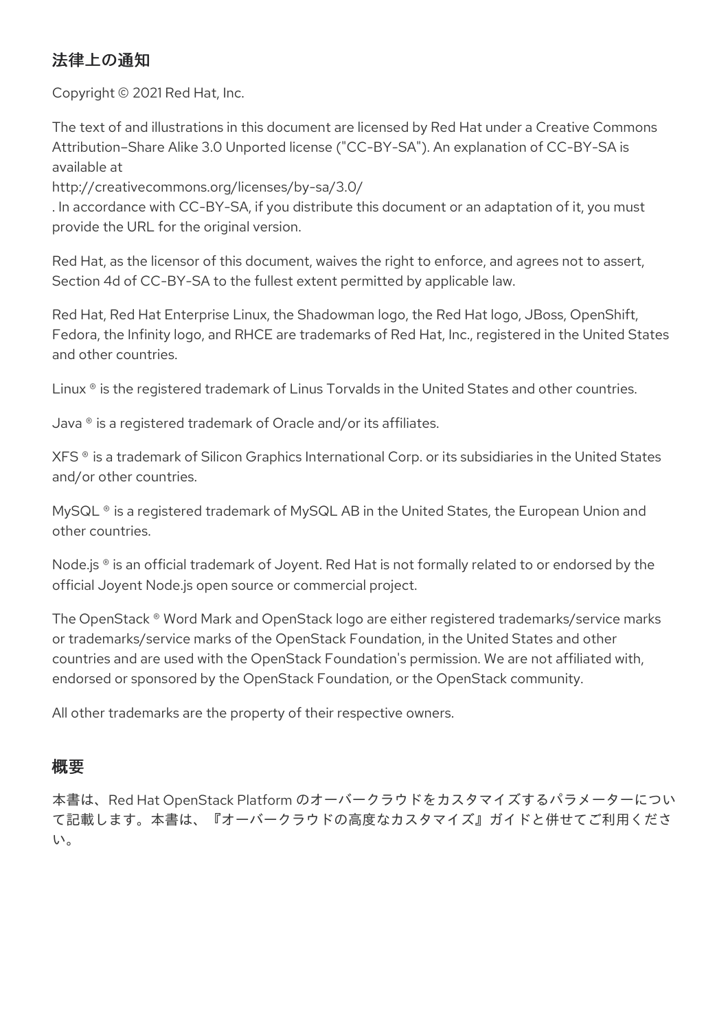## 法律上の通知

Copyright © 2021 Red Hat, Inc.

The text of and illustrations in this document are licensed by Red Hat under a Creative Commons Attribution–Share Alike 3.0 Unported license ("CC-BY-SA"). An explanation of CC-BY-SA is available at
http://creativecommons.org/licenses/by-sa/3.0/
. In accordance with CC-BY-SA, if you distribute this document or an adaptation of it, you must provide the URL for the original version.

Red Hat, as the licensor of this document, waives the right to enforce, and agrees not to assert, Section 4d of CC-BY-SA to the fullest extent permitted by applicable law.

Red Hat, Red Hat Enterprise Linux, the Shadowman logo, the Red Hat logo, JBoss, OpenShift, Fedora, the Infinity logo, and RHCE are trademarks of Red Hat, Inc., registered in the United States and other countries.

Linux ® is the registered trademark of Linus Torvalds in the United States and other countries.

Java ® is a registered trademark of Oracle and/or its affiliates.

XFS ® is a trademark of Silicon Graphics International Corp. or its subsidiaries in the United States and/or other countries.

MySQL ® is a registered trademark of MySQL AB in the United States, the European Union and other countries.

Node.js ® is an official trademark of Joyent. Red Hat is not formally related to or endorsed by the official Joyent Node.js open source or commercial project.

The OpenStack ® Word Mark and OpenStack logo are either registered trademarks/service marks or trademarks/service marks of the OpenStack Foundation, in the United States and other countries and are used with the OpenStack Foundation's permission. We are not affiliated with, endorsed or sponsored by the OpenStack Foundation, or the OpenStack community.

All other trademarks are the property of their respective owners.

## 概要

本書は、Red Hat OpenStack Platform のオーバークラウドをカスタマイズするパラメーターについて記載します。本書は、『オーバークラウドの高度なカスタマイズ』ガイドと併せてご利用ください。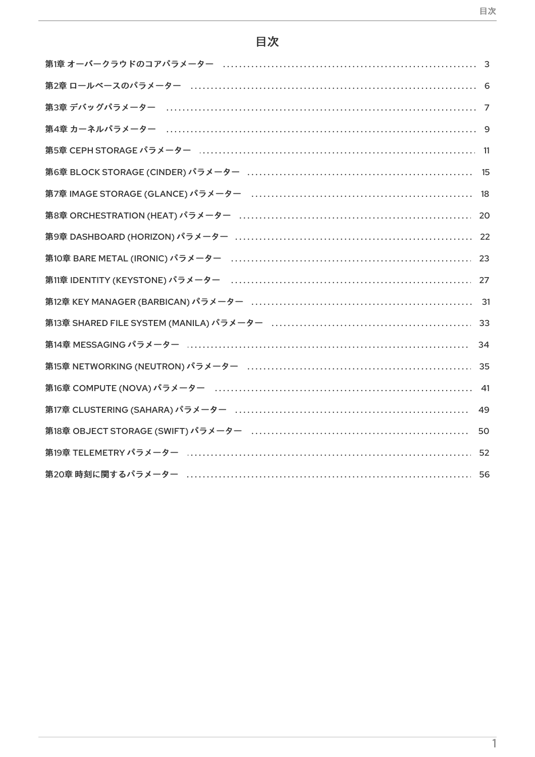# 目次

第1章 オーバークラウドのコアパラメーター ........ 3

第2章 ロールベースのパラメーター ........ 6

第3章 デバッグパラメーター ........ 7

第4章 カーネルパラメーター ........ 9

第5章 CEPH STORAGE パラメーター ........ 11

第6章 BLOCK STORAGE (CINDER) パラメーター ........ 15

第7章 IMAGE STORAGE (GLANCE) パラメーター ........ 18

第8章 ORCHESTRATION (HEAT) パラメーター ........ 20

第9章 DASHBOARD (HORIZON) パラメーター ........ 22

第10章 BARE METAL (IRONIC) パラメーター ........ 23

第11章 IDENTITY (KEYSTONE) パラメーター ........ 27

第12章 KEY MANAGER (BARBICAN) パラメーター ........ 31

第13章 SHARED FILE SYSTEM (MANILA) パラメーター ........ 33

第14章 MESSAGING パラメーター ........ 34

第15章 NETWORKING (NEUTRON) パラメーター ........ 35

第16章 COMPUTE (NOVA) パラメーター ........ 41

第17章 CLUSTERING (SAHARA) パラメーター ........ 49

第18章 OBJECT STORAGE (SWIFT) パラメーター ........ 50

第19章 TELEMETRY パラメーター ........ 52

第20章 時刻に関するパラメーター ........ 56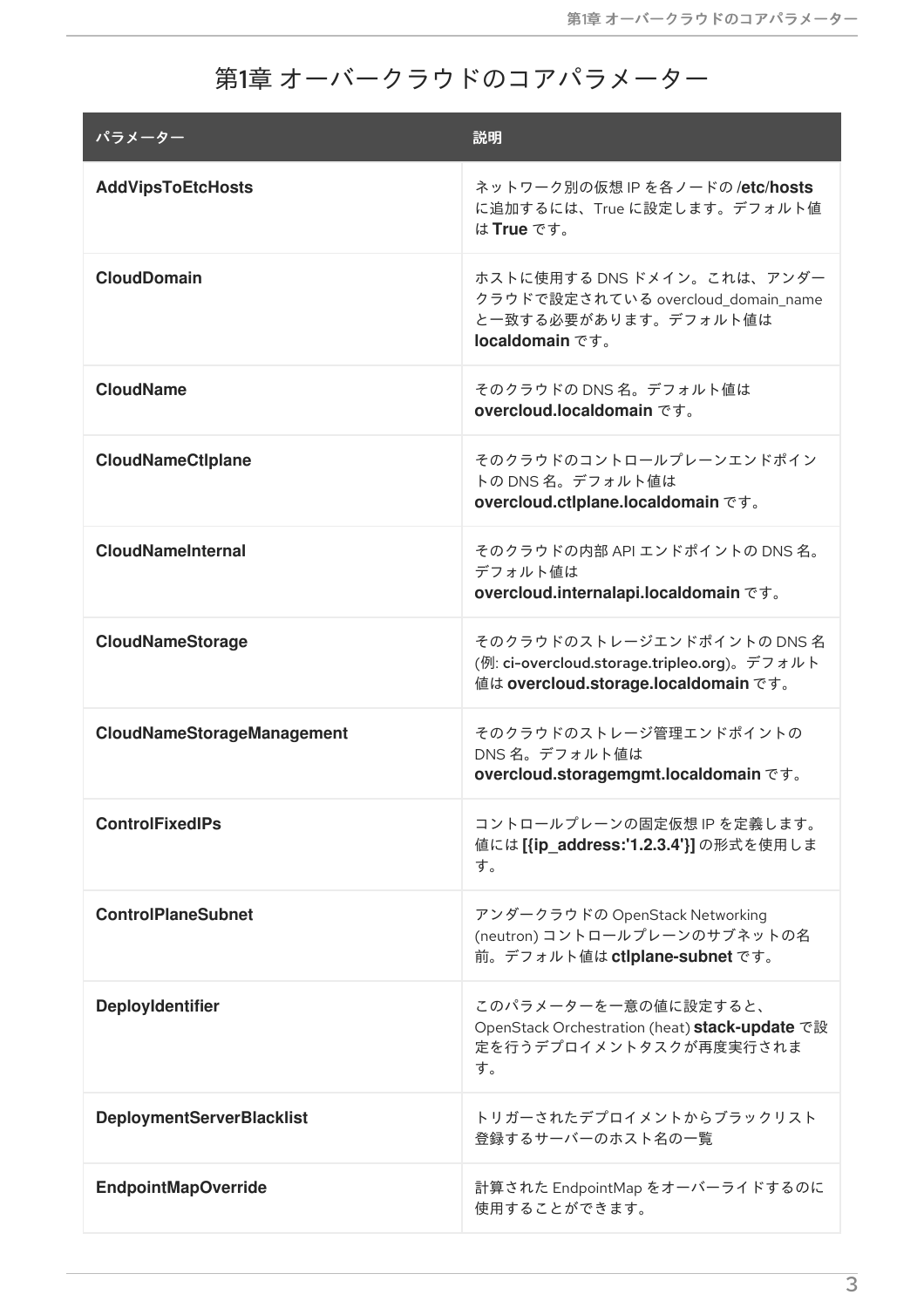# 第1章 オーバークラウドのコアパラメーター

| パラメーター | 説明 |
| --- | --- |
| **AddVipsToEtcHosts** | ネットワーク別の仮想 IP を各ノードの **/etc/hosts** に追加するには、True に設定します。デフォルト値は **True** です。 |
| **CloudDomain** | ホストに使用する DNS ドメイン。これは、アンダークラウドで設定されている overcloud_domain_name と一致する必要があります。デフォルト値は **localdomain** です。 |
| **CloudName** | そのクラウドの DNS 名。デフォルト値は **overcloud.localdomain** です。 |
| **CloudNameCtlplane** | そのクラウドのコントロールプレーンエンドポイントの DNS 名。デフォルト値は **overcloud.ctlplane.localdomain** です。 |
| **CloudNameInternal** | そのクラウドの内部 API エンドポイントの DNS 名。デフォルト値は **overcloud.internalapi.localdomain** です。 |
| **CloudNameStorage** | そのクラウドのストレージエンドポイントの DNS 名 (例: ci-overcloud.storage.tripleo.org)。デフォルト値は **overcloud.storage.localdomain** です。 |
| **CloudNameStorageManagement** | そのクラウドのストレージ管理エンドポイントの DNS 名。デフォルト値は **overcloud.storagemgmt.localdomain** です。 |
| **ControlFixedIPs** | コントロールプレーンの固定仮想 IP を定義します。値には **[{ip_address:'1.2.3.4'}]** の形式を使用します。 |
| **ControlPlaneSubnet** | アンダークラウドの OpenStack Networking (neutron) コントロールプレーンのサブネットの名前。デフォルト値は **ctlplane-subnet** です。 |
| **DeployIdentifier** | このパラメーターを一意の値に設定すると、OpenStack Orchestration (heat) **stack-update** で設定を行うデプロイメントタスクが再度実行されます。 |
| **DeploymentServerBlacklist** | トリガーされたデプロイメントからブラックリスト登録するサーバーのホスト名の一覧 |
| **EndpointMapOverride** | 計算された EndpointMap をオーバーライドするのに使用することができます。 |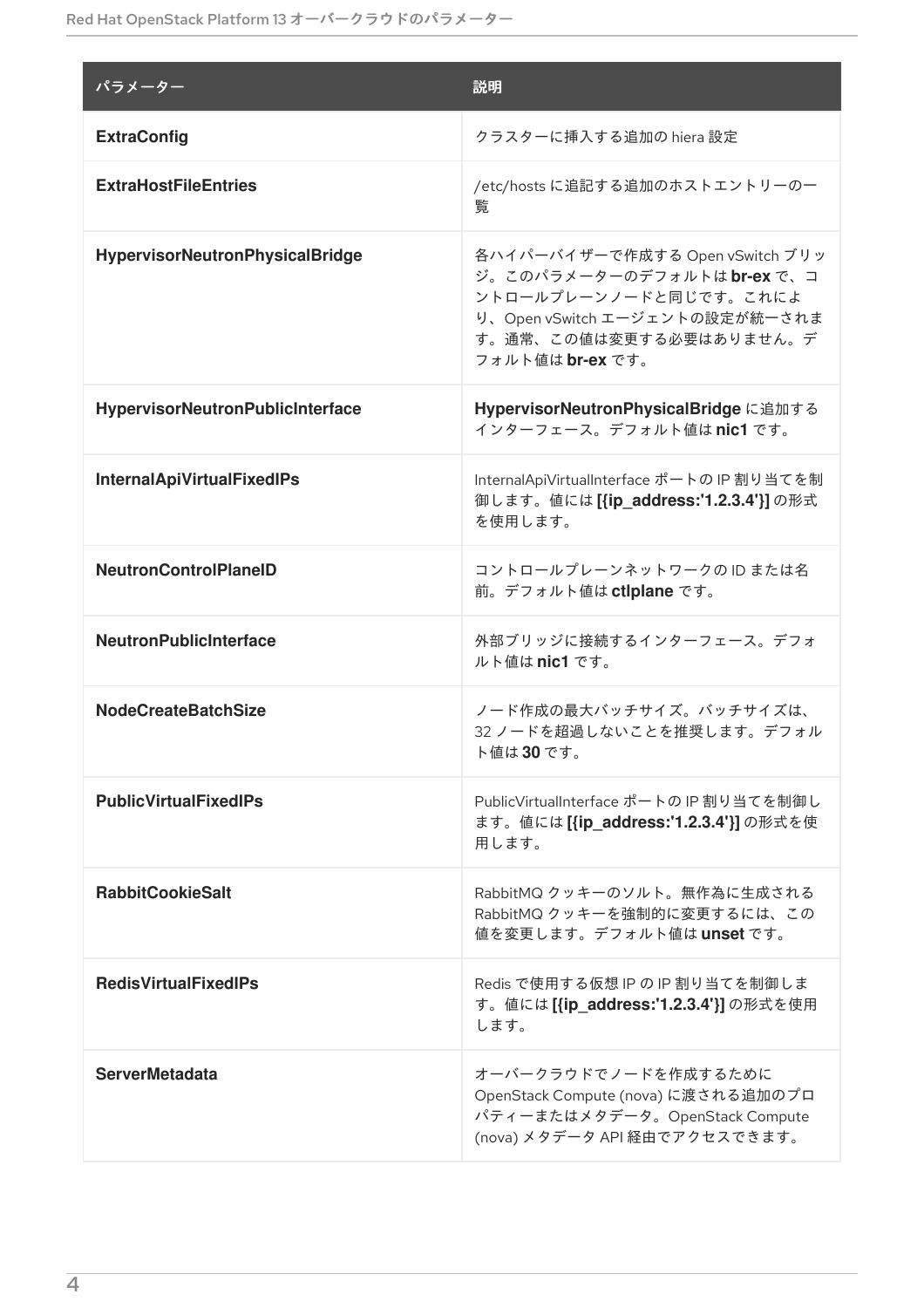| パラメーター | 説明 |
| --- | --- |
| **ExtraConfig** | クラスターに挿入する追加の hiera 設定 |
| **ExtraHostFileEntries** | /etc/hosts に追記する追加のホストエントリーの一覧 |
| **HypervisorNeutronPhysicalBridge** | 各ハイパーバイザーで作成する Open vSwitch ブリッジ。このパラメーターのデフォルトは **br-ex** で、コントロールプレーンノードと同じです。これにより、Open vSwitch エージェントの設定が統一されます。通常、この値は変更する必要はありません。デフォルト値は **br-ex** です。 |
| **HypervisorNeutronPublicInterface** | **HypervisorNeutronPhysicalBridge** に追加するインターフェース。デフォルト値は **nic1** です。 |
| **InternalApiVirtualFixedIPs** | InternalApiVirtualInterface ポートの IP 割り当てを制御します。値には **[{ip_address:'1.2.3.4'}]** の形式を使用します。 |
| **NeutronControlPlaneID** | コントロールプレーンネットワークの ID または名前。デフォルト値は **ctlplane** です。 |
| **NeutronPublicInterface** | 外部ブリッジに接続するインターフェース。デフォルト値は **nic1** です。 |
| **NodeCreateBatchSize** | ノード作成の最大バッチサイズ。バッチサイズは、32 ノードを超過しないことを推奨します。デフォルト値は **30** です。 |
| **PublicVirtualFixedIPs** | PublicVirtualInterface ポートの IP 割り当てを制御します。値には **[{ip_address:'1.2.3.4'}]** の形式を使用します。 |
| **RabbitCookieSalt** | RabbitMQ クッキーのソルト。無作為に生成される RabbitMQ クッキーを強制的に変更するには、この値を変更します。デフォルト値は **unset** です。 |
| **RedisVirtualFixedIPs** | Redis で使用する仮想 IP の IP 割り当てを制御します。値には **[{ip_address:'1.2.3.4'}]** の形式を使用します。 |
| **ServerMetadata** | オーバークラウドでノードを作成するために OpenStack Compute (nova) に渡される追加のプロパティーまたはメタデータ。OpenStack Compute (nova) メタデータ API 経由でアクセスできます。 |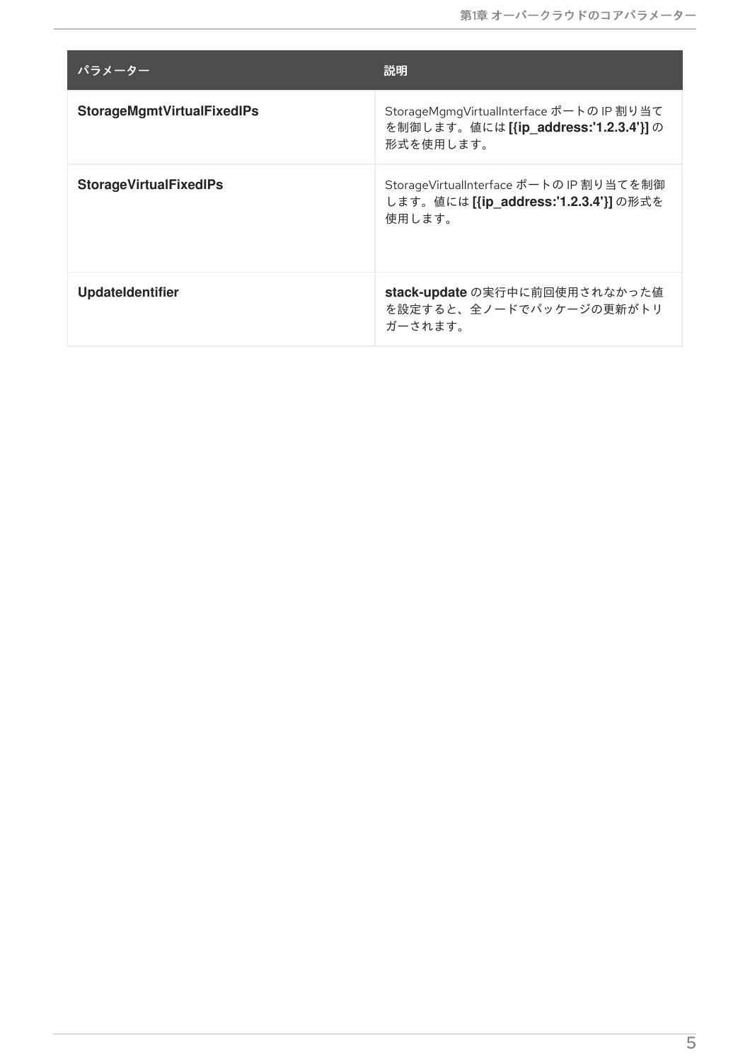| パラメーター | 説明 |
| --- | --- |
| **StorageMgmtVirtualFixedIPs** | StorageMgmgVirtualInterface ポートの IP 割り当てを制御します。値には **[{ip_address:'1.2.3.4'}]** の形式を使用します。 |
| **StorageVirtualFixedIPs** | StorageVirtualInterface ポートの IP 割り当てを制御します。値には **[{ip_address:'1.2.3.4'}]** の形式を使用します。 |
| **UpdateIdentifier** | **stack-update** の実行中に前回使用されなかった値を設定すると、全ノードでパッケージの更新がトリガーされます。 |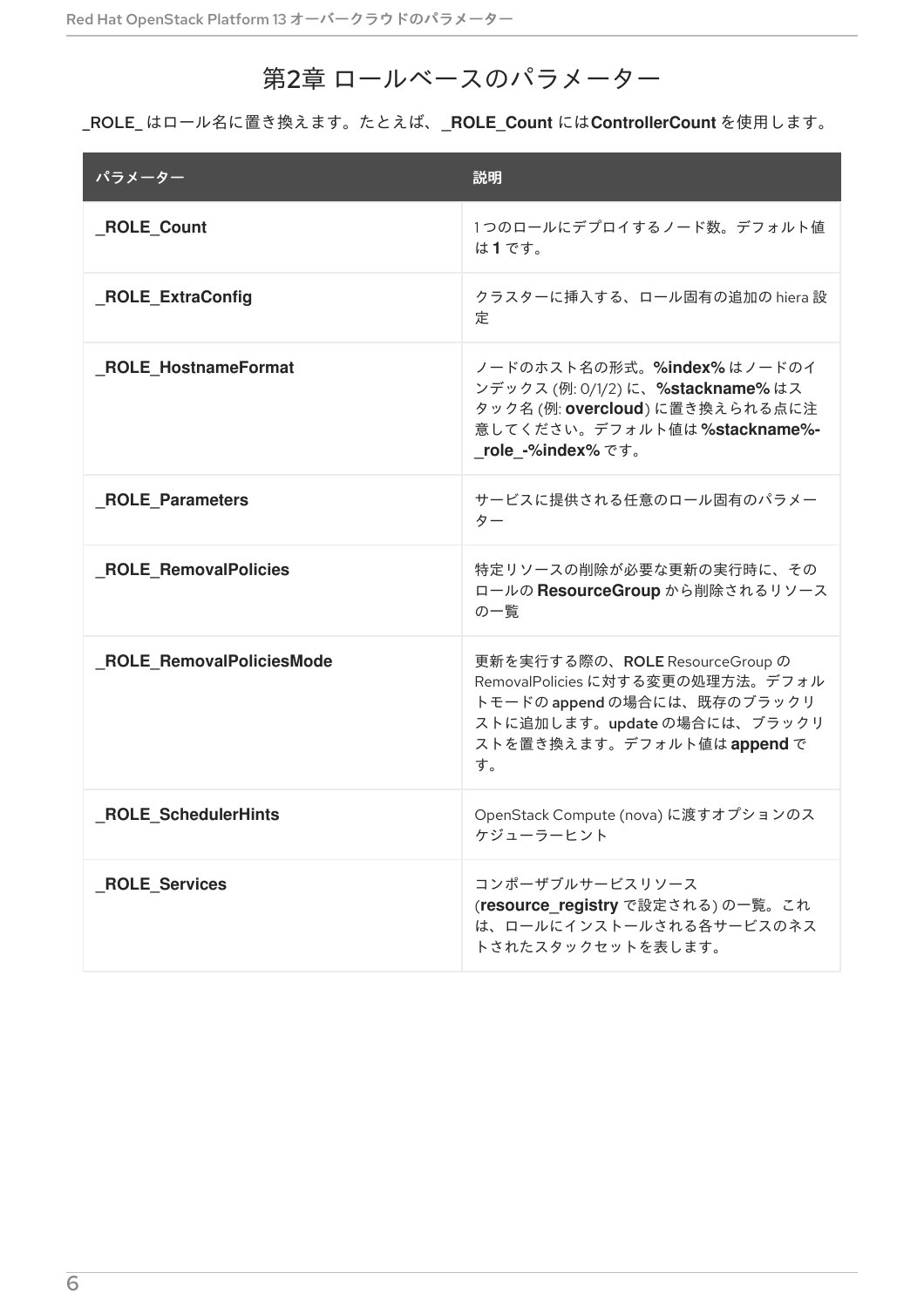# 第2章 ロールベースのパラメーター

**_ROLE_** はロール名に置き換えます。たとえば、**_ROLE_Count** には**ControllerCount** を使用します。

| パラメーター | 説明 |
| --- | --- |
| **_ROLE_Count** | 1 つのロールにデプロイするノード数。デフォルト値は **1** です。 |
| **_ROLE_ExtraConfig** | クラスターに挿入する、ロール固有の追加の hiera 設定 |
| **_ROLE_HostnameFormat** | ノードのホスト名の形式。**%index%** はノードのインデックス (例: 0/1/2) に、**%stackname%** はスタック名 (例: **overcloud**) に置き換えられる点に注意してください。デフォルト値は **%stackname%-_role_-%index%** です。 |
| **_ROLE_Parameters** | サービスに提供される任意のロール固有のパラメーター |
| **_ROLE_RemovalPolicies** | 特定リソースの削除が必要な更新の実行時に、そのロールの **ResourceGroup** から削除されるリソースの一覧 |
| **_ROLE_RemovalPoliciesMode** | 更新を実行する際の、ROLE ResourceGroup の RemovalPolicies に対する変更の処理方法。デフォルトモードの append の場合には、既存のブラックリストに追加します。update の場合には、ブラックリストを置き換えます。デフォルト値は **append** です。 |
| **_ROLE_SchedulerHints** | OpenStack Compute (nova) に渡すオプションのスケジューラーヒント |
| **_ROLE_Services** | コンポーザブルサービスリソース (**resource_registry** で設定される) の一覧。これは、ロールにインストールされる各サービスのネストされたスタックセットを表します。 |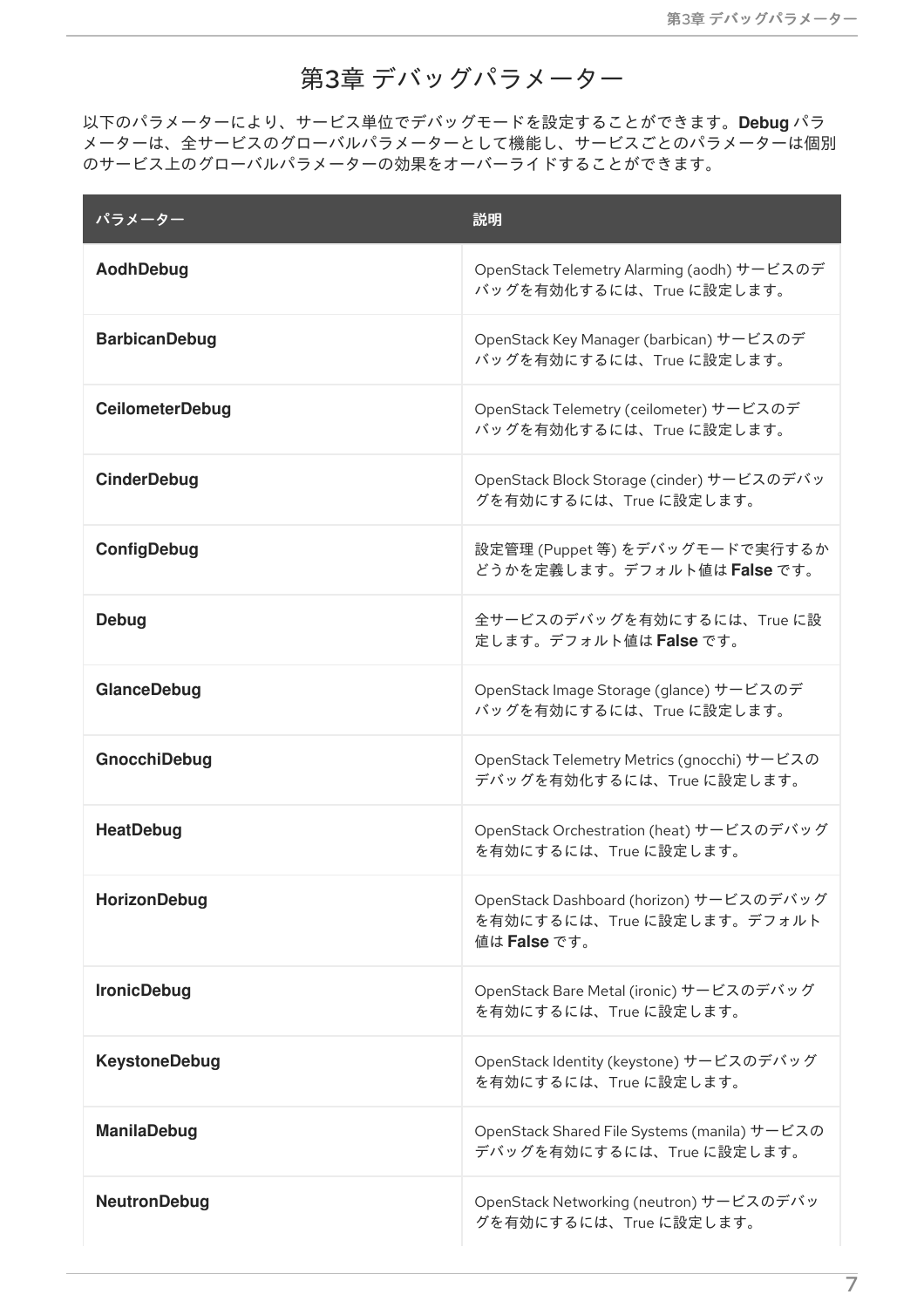# 第3章 デバッグパラメーター

以下のパラメーターにより、サービス単位でデバッグモードを設定することができます。**Debug** パラメーターは、全サービスのグローバルパラメーターとして機能し、サービスごとのパラメーターは個別のサービス上のグローバルパラメーターの効果をオーバーライドすることができます。

| パラメーター | 説明 |
| --- | --- |
| **AodhDebug** | OpenStack Telemetry Alarming (aodh) サービスのデバッグを有効化するには、True に設定します。 |
| **BarbicanDebug** | OpenStack Key Manager (barbican) サービスのデバッグを有効にするには、True に設定します。 |
| **CeilometerDebug** | OpenStack Telemetry (ceilometer) サービスのデバッグを有効化するには、True に設定します。 |
| **CinderDebug** | OpenStack Block Storage (cinder) サービスのデバッグを有効にするには、True に設定します。 |
| **ConfigDebug** | 設定管理 (Puppet 等) をデバッグモードで実行するかどうかを定義します。デフォルト値は **False** です。 |
| **Debug** | 全サービスのデバッグを有効にするには、True に設定します。デフォルト値は **False** です。 |
| **GlanceDebug** | OpenStack Image Storage (glance) サービスのデバッグを有効にするには、True に設定します。 |
| **GnocchiDebug** | OpenStack Telemetry Metrics (gnocchi) サービスのデバッグを有効化するには、True に設定します。 |
| **HeatDebug** | OpenStack Orchestration (heat) サービスのデバッグを有効にするには、True に設定します。 |
| **HorizonDebug** | OpenStack Dashboard (horizon) サービスのデバッグを有効にするには、True に設定します。デフォルト値は **False** です。 |
| **IronicDebug** | OpenStack Bare Metal (ironic) サービスのデバッグを有効にするには、True に設定します。 |
| **KeystoneDebug** | OpenStack Identity (keystone) サービスのデバッグを有効にするには、True に設定します。 |
| **ManilaDebug** | OpenStack Shared File Systems (manila) サービスのデバッグを有効にするには、True に設定します。 |
| **NeutronDebug** | OpenStack Networking (neutron) サービスのデバッグを有効にするには、True に設定します。 |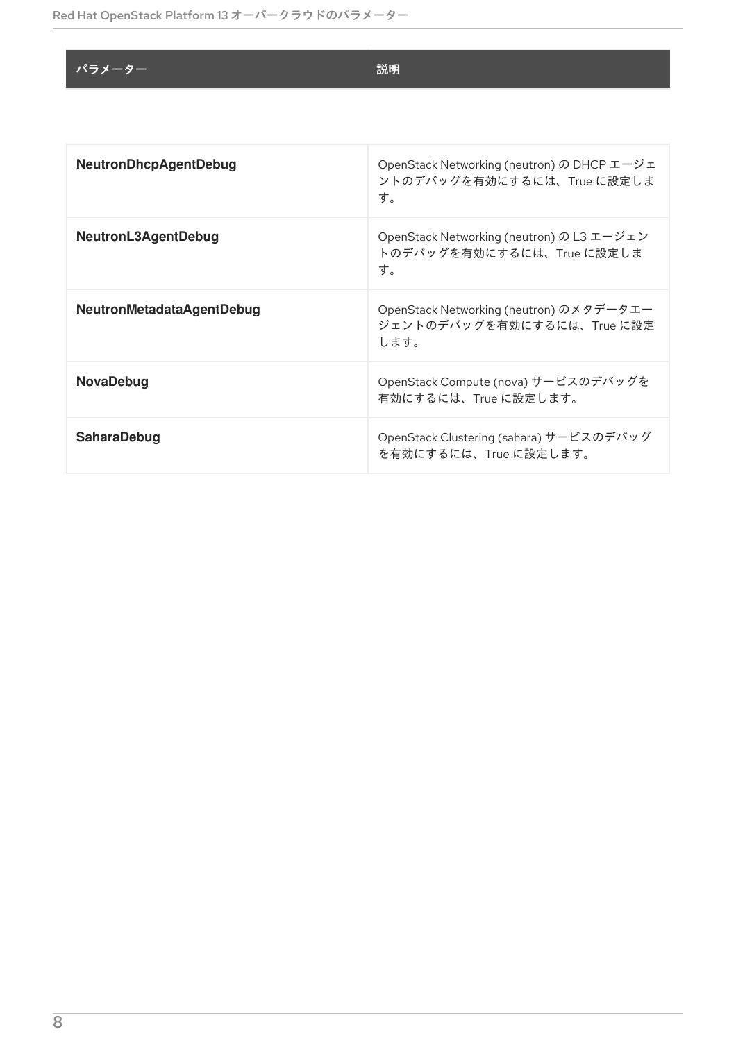| パラメーター | 説明 |
| --- | --- |
| **NeutronDhcpAgentDebug** | OpenStack Networking (neutron) の DHCP エージェントのデバッグを有効にするには、True に設定します。 |
| **NeutronL3AgentDebug** | OpenStack Networking (neutron) の L3 エージェントのデバッグを有効にするには、True に設定します。 |
| **NeutronMetadataAgentDebug** | OpenStack Networking (neutron) のメタデータエージェントのデバッグを有効にするには、True に設定します。 |
| **NovaDebug** | OpenStack Compute (nova) サービスのデバッグを有効にするには、True に設定します。 |
| **SaharaDebug** | OpenStack Clustering (sahara) サービスのデバッグを有効にするには、True に設定します。 |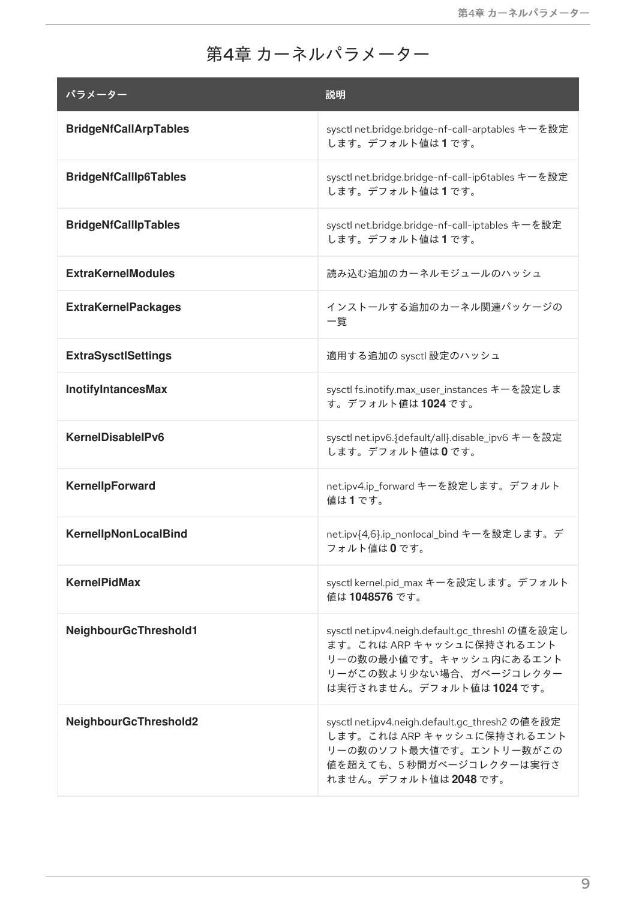# 第4章 カーネルパラメーター

| パラメーター | 説明 |
| --- | --- |
| **BridgeNfCallArpTables** | sysctl net.bridge.bridge-nf-call-arptables キーを設定します。デフォルト値は **1** です。 |
| **BridgeNfCallIp6Tables** | sysctl net.bridge.bridge-nf-call-ip6tables キーを設定します。デフォルト値は **1** です。 |
| **BridgeNfCallIpTables** | sysctl net.bridge.bridge-nf-call-iptables キーを設定します。デフォルト値は **1** です。 |
| **ExtraKernelModules** | 読み込む追加のカーネルモジュールのハッシュ |
| **ExtraKernelPackages** | インストールする追加のカーネル関連パッケージの一覧 |
| **ExtraSysctlSettings** | 適用する追加の sysctl 設定のハッシュ |
| **InotifyIntancesMax** | sysctl fs.inotify.max_user_instances キーを設定します。デフォルト値は **1024** です。 |
| **KernelDisableIPv6** | sysctl net.ipv6.{default/all}.disable_ipv6 キーを設定します。デフォルト値は **0** です。 |
| **KernelIpForward** | net.ipv4.ip_forward キーを設定します。デフォルト値は **1** です。 |
| **KernelIpNonLocalBind** | net.ipv{4,6}.ip_nonlocal_bind キーを設定します。デフォルト値は **0** です。 |
| **KernelPidMax** | sysctl kernel.pid_max キーを設定します。デフォルト値は **1048576** です。 |
| **NeighbourGcThreshold1** | sysctl net.ipv4.neigh.default.gc_thresh1 の値を設定します。これは ARP キャッシュに保持されるエントリーの数の最小値です。キャッシュ内にあるエントリーがこの数より少ない場合、ガベージコレクターは実行されません。デフォルト値は **1024** です。 |
| **NeighbourGcThreshold2** | sysctl net.ipv4.neigh.default.gc_thresh2 の値を設定します。これは ARP キャッシュに保持されるエントリーの数のソフト最大値です。エントリー数がこの値を超えても、5 秒間ガベージコレクターは実行されません。デフォルト値は **2048** です。 |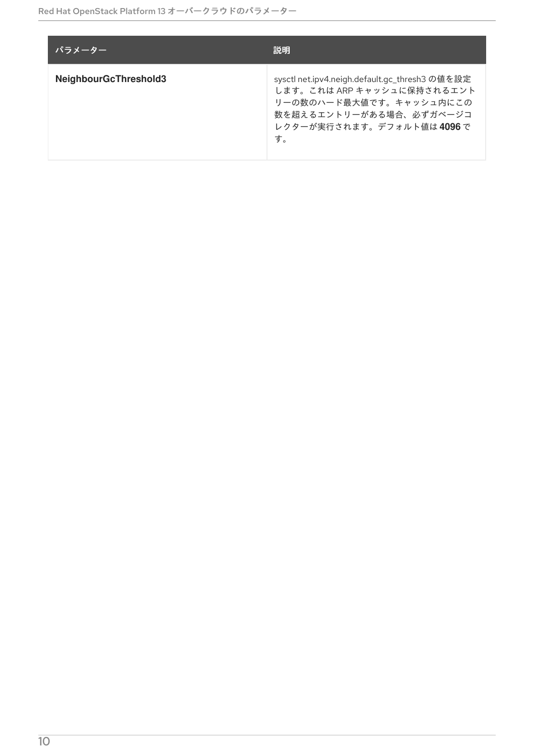| パラメーター | 説明 |
| --- | --- |
| **NeighbourGcThreshold3** | sysctl net.ipv4.neigh.default.gc_thresh3 の値を設定します。これは ARP キャッシュに保持されるエントリーの数のハード最大値です。キャッシュ内にこの数を超えるエントリーがある場合、必ずガベージコレクターが実行されます。デフォルト値は **4096** です。 |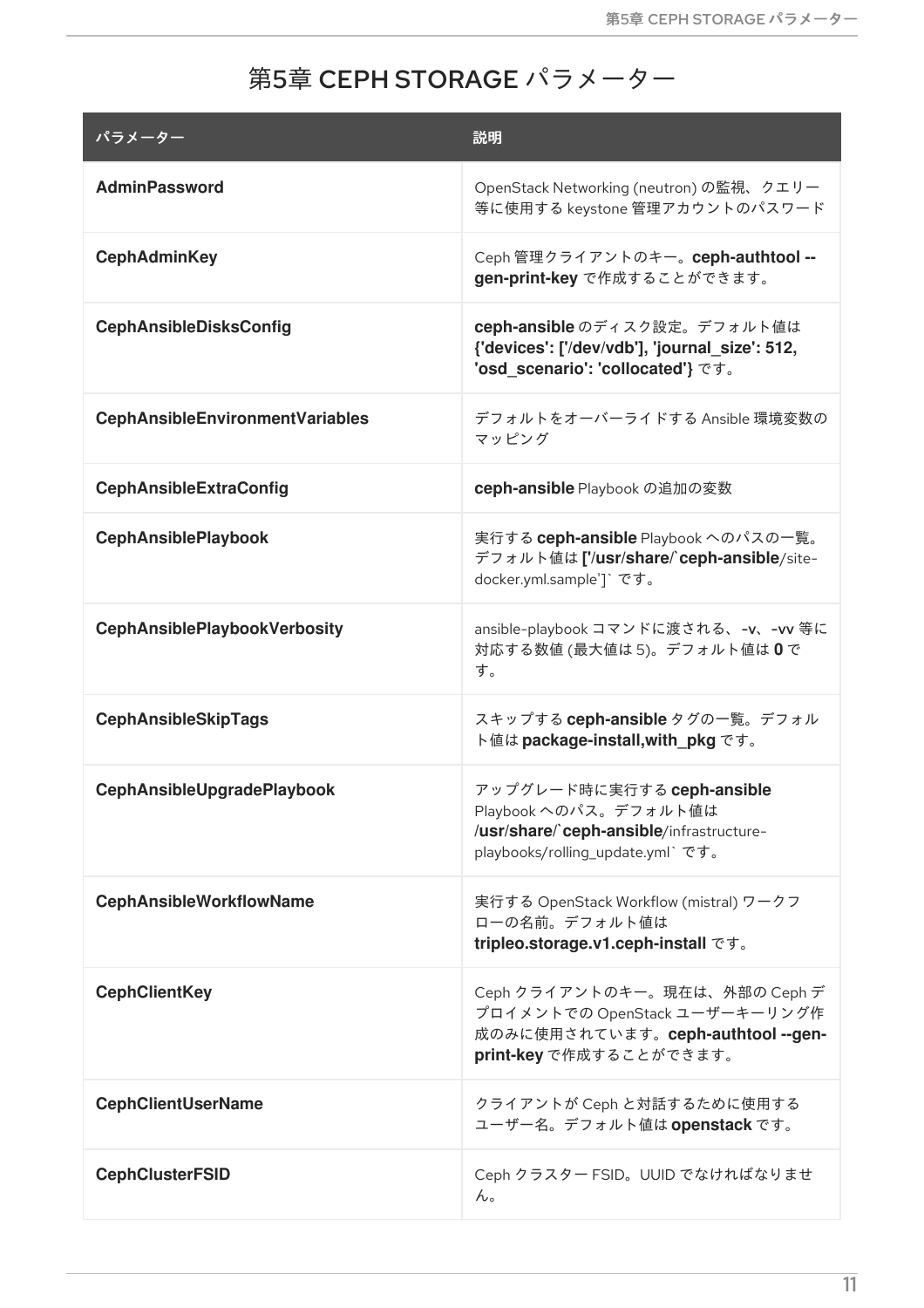# 第5章 CEPH STORAGE パラメーター

| パラメーター | 説明 |
| --- | --- |
| **AdminPassword** | OpenStack Networking (neutron) の監視、クエリー等に使用する keystone 管理アカウントのパスワード |
| **CephAdminKey** | Ceph 管理クライアントのキー。**ceph-authtool --gen-print-key** で作成することができます。 |
| **CephAnsibleDisksConfig** | **ceph-ansible** のディスク設定。デフォルト値は **{'devices': ['/dev/vdb'], 'journal_size': 512, 'osd_scenario': 'collocated'}** です。 |
| **CephAnsibleEnvironmentVariables** | デフォルトをオーバーライドする Ansible 環境変数のマッピング |
| **CephAnsibleExtraConfig** | **ceph-ansible** Playbook の追加の変数 |
| **CephAnsiblePlaybook** | 実行する **ceph-ansible** Playbook へのパスの一覧。デフォルト値は **['/usr/share/`ceph-ansible**/site-docker.yml.sample']` です。 |
| **CephAnsiblePlaybookVerbosity** | ansible-playbook コマンドに渡される、**-v**、**-vv** 等に対応する数値 (最大値は 5)。デフォルト値は **0** です。 |
| **CephAnsibleSkipTags** | スキップする **ceph-ansible** タグの一覧。デフォルト値は **package-install,with_pkg** です。 |
| **CephAnsibleUpgradePlaybook** | アップグレード時に実行する **ceph-ansible** Playbook へのパス。デフォルト値は **/usr/share/`ceph-ansible**/infrastructure-playbooks/rolling_update.yml` です。 |
| **CephAnsibleWorkflowName** | 実行する OpenStack Workflow (mistral) ワークフローの名前。デフォルト値は **tripleo.storage.v1.ceph-install** です。 |
| **CephClientKey** | Ceph クライアントのキー。現在は、外部の Ceph デプロイメントでの OpenStack ユーザーキーリング作成のみに使用されています。**ceph-authtool --gen-print-key** で作成することができます。 |
| **CephClientUserName** | クライアントが Ceph と対話するために使用するユーザー名。デフォルト値は **openstack** です。 |
| **CephClusterFSID** | Ceph クラスター FSID。UUID でなければなりません。 |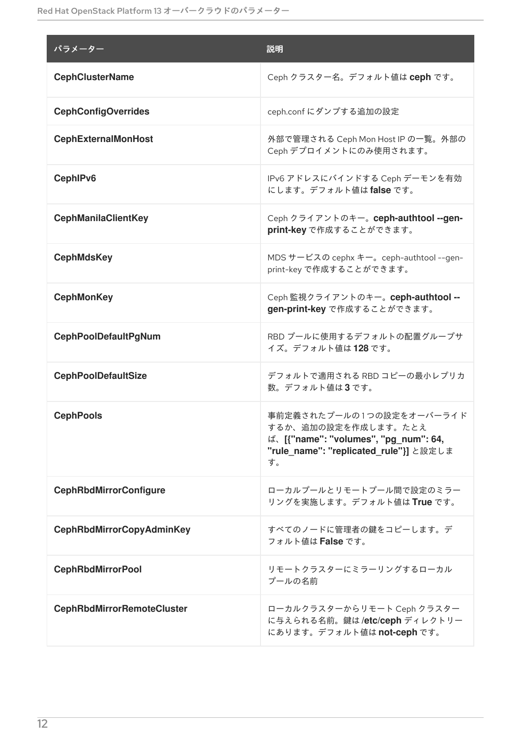| パラメーター | 説明 |
| --- | --- |
| **CephClusterName** | Ceph クラスター名。デフォルト値は **ceph** です。 |
| **CephConfigOverrides** | ceph.conf にダンプする追加の設定 |
| **CephExternalMonHost** | 外部で管理される Ceph Mon Host IP の一覧。外部の Ceph デプロイメントにのみ使用されます。 |
| **CephIPv6** | IPv6 アドレスにバインドする Ceph デーモンを有効にします。デフォルト値は **false** です。 |
| **CephManilaClientKey** | Ceph クライアントのキー。**ceph-authtool --gen-print-key** で作成することができます。 |
| **CephMdsKey** | MDS サービスの cephx キー。ceph-authtool --gen-print-key で作成することができます。 |
| **CephMonKey** | Ceph 監視クライアントのキー。**ceph-authtool --gen-print-key** で作成することができます。 |
| **CephPoolDefaultPgNum** | RBD プールに使用するデフォルトの配置グループサイズ。デフォルト値は **128** です。 |
| **CephPoolDefaultSize** | デフォルトで適用される RBD コピーの最小レプリカ数。デフォルト値は **3** です。 |
| **CephPools** | 事前定義されたプールの 1 つの設定をオーバーライドするか、追加の設定を作成します。たとえば、**[{"name": "volumes", "pg_num": 64, "rule_name": "replicated_rule"}]** と設定します。 |
| **CephRbdMirrorConfigure** | ローカルプールとリモートプール間で設定のミラーリングを実施します。デフォルト値は **True** です。 |
| **CephRbdMirrorCopyAdminKey** | すべてのノードに管理者の鍵をコピーします。デフォルト値は **False** です。 |
| **CephRbdMirrorPool** | リモートクラスターにミラーリングするローカルプールの名前 |
| **CephRbdMirrorRemoteCluster** | ローカルクラスターからリモート Ceph クラスターに与えられる名前。鍵は **/etc/ceph** ディレクトリーにあります。デフォルト値は **not-ceph** です。 |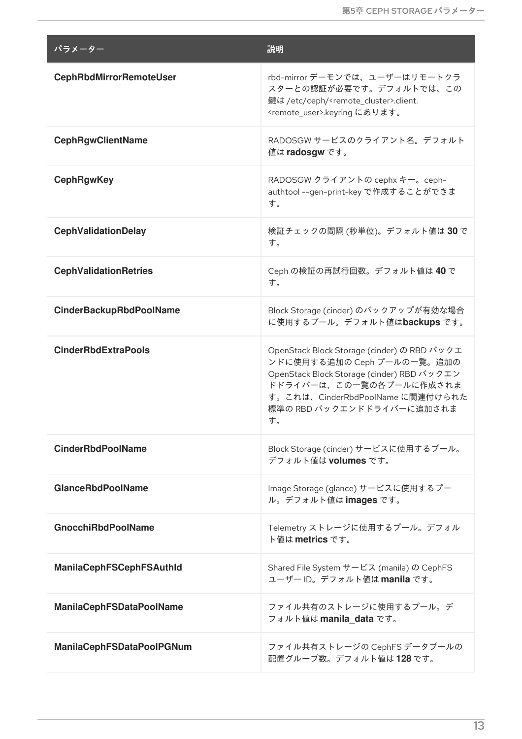| パラメーター | 説明 |
| --- | --- |
| **CephRbdMirrorRemoteUser** | rbd-mirror デーモンでは、ユーザーはリモートクラスターとの認証が必要です。デフォルトでは、この鍵は /etc/ceph/<remote_cluster>.client.<remote_user>.keyring にあります。 |
| **CephRgwClientName** | RADOSGW サービスのクライアント名。デフォルト値は **radosgw** です。 |
| **CephRgwKey** | RADOSGW クライアントの cephx キー。ceph-authtool --gen-print-key で作成することができます。 |
| **CephValidationDelay** | 検証チェックの間隔 (秒単位)。デフォルト値は **30** です。 |
| **CephValidationRetries** | Ceph の検証の再試行回数。デフォルト値は **40** です。 |
| **CinderBackupRbdPoolName** | Block Storage (cinder) のバックアップが有効な場合に使用するプール。デフォルト値は**backups** です。 |
| **CinderRbdExtraPools** | OpenStack Block Storage (cinder) の RBD バックエンドに使用する追加の Ceph プールの一覧。追加の OpenStack Block Storage (cinder) RBD バックエンドドライバーは、この一覧の各プールに作成されます。これは、CinderRbdPoolName に関連付けられた標準の RBD バックエンドドライバーに追加されます。 |
| **CinderRbdPoolName** | Block Storage (cinder) サービスに使用するプール。デフォルト値は **volumes** です。 |
| **GlanceRbdPoolName** | Image Storage (glance) サービスに使用するプール。デフォルト値は **images** です。 |
| **GnocchiRbdPoolName** | Telemetry ストレージに使用するプール。デフォルト値は **metrics** です。 |
| **ManilaCephFSCephFSAuthId** | Shared File System サービス (manila) の CephFS ユーザー ID。デフォルト値は **manila** です。 |
| **ManilaCephFSDataPoolName** | ファイル共有のストレージに使用するプール。デフォルト値は **manila_data** です。 |
| **ManilaCephFSDataPoolPGNum** | ファイル共有ストレージの CephFS データプールの配置グループ数。デフォルト値は **128** です。 |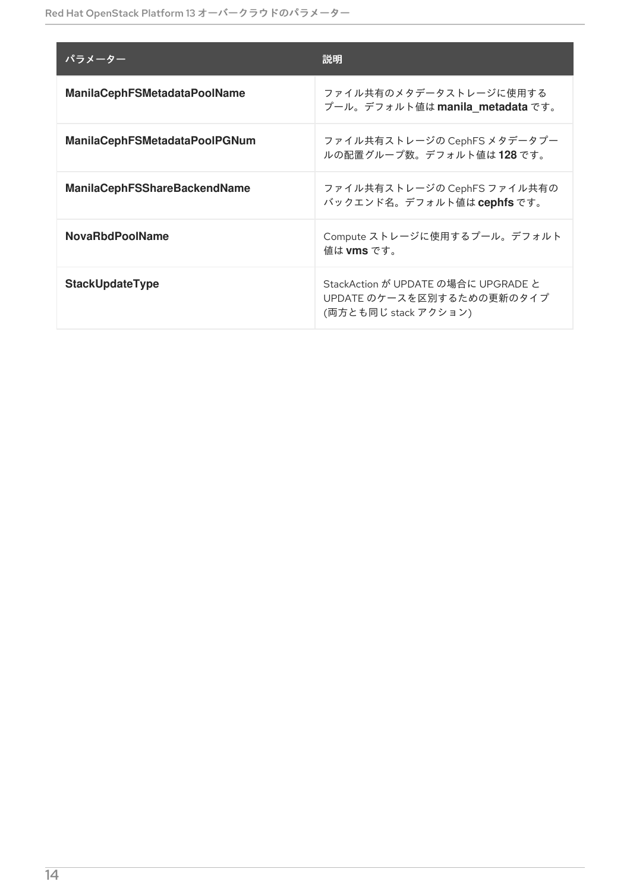| パラメーター | 説明 |
| --- | --- |
| **ManilaCephFSMetadataPoolName** | ファイル共有のメタデータストレージに使用するプール。デフォルト値は **manila_metadata** です。 |
| **ManilaCephFSMetadataPoolPGNum** | ファイル共有ストレージの CephFS メタデータプールの配置グループ数。デフォルト値は **128** です。 |
| **ManilaCephFSShareBackendName** | ファイル共有ストレージの CephFS ファイル共有のバックエンド名。デフォルト値は **cephfs** です。 |
| **NovaRbdPoolName** | Compute ストレージに使用するプール。デフォルト値は **vms** です。 |
| **StackUpdateType** | StackAction が UPDATE の場合に UPGRADE と UPDATE のケースを区別するための更新のタイプ (両方とも同じ stack アクション) |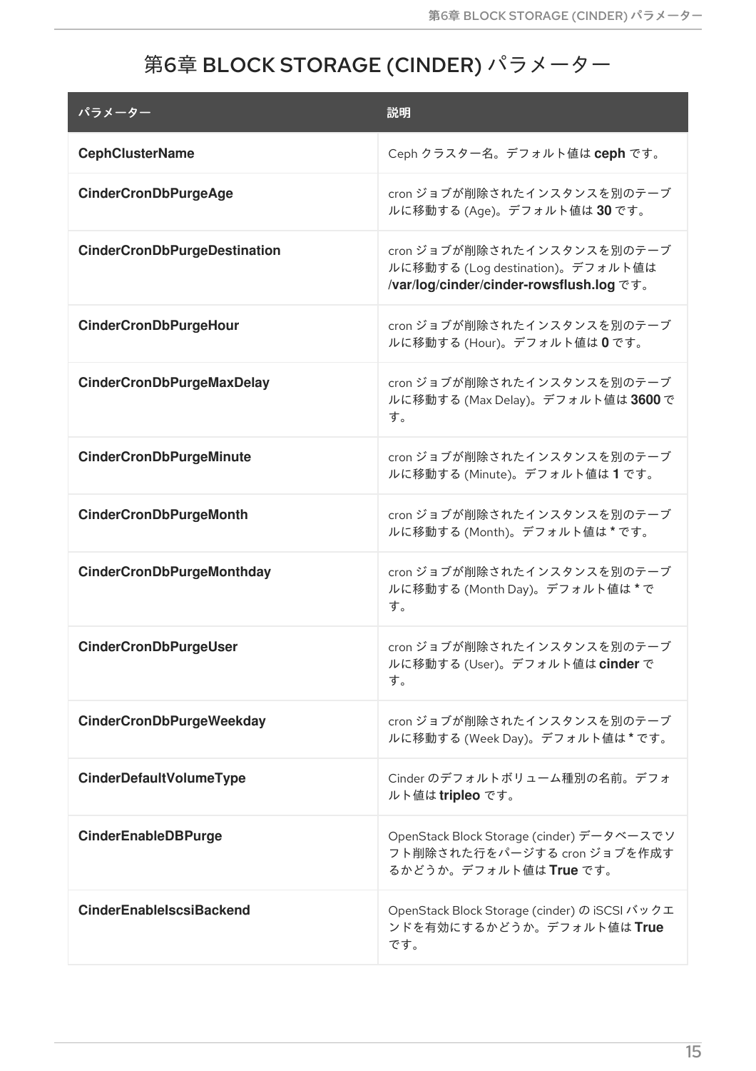# 第6章 BLOCK STORAGE (CINDER) パラメーター

| パラメーター | 説明 |
| --- | --- |
| **CephClusterName** | Ceph クラスター名。デフォルト値は **ceph** です。 |
| **CinderCronDbPurgeAge** | cron ジョブが削除されたインスタンスを別のテーブルに移動する (Age)。デフォルト値は **30** です。 |
| **CinderCronDbPurgeDestination** | cron ジョブが削除されたインスタンスを別のテーブルに移動する (Log destination)。デフォルト値は **/var/log/cinder/cinder-rowsflush.log** です。 |
| **CinderCronDbPurgeHour** | cron ジョブが削除されたインスタンスを別のテーブルに移動する (Hour)。デフォルト値は **0** です。 |
| **CinderCronDbPurgeMaxDelay** | cron ジョブが削除されたインスタンスを別のテーブルに移動する (Max Delay)。デフォルト値は **3600** です。 |
| **CinderCronDbPurgeMinute** | cron ジョブが削除されたインスタンスを別のテーブルに移動する (Minute)。デフォルト値は **1** です。 |
| **CinderCronDbPurgeMonth** | cron ジョブが削除されたインスタンスを別のテーブルに移動する (Month)。デフォルト値は **\*** です。 |
| **CinderCronDbPurgeMonthday** | cron ジョブが削除されたインスタンスを別のテーブルに移動する (Month Day)。デフォルト値は **\*** です。 |
| **CinderCronDbPurgeUser** | cron ジョブが削除されたインスタンスを別のテーブルに移動する (User)。デフォルト値は **cinder** です。 |
| **CinderCronDbPurgeWeekday** | cron ジョブが削除されたインスタンスを別のテーブルに移動する (Week Day)。デフォルト値は **\*** です。 |
| **CinderDefaultVolumeType** | Cinder のデフォルトボリューム種別の名前。デフォルト値は **tripleo** です。 |
| **CinderEnableDBPurge** | OpenStack Block Storage (cinder) データベースでソフト削除された行をパージする cron ジョブを作成するかどうか。デフォルト値は **True** です。 |
| **CinderEnableIscsiBackend** | OpenStack Block Storage (cinder) の iSCSI バックエンドを有効にするかどうか。デフォルト値は **True** です。 |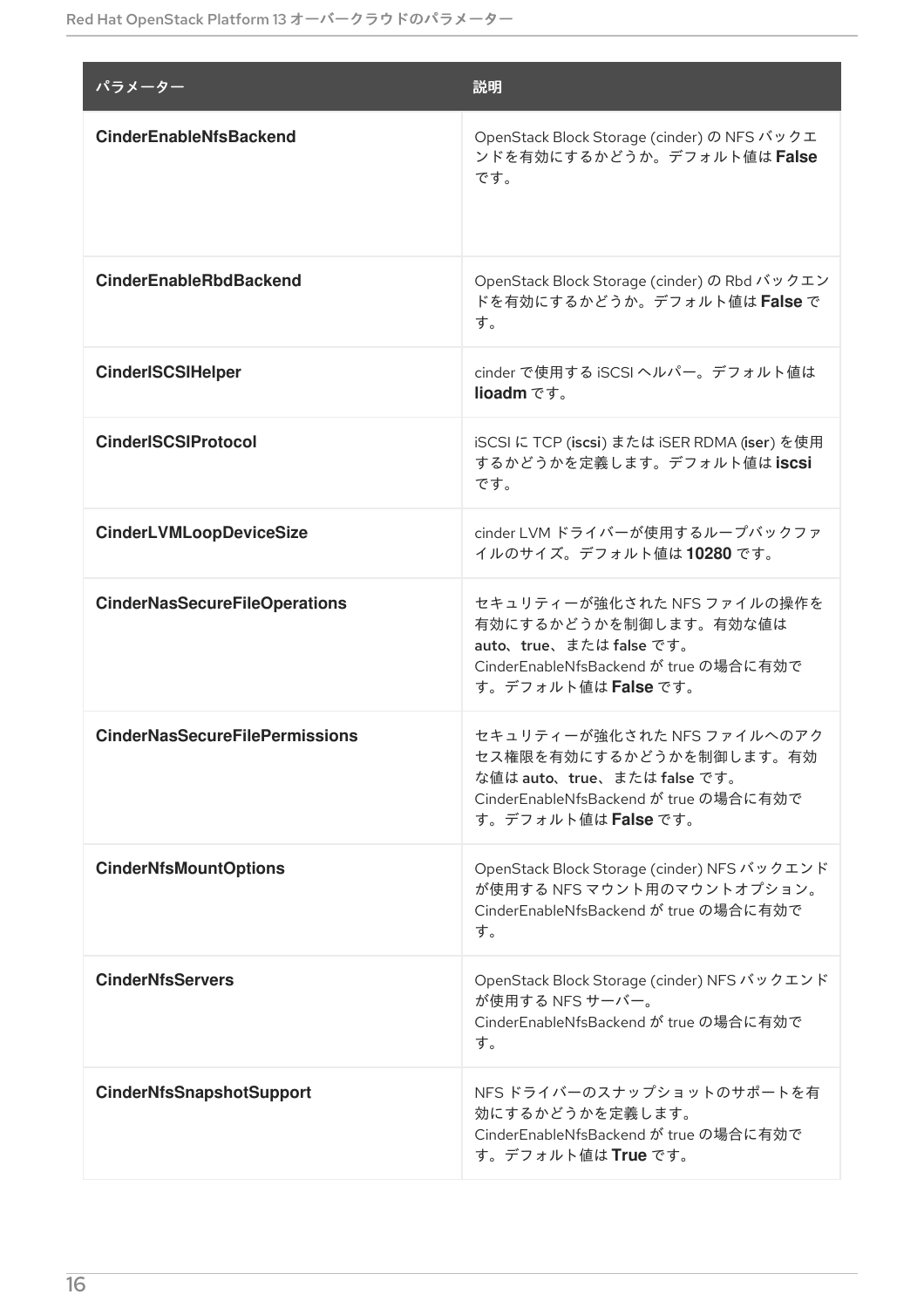| パラメーター | 説明 |
|---|---|
| **CinderEnableNfsBackend** | OpenStack Block Storage (cinder) の NFS バックエンドを有効にするかどうか。デフォルト値は **False** です。 |
| **CinderEnableRbdBackend** | OpenStack Block Storage (cinder) の Rbd バックエンドを有効にするかどうか。デフォルト値は **False** です。 |
| **CinderISCSIHelper** | cinder で使用する iSCSI ヘルパー。デフォルト値は **lioadm** です。 |
| **CinderISCSIProtocol** | iSCSI に TCP (**iscsi**) または iSER RDMA (**iser**) を使用するかどうかを定義します。デフォルト値は **iscsi** です。 |
| **CinderLVMLoopDeviceSize** | cinder LVM ドライバーが使用するループバックファイルのサイズ。デフォルト値は **10280** です。 |
| **CinderNasSecureFileOperations** | セキュリティーが強化された NFS ファイルの操作を有効にするかどうかを制御します。有効な値は **auto**、**true**、または **false** です。CinderEnableNfsBackend が true の場合に有効です。デフォルト値は **False** です。 |
| **CinderNasSecureFilePermissions** | セキュリティーが強化された NFS ファイルへのアクセス権限を有効にするかどうかを制御します。有効な値は **auto**、**true**、または **false** です。CinderEnableNfsBackend が true の場合に有効です。デフォルト値は **False** です。 |
| **CinderNfsMountOptions** | OpenStack Block Storage (cinder) NFS バックエンドが使用する NFS マウント用のマウントオプション。CinderEnableNfsBackend が true の場合に有効です。 |
| **CinderNfsServers** | OpenStack Block Storage (cinder) NFS バックエンドが使用する NFS サーバー。CinderEnableNfsBackend が true の場合に有効です。 |
| **CinderNfsSnapshotSupport** | NFS ドライバーのスナップショットのサポートを有効にするかどうかを定義します。CinderEnableNfsBackend が true の場合に有効です。デフォルト値は **True** です。 |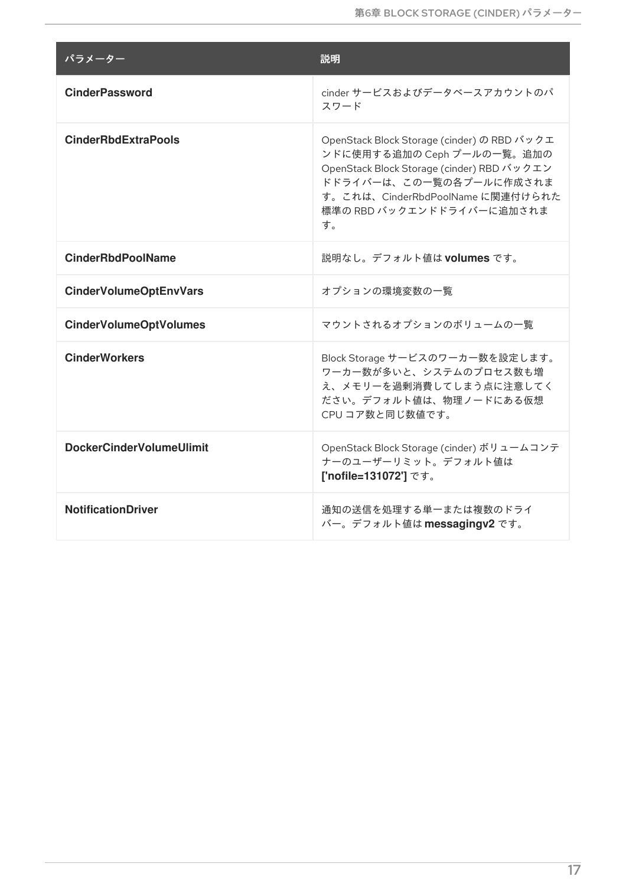| パラメーター | 説明 |
| --- | --- |
| **CinderPassword** | cinder サービスおよびデータベースアカウントのパスワード |
| **CinderRbdExtraPools** | OpenStack Block Storage (cinder) の RBD バックエンドに使用する追加の Ceph プールの一覧。追加の OpenStack Block Storage (cinder) RBD バックエンドドライバーは、この一覧の各プールに作成されます。これは、CinderRbdPoolName に関連付けられた標準の RBD バックエンドドライバーに追加されます。 |
| **CinderRbdPoolName** | 説明なし。デフォルト値は **volumes** です。 |
| **CinderVolumeOptEnvVars** | オプションの環境変数の一覧 |
| **CinderVolumeOptVolumes** | マウントされるオプションのボリュームの一覧 |
| **CinderWorkers** | Block Storage サービスのワーカー数を設定します。ワーカー数が多いと、システムのプロセス数も増え、メモリーを過剰消費してしまう点に注意してください。デフォルト値は、物理ノードにある仮想 CPU コア数と同じ数値です。 |
| **DockerCinderVolumeUlimit** | OpenStack Block Storage (cinder) ボリュームコンテナーのユーザーリミット。デフォルト値は **['nofile=131072']** です。 |
| **NotificationDriver** | 通知の送信を処理する単一または複数のドライバー。デフォルト値は **messagingv2** です。 |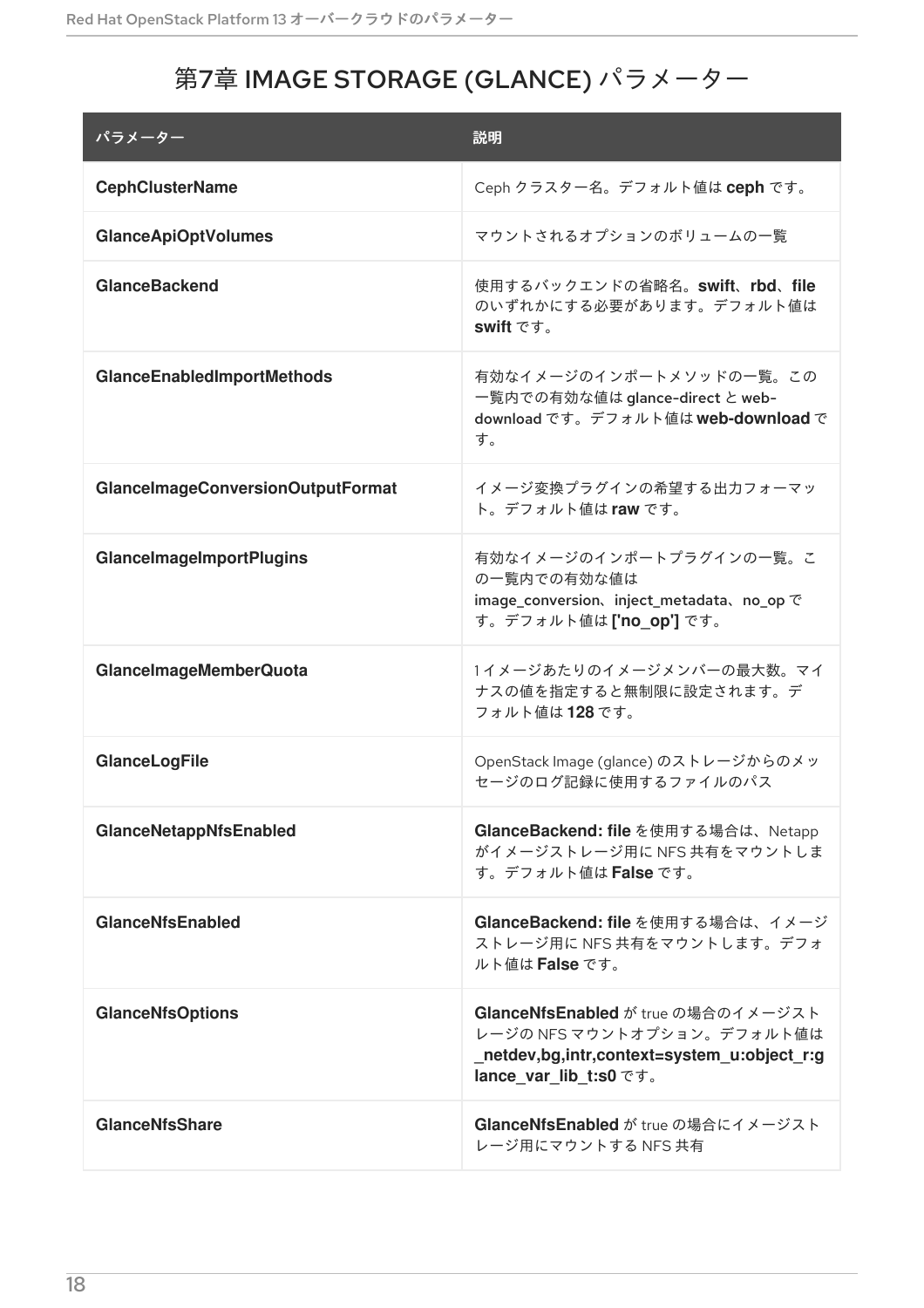# 第7章 IMAGE STORAGE (GLANCE) パラメーター

| パラメーター | 説明 |
| --- | --- |
| **CephClusterName** | Ceph クラスター名。デフォルト値は **ceph** です。 |
| **GlanceApiOptVolumes** | マウントされるオプションのボリュームの一覧 |
| **GlanceBackend** | 使用するバックエンドの省略名。**swift**、**rbd**、**file** のいずれかにする必要があります。デフォルト値は **swift** です。 |
| **GlanceEnabledImportMethods** | 有効なイメージのインポートメソッドの一覧。この一覧内での有効な値は glance-direct と web-download です。デフォルト値は **web-download** です。 |
| **GlanceImageConversionOutputFormat** | イメージ変換プラグインの希望する出力フォーマット。デフォルト値は **raw** です。 |
| **GlanceImageImportPlugins** | 有効なイメージのインポートプラグインの一覧。この一覧内での有効な値は image_conversion、inject_metadata、no_op です。デフォルト値は **['no_op']** です。 |
| **GlanceImageMemberQuota** | 1 イメージあたりのイメージメンバーの最大数。マイナスの値を指定すると無制限に設定されます。デフォルト値は **128** です。 |
| **GlanceLogFile** | OpenStack Image (glance) のストレージからのメッセージのログ記録に使用するファイルのパス |
| **GlanceNetappNfsEnabled** | **GlanceBackend: file** を使用する場合は、Netapp がイメージストレージ用に NFS 共有をマウントします。デフォルト値は **False** です。 |
| **GlanceNfsEnabled** | **GlanceBackend: file** を使用する場合は、イメージストレージ用に NFS 共有をマウントします。デフォルト値は **False** です。 |
| **GlanceNfsOptions** | **GlanceNfsEnabled** が true の場合のイメージストレージの NFS マウントオプション。デフォルト値は **_netdev,bg,intr,context=system_u:object_r:glance_var_lib_t:s0** です。 |
| **GlanceNfsShare** | **GlanceNfsEnabled** が true の場合にイメージストレージ用にマウントする NFS 共有 |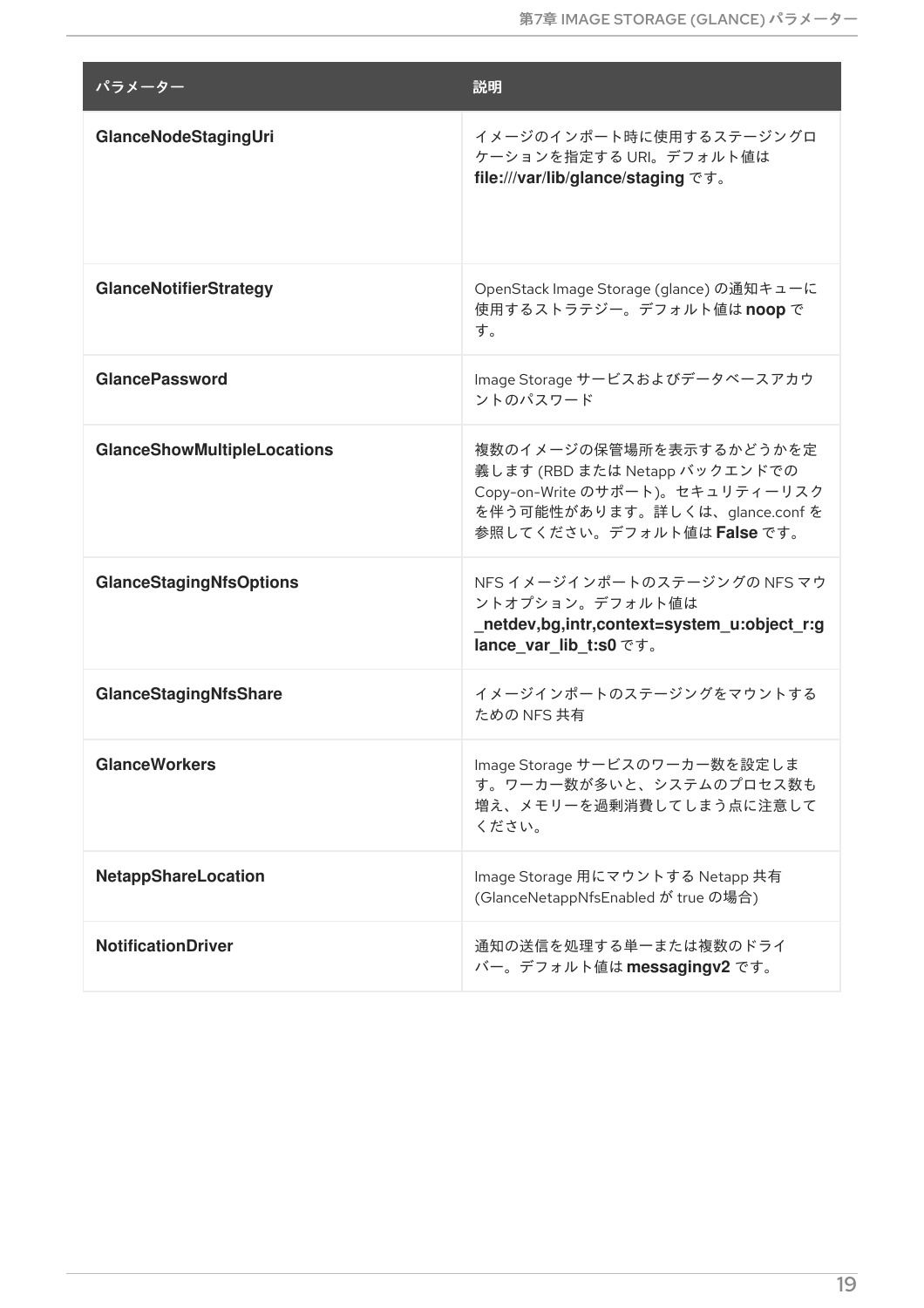| パラメーター | 説明 |
| --- | --- |
| **GlanceNodeStagingUri** | イメージのインポート時に使用するステージングロケーションを指定する URI。デフォルト値は **file:///var/lib/glance/staging** です。 |
| **GlanceNotifierStrategy** | OpenStack Image Storage (glance) の通知キューに使用するストラテジー。デフォルト値は **noop** です。 |
| **GlancePassword** | Image Storage サービスおよびデータベースアカウントのパスワード |
| **GlanceShowMultipleLocations** | 複数のイメージの保管場所を表示するかどうかを定義します (RBD または Netapp バックエンドでの Copy-on-Write のサポート)。セキュリティーリスクを伴う可能性があります。詳しくは、glance.conf を参照してください。デフォルト値は **False** です。 |
| **GlanceStagingNfsOptions** | NFS イメージインポートのステージングの NFS マウントオプション。デフォルト値は **_netdev,bg,intr,context=system_u:object_r:glance_var_lib_t:s0** です。 |
| **GlanceStagingNfsShare** | イメージインポートのステージングをマウントするための NFS 共有 |
| **GlanceWorkers** | Image Storage サービスのワーカー数を設定します。ワーカー数が多いと、システムのプロセス数も増え、メモリーを過剰消費してしまう点に注意してください。 |
| **NetappShareLocation** | Image Storage 用にマウントする Netapp 共有 (GlanceNetappNfsEnabled が true の場合) |
| **NotificationDriver** | 通知の送信を処理する単一または複数のドライバー。デフォルト値は **messagingv2** です。 |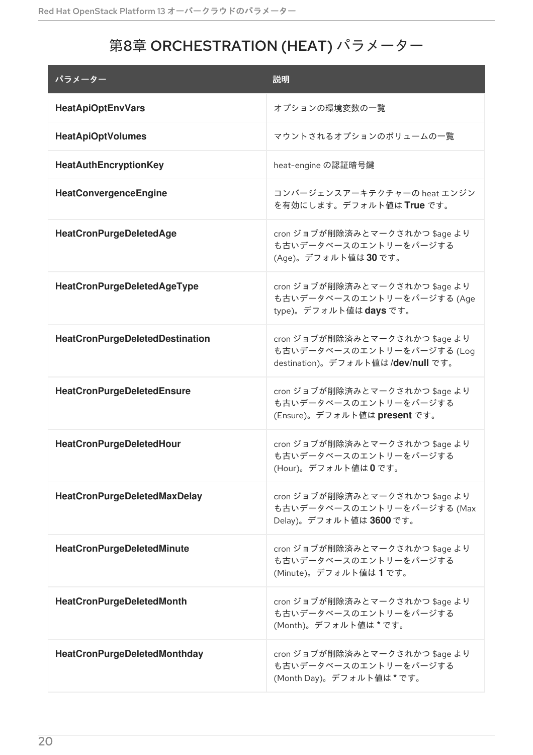# 第8章 ORCHESTRATION (HEAT) パラメーター

| パラメーター | 説明 |
| --- | --- |
| **HeatApiOptEnvVars** | オプションの環境変数の一覧 |
| **HeatApiOptVolumes** | マウントされるオプションのボリュームの一覧 |
| **HeatAuthEncryptionKey** | heat-engine の認証暗号鍵 |
| **HeatConvergenceEngine** | コンバージェンスアーキテクチャーの heat エンジンを有効にします。デフォルト値は **True** です。 |
| **HeatCronPurgeDeletedAge** | cron ジョブが削除済みとマークされかつ $age よりも古いデータベースのエントリーをパージする (Age)。デフォルト値は **30** です。 |
| **HeatCronPurgeDeletedAgeType** | cron ジョブが削除済みとマークされかつ $age よりも古いデータベースのエントリーをパージする (Age type)。デフォルト値は **days** です。 |
| **HeatCronPurgeDeletedDestination** | cron ジョブが削除済みとマークされかつ $age よりも古いデータベースのエントリーをパージする (Log destination)。デフォルト値は **/dev/null** です。 |
| **HeatCronPurgeDeletedEnsure** | cron ジョブが削除済みとマークされかつ $age よりも古いデータベースのエントリーをパージする (Ensure)。デフォルト値は **present** です。 |
| **HeatCronPurgeDeletedHour** | cron ジョブが削除済みとマークされかつ $age よりも古いデータベースのエントリーをパージする (Hour)。デフォルト値は **0** です。 |
| **HeatCronPurgeDeletedMaxDelay** | cron ジョブが削除済みとマークされかつ $age よりも古いデータベースのエントリーをパージする (Max Delay)。デフォルト値は **3600** です。 |
| **HeatCronPurgeDeletedMinute** | cron ジョブが削除済みとマークされかつ $age よりも古いデータベースのエントリーをパージする (Minute)。デフォルト値は **1** です。 |
| **HeatCronPurgeDeletedMonth** | cron ジョブが削除済みとマークされかつ $age よりも古いデータベースのエントリーをパージする (Month)。デフォルト値は **\*** です。 |
| **HeatCronPurgeDeletedMonthday** | cron ジョブが削除済みとマークされかつ $age よりも古いデータベースのエントリーをパージする (Month Day)。デフォルト値は **\*** です。 |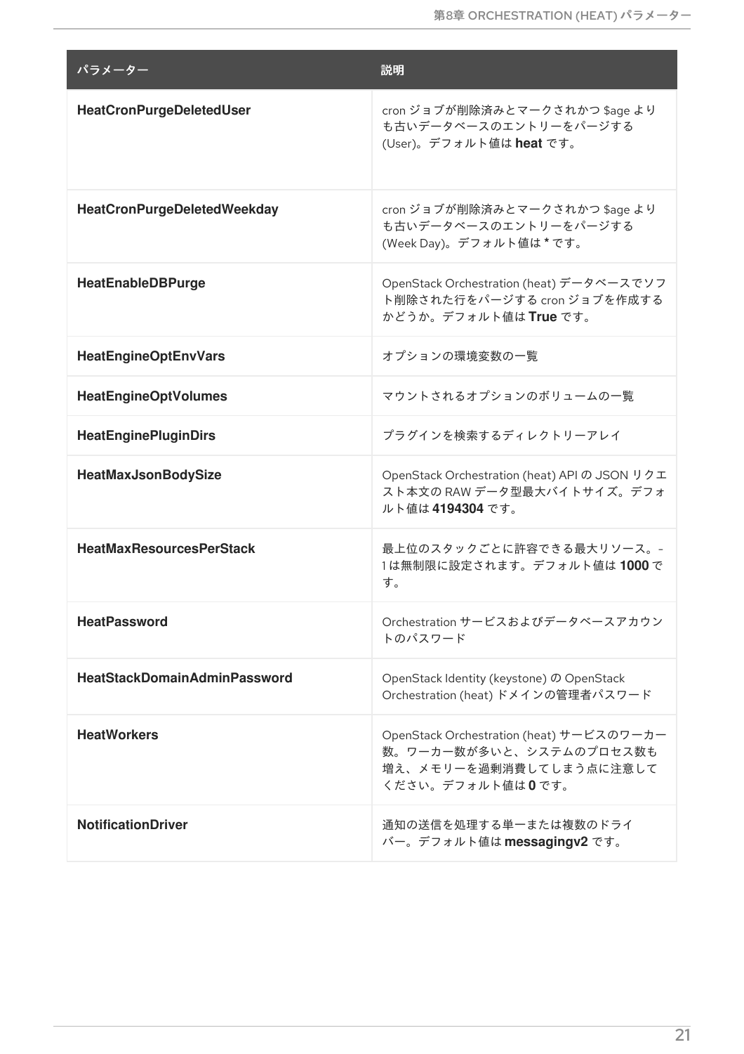| パラメーター | 説明 |
| --- | --- |
| **HeatCronPurgeDeletedUser** | cron ジョブが削除済みとマークされかつ $age よりも古いデータベースのエントリーをパージする (User)。デフォルト値は **heat** です。 |
| **HeatCronPurgeDeletedWeekday** | cron ジョブが削除済みとマークされかつ $age よりも古いデータベースのエントリーをパージする (Week Day)。デフォルト値は * です。 |
| **HeatEnableDBPurge** | OpenStack Orchestration (heat) データベースでソフト削除された行をパージする cron ジョブを作成するかどうか。デフォルト値は **True** です。 |
| **HeatEngineOptEnvVars** | オプションの環境変数の一覧 |
| **HeatEngineOptVolumes** | マウントされるオプションのボリュームの一覧 |
| **HeatEnginePluginDirs** | プラグインを検索するディレクトリーアレイ |
| **HeatMaxJsonBodySize** | OpenStack Orchestration (heat) API の JSON リクエスト本文の RAW データ型最大バイトサイズ。デフォルト値は **4194304** です。 |
| **HeatMaxResourcesPerStack** | 最上位のスタックごとに許容できる最大リソース。-1 は無制限に設定されます。デフォルト値は **1000** です。 |
| **HeatPassword** | Orchestration サービスおよびデータベースアカウントのパスワード |
| **HeatStackDomainAdminPassword** | OpenStack Identity (keystone) の OpenStack Orchestration (heat) ドメインの管理者パスワード |
| **HeatWorkers** | OpenStack Orchestration (heat) サービスのワーカー数。ワーカー数が多いと、システムのプロセス数も増え、メモリーを過剰消費してしまう点に注意してください。デフォルト値は **0** です。 |
| **NotificationDriver** | 通知の送信を処理する単一または複数のドライバー。デフォルト値は **messagingv2** です。 |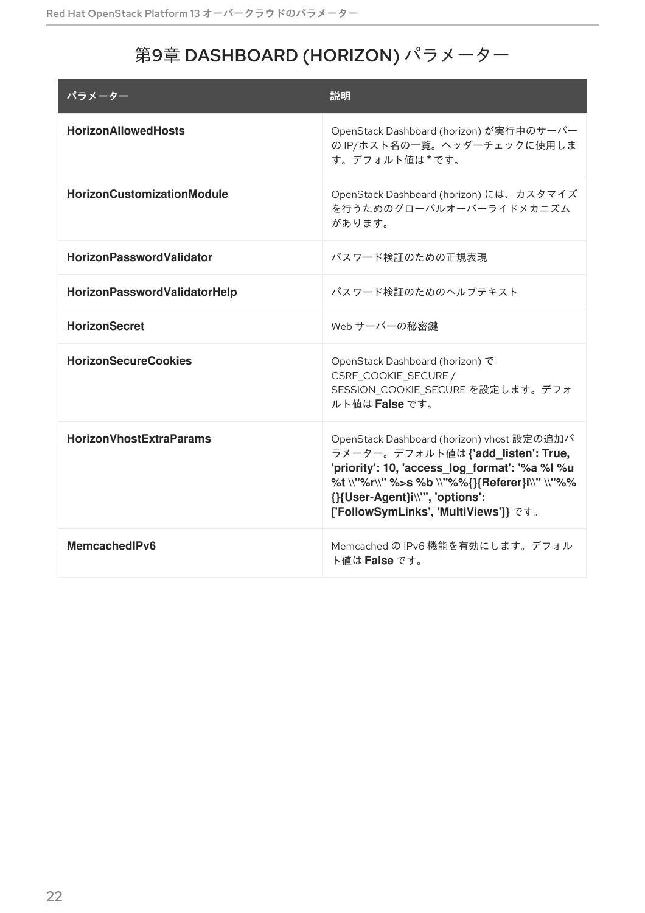# 第9章 DASHBOARD (HORIZON) パラメーター

| パラメーター | 説明 |
| --- | --- |
| **HorizonAllowedHosts** | OpenStack Dashboard (horizon) が実行中のサーバーの IP/ホスト名の一覧。ヘッダーチェックに使用します。デフォルト値は * です。 |
| **HorizonCustomizationModule** | OpenStack Dashboard (horizon) には、カスタマイズを行うためのグローバルオーバーライドメカニズムがあります。 |
| **HorizonPasswordValidator** | パスワード検証のための正規表現 |
| **HorizonPasswordValidatorHelp** | パスワード検証のためのヘルプテキスト |
| **HorizonSecret** | Web サーバーの秘密鍵 |
| **HorizonSecureCookies** | OpenStack Dashboard (horizon) で CSRF_COOKIE_SECURE / SESSION_COOKIE_SECURE を設定します。デフォルト値は **False** です。 |
| **HorizonVhostExtraParams** | OpenStack Dashboard (horizon) vhost 設定の追加パラメーター。デフォルト値は **{'add_listen': True, 'priority': 10, 'access_log_format': '%a %l %u %t \\"%r\\" %>s %b \\"%{}{Referer}i\\" \\"%%{}{User-Agent}i\\"', 'options': ['FollowSymLinks', 'MultiViews']}** です。 |
| **MemcachedIPv6** | Memcached の IPv6 機能を有効にします。デフォルト値は **False** です。 |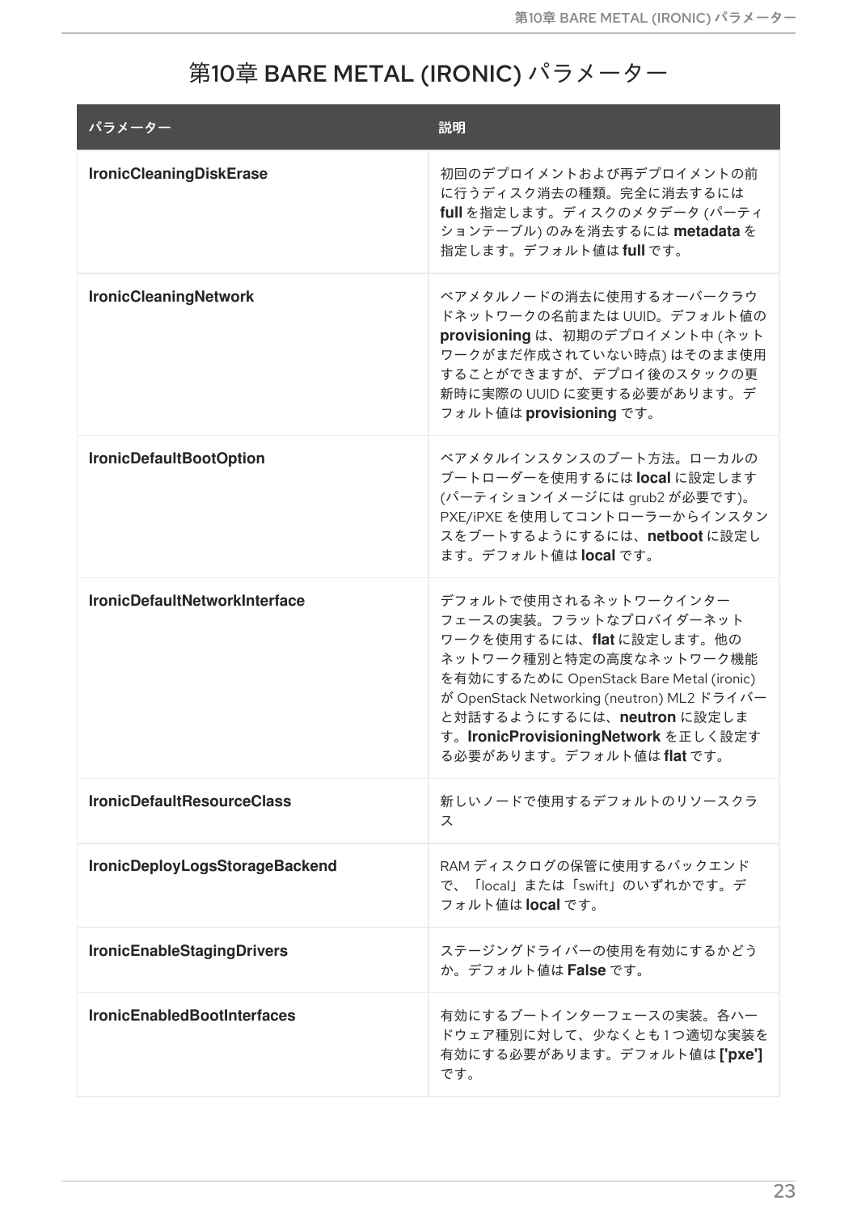# 第10章 BARE METAL (IRONIC) パラメーター

| パラメーター | 説明 |
| --- | --- |
| **IronicCleaningDiskErase** | 初回のデプロイメントおよび再デプロイメントの前に行うディスク消去の種類。完全に消去するには **full** を指定します。ディスクのメタデータ (パーティションテーブル) のみを消去するには **metadata** を指定します。デフォルト値は **full** です。 |
| **IronicCleaningNetwork** | ベアメタルノードの消去に使用するオーバークラウドネットワークの名前または UUID。デフォルト値の **provisioning** は、初期のデプロイメント中 (ネットワークがまだ作成されていない時点) はそのまま使用することができますが、デプロイ後のスタックの更新時に実際の UUID に変更する必要があります。デフォルト値は **provisioning** です。 |
| **IronicDefaultBootOption** | ベアメタルインスタンスのブート方法。ローカルのブートローダーを使用するには **local** に設定します (パーティションイメージには grub2 が必要です)。PXE/iPXE を使用してコントローラーからインスタンスをブートするようにするには、**netboot** に設定します。デフォルト値は **local** です。 |
| **IronicDefaultNetworkInterface** | デフォルトで使用されるネットワークインターフェースの実装。フラットなプロバイダーネットワークを使用するには、**flat** に設定します。他のネットワーク種別と特定の高度なネットワーク機能を有効にするために OpenStack Bare Metal (ironic) が OpenStack Networking (neutron) ML2 ドライバーと対話するようにするには、**neutron** に設定します。**IronicProvisioningNetwork** を正しく設定する必要があります。デフォルト値は **flat** です。 |
| **IronicDefaultResourceClass** | 新しいノードで使用するデフォルトのリソースクラス |
| **IronicDeployLogsStorageBackend** | RAM ディスクログの保管に使用するバックエンドで、「local」または「swift」のいずれかです。デフォルト値は **local** です。 |
| **IronicEnableStagingDrivers** | ステージングドライバーの使用を有効にするかどうか。デフォルト値は **False** です。 |
| **IronicEnabledBootInterfaces** | 有効にするブートインターフェースの実装。各ハードウェア種別に対して、少なくとも 1 つ適切な実装を有効にする必要があります。デフォルト値は **['pxe']** です。 |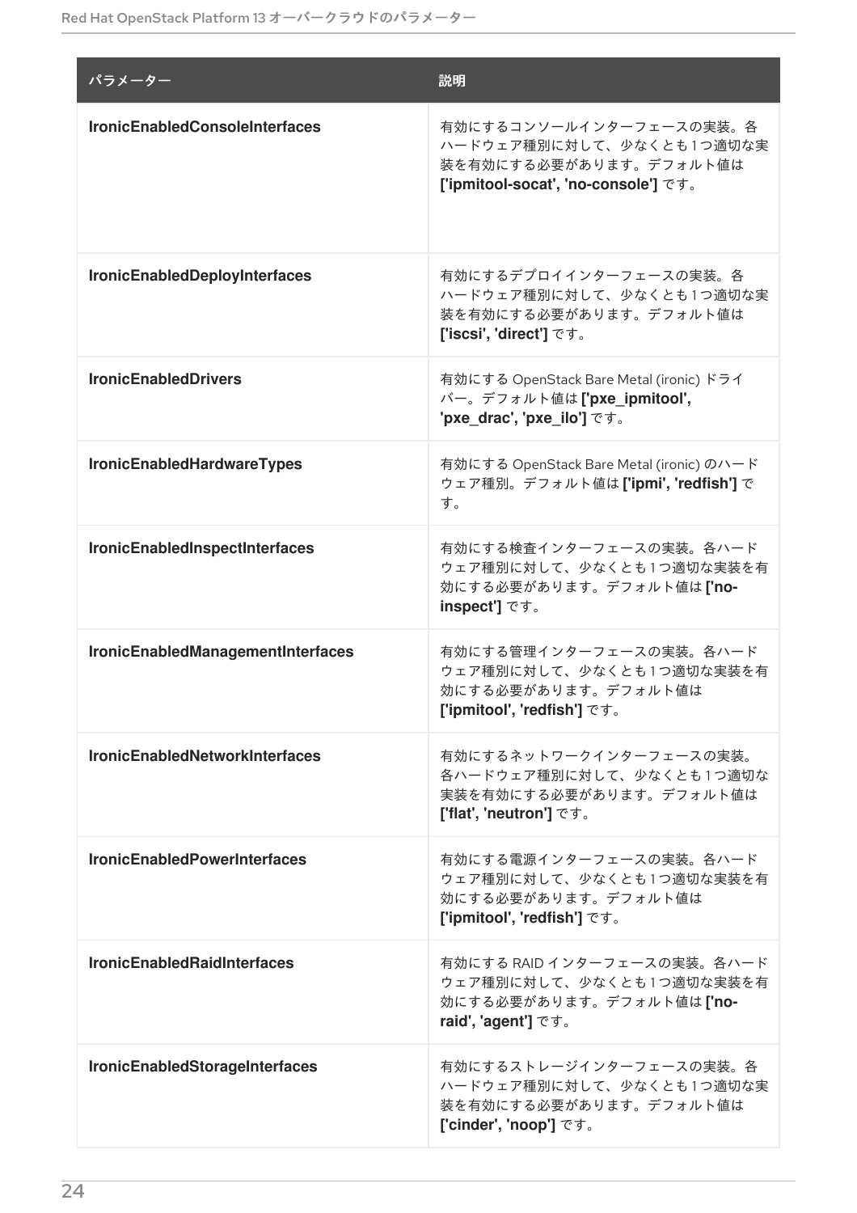| パラメーター | 説明 |
| --- | --- |
| **IronicEnabledConsoleInterfaces** | 有効にするコンソールインターフェースの実装。各ハードウェア種別に対して、少なくとも 1 つ適切な実装を有効にする必要があります。デフォルト値は **['ipmitool-socat', 'no-console']** です。 |
| **IronicEnabledDeployInterfaces** | 有効にするデプロイインターフェースの実装。各ハードウェア種別に対して、少なくとも 1 つ適切な実装を有効にする必要があります。デフォルト値は **['iscsi', 'direct']** です。 |
| **IronicEnabledDrivers** | 有効にする OpenStack Bare Metal (ironic) ドライバー。デフォルト値は **['pxe_ipmitool', 'pxe_drac', 'pxe_ilo']** です。 |
| **IronicEnabledHardwareTypes** | 有効にする OpenStack Bare Metal (ironic) のハードウェア種別。デフォルト値は **['ipmi', 'redfish']** です。 |
| **IronicEnabledInspectInterfaces** | 有効にする検査インターフェースの実装。各ハードウェア種別に対して、少なくとも 1 つ適切な実装を有効にする必要があります。デフォルト値は **['no-inspect']** です。 |
| **IronicEnabledManagementInterfaces** | 有効にする管理インターフェースの実装。各ハードウェア種別に対して、少なくとも 1 つ適切な実装を有効にする必要があります。デフォルト値は **['ipmitool', 'redfish']** です。 |
| **IronicEnabledNetworkInterfaces** | 有効にするネットワークインターフェースの実装。各ハードウェア種別に対して、少なくとも 1 つ適切な実装を有効にする必要があります。デフォルト値は **['flat', 'neutron']** です。 |
| **IronicEnabledPowerInterfaces** | 有効にする電源インターフェースの実装。各ハードウェア種別に対して、少なくとも 1 つ適切な実装を有効にする必要があります。デフォルト値は **['ipmitool', 'redfish']** です。 |
| **IronicEnabledRaidInterfaces** | 有効にする RAID インターフェースの実装。各ハードウェア種別に対して、少なくとも 1 つ適切な実装を有効にする必要があります。デフォルト値は **['no-raid', 'agent']** です。 |
| **IronicEnabledStorageInterfaces** | 有効にするストレージインターフェースの実装。各ハードウェア種別に対して、少なくとも 1 つ適切な実装を有効にする必要があります。デフォルト値は **['cinder', 'noop']** です。 |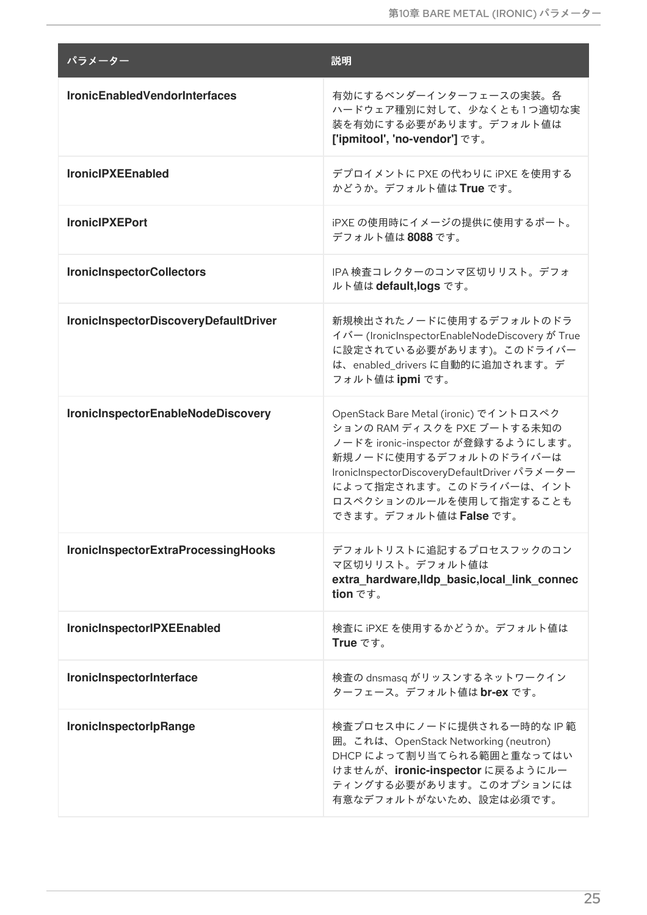| パラメーター | 説明 |
| --- | --- |
| **IronicEnabledVendorInterfaces** | 有効にするベンダーインターフェースの実装。各ハードウェア種別に対して、少なくとも 1 つ適切な実装を有効にする必要があります。デフォルト値は **['ipmitool', 'no-vendor']** です。 |
| **IronicIPXEEnabled** | デプロイメントに PXE の代わりに iPXE を使用するかどうか。デフォルト値は **True** です。 |
| **IronicIPXEPort** | iPXE の使用時にイメージの提供に使用するポート。デフォルト値は **8088** です。 |
| **IronicInspectorCollectors** | IPA 検査コレクターのコンマ区切りリスト。デフォルト値は **default,logs** です。 |
| **IronicInspectorDiscoveryDefaultDriver** | 新規検出されたノードに使用するデフォルトのドライバー (IronicInspectorEnableNodeDiscovery が True に設定されている必要があります)。このドライバーは、enabled_drivers に自動的に追加されます。デフォルト値は **ipmi** です。 |
| **IronicInspectorEnableNodeDiscovery** | OpenStack Bare Metal (ironic) でイントロスペクションの RAM ディスクを PXE ブートする未知のノードを ironic-inspector が登録するようにします。新規ノードに使用するデフォルトのドライバーは IronicInspectorDiscoveryDefaultDriver パラメーターによって指定されます。このドライバーは、イントロスペクションのルールを使用して指定することもできます。デフォルト値は **False** です。 |
| **IronicInspectorExtraProcessingHooks** | デフォルトリストに追記するプロセスフックのコンマ区切りリスト。デフォルト値は **extra_hardware,lldp_basic,local_link_connection** です。 |
| **IronicInspectorIPXEEnabled** | 検査に iPXE を使用するかどうか。デフォルト値は **True** です。 |
| **IronicInspectorInterface** | 検査の dnsmasq がリッスンするネットワークインターフェース。デフォルト値は **br-ex** です。 |
| **IronicInspectorIpRange** | 検査プロセス中にノードに提供される一時的な IP 範囲。これは、OpenStack Networking (neutron) DHCP によって割り当てられる範囲と重なってはいけませんが、**ironic-inspector** に戻るようにルーティングする必要があります。このオプションには有意なデフォルトがないため、設定は必須です。 |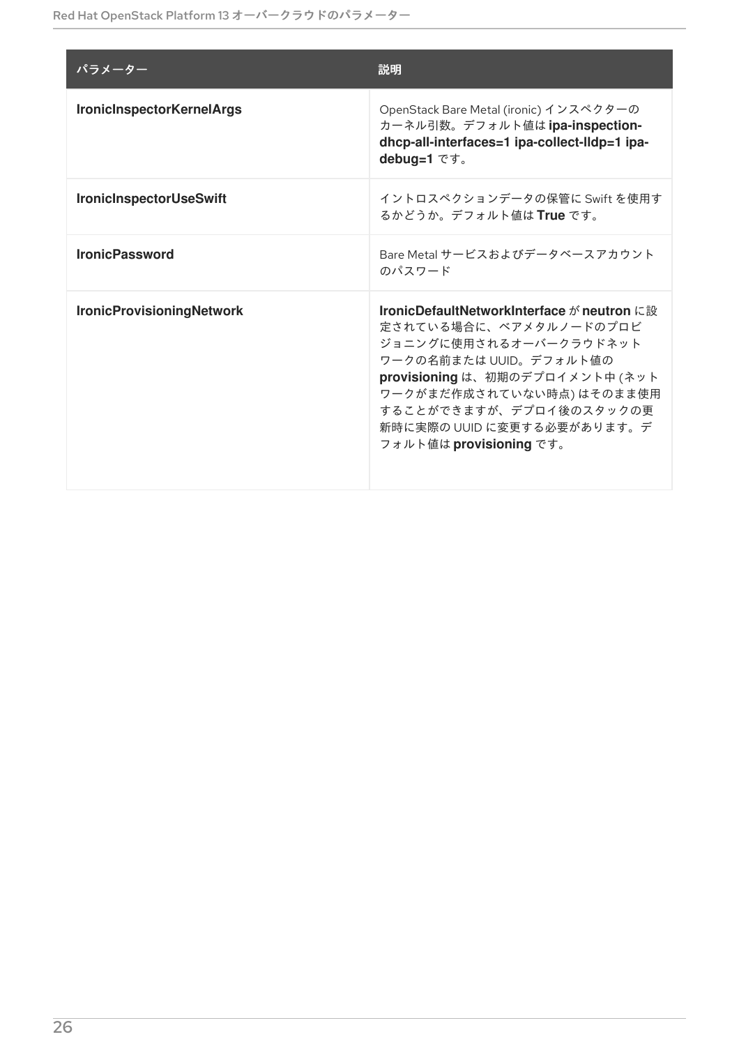| パラメーター | 説明 |
| --- | --- |
| **IronicInspectorKernelArgs** | OpenStack Bare Metal (ironic) インスペクターのカーネル引数。デフォルト値は **ipa-inspection-dhcp-all-interfaces=1 ipa-collect-lldp=1 ipa-debug=1** です。 |
| **IronicInspectorUseSwift** | イントロスペクションデータの保管に Swift を使用するかどうか。デフォルト値は **True** です。 |
| **IronicPassword** | Bare Metal サービスおよびデータベースアカウントのパスワード |
| **IronicProvisioningNetwork** | **IronicDefaultNetworkInterface** が **neutron** に設定されている場合に、ベアメタルノードのプロビジョニングに使用されるオーバークラウドネットワークの名前または UUID。デフォルト値の **provisioning** は、初期のデプロイメント中 (ネットワークがまだ作成されていない時点) はそのまま使用することができますが、デプロイ後のスタックの更新時に実際の UUID に変更する必要があります。デフォルト値は **provisioning** です。 |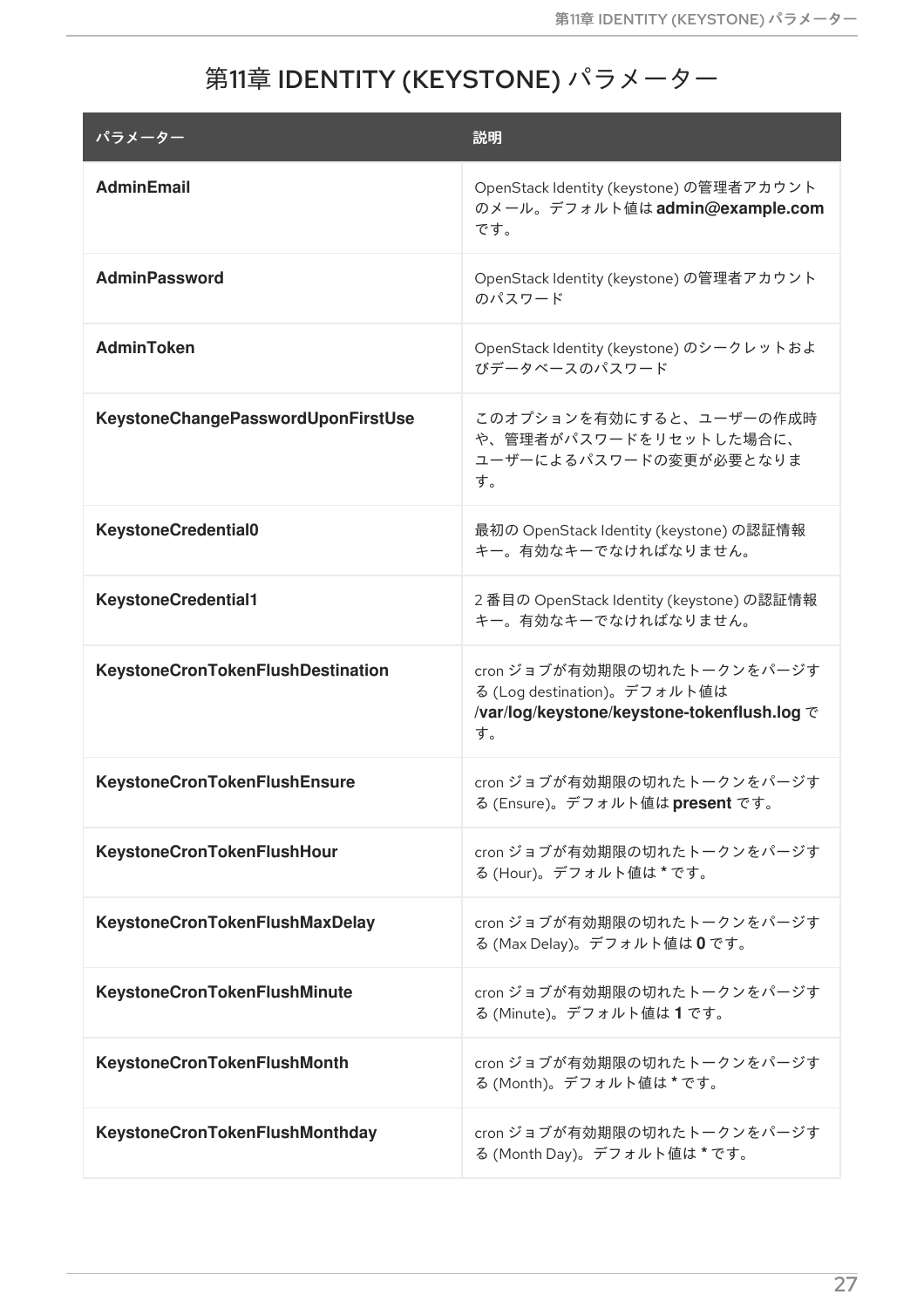# 第11章 IDENTITY (KEYSTONE) パラメーター

| パラメーター | 説明 |
|---|---|
| **AdminEmail** | OpenStack Identity (keystone) の管理者アカウントのメール。デフォルト値は **admin@example.com** です。 |
| **AdminPassword** | OpenStack Identity (keystone) の管理者アカウントのパスワード |
| **AdminToken** | OpenStack Identity (keystone) のシークレットおよびデータベースのパスワード |
| **KeystoneChangePasswordUponFirstUse** | このオプションを有効にすると、ユーザーの作成時や、管理者がパスワードをリセットした場合に、ユーザーによるパスワードの変更が必要となります。 |
| **KeystoneCredential0** | 最初の OpenStack Identity (keystone) の認証情報キー。有効なキーでなければなりません。 |
| **KeystoneCredential1** | 2 番目の OpenStack Identity (keystone) の認証情報キー。有効なキーでなければなりません。 |
| **KeystoneCronTokenFlushDestination** | cron ジョブが有効期限の切れたトークンをパージする (Log destination)。デフォルト値は **/var/log/keystone/keystone-tokenflush.log** です。 |
| **KeystoneCronTokenFlushEnsure** | cron ジョブが有効期限の切れたトークンをパージする (Ensure)。デフォルト値は **present** です。 |
| **KeystoneCronTokenFlushHour** | cron ジョブが有効期限の切れたトークンをパージする (Hour)。デフォルト値は **\*** です。 |
| **KeystoneCronTokenFlushMaxDelay** | cron ジョブが有効期限の切れたトークンをパージする (Max Delay)。デフォルト値は **0** です。 |
| **KeystoneCronTokenFlushMinute** | cron ジョブが有効期限の切れたトークンをパージする (Minute)。デフォルト値は **1** です。 |
| **KeystoneCronTokenFlushMonth** | cron ジョブが有効期限の切れたトークンをパージする (Month)。デフォルト値は **\*** です。 |
| **KeystoneCronTokenFlushMonthday** | cron ジョブが有効期限の切れたトークンをパージする (Month Day)。デフォルト値は **\*** です。 |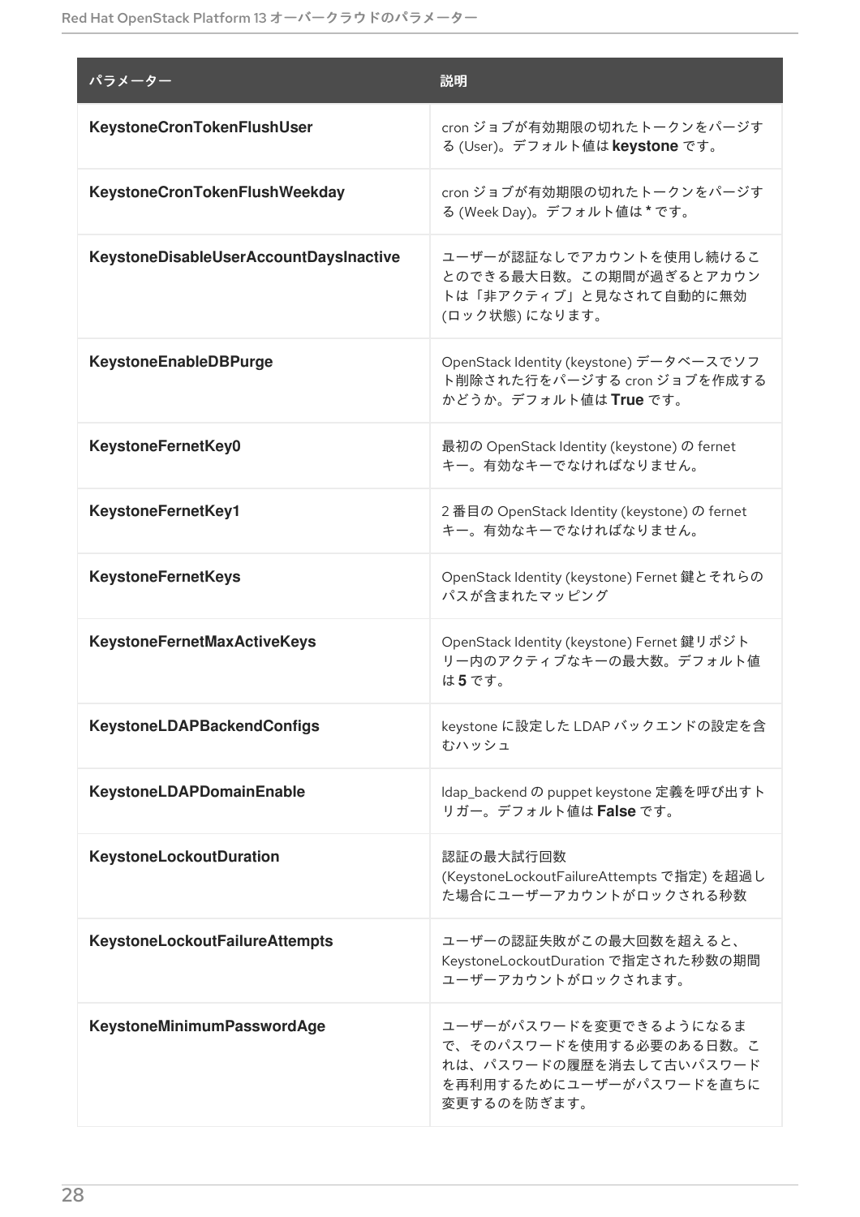| パラメーター | 説明 |
| --- | --- |
| **KeystoneCronTokenFlushUser** | cron ジョブが有効期限の切れたトークンをパージする (User)。デフォルト値は **keystone** です。 |
| **KeystoneCronTokenFlushWeekday** | cron ジョブが有効期限の切れたトークンをパージする (Week Day)。デフォルト値は * です。 |
| **KeystoneDisableUserAccountDaysInactive** | ユーザーが認証なしでアカウントを使用し続けることのできる最大日数。この期間が過ぎるとアカウントは「非アクティブ」と見なされて自動的に無効 (ロック状態) になります。 |
| **KeystoneEnableDBPurge** | OpenStack Identity (keystone) データベースでソフト削除された行をパージする cron ジョブを作成するかどうか。デフォルト値は **True** です。 |
| **KeystoneFernetKey0** | 最初の OpenStack Identity (keystone) の fernet キー。有効なキーでなければなりません。 |
| **KeystoneFernetKey1** | 2 番目の OpenStack Identity (keystone) の fernet キー。有効なキーでなければなりません。 |
| **KeystoneFernetKeys** | OpenStack Identity (keystone) Fernet 鍵とそれらのパスが含まれたマッピング |
| **KeystoneFernetMaxActiveKeys** | OpenStack Identity (keystone) Fernet 鍵リポジトリー内のアクティブなキーの最大数。デフォルト値は **5** です。 |
| **KeystoneLDAPBackendConfigs** | keystone に設定した LDAP バックエンドの設定を含むハッシュ |
| **KeystoneLDAPDomainEnable** | ldap_backend の puppet keystone 定義を呼び出すトリガー。デフォルト値は **False** です。 |
| **KeystoneLockoutDuration** | 認証の最大試行回数 (KeystoneLockoutFailureAttempts で指定) を超過した場合にユーザーアカウントがロックされる秒数 |
| **KeystoneLockoutFailureAttempts** | ユーザーの認証失敗がこの最大回数を超えると、KeystoneLockoutDuration で指定された秒数の期間ユーザーアカウントがロックされます。 |
| **KeystoneMinimumPasswordAge** | ユーザーがパスワードを変更できるようになるまで、そのパスワードを使用する必要のある日数。これは、パスワードの履歴を消去して古いパスワードを再利用するためにユーザーがパスワードを直ちに変更するのを防ぎます。 |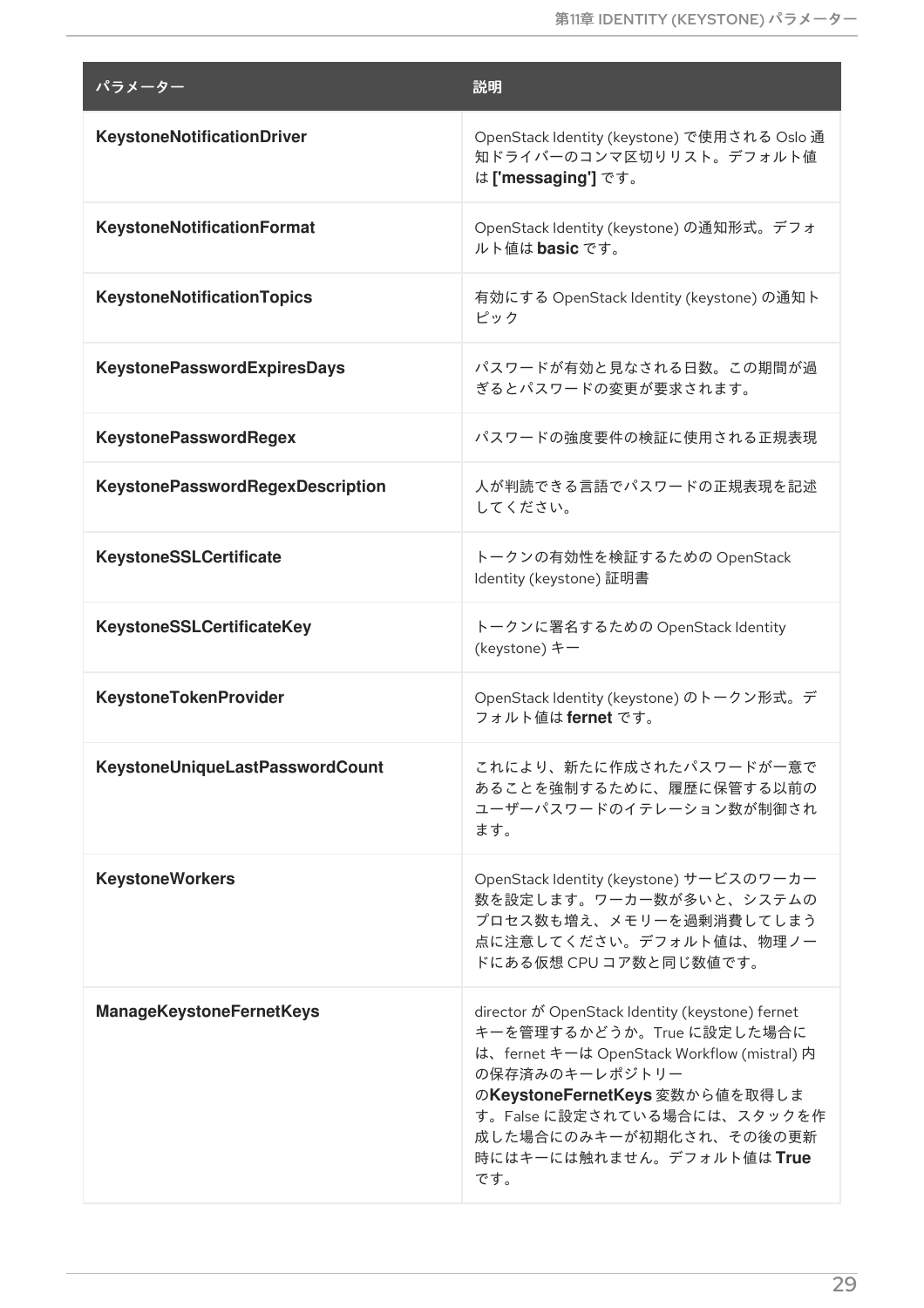| パラメーター | 説明 |
| --- | --- |
| **KeystoneNotificationDriver** | OpenStack Identity (keystone) で使用される Oslo 通知ドライバーのコンマ区切りリスト。デフォルト値は **['messaging']** です。 |
| **KeystoneNotificationFormat** | OpenStack Identity (keystone) の通知形式。デフォルト値は **basic** です。 |
| **KeystoneNotificationTopics** | 有効にする OpenStack Identity (keystone) の通知トピック |
| **KeystonePasswordExpiresDays** | パスワードが有効と見なされる日数。この期間が過ぎるとパスワードの変更が要求されます。 |
| **KeystonePasswordRegex** | パスワードの強度要件の検証に使用される正規表現 |
| **KeystonePasswordRegexDescription** | 人が判読できる言語でパスワードの正規表現を記述してください。 |
| **KeystoneSSLCertificate** | トークンの有効性を検証するための OpenStack Identity (keystone) 証明書 |
| **KeystoneSSLCertificateKey** | トークンに署名するための OpenStack Identity (keystone) キー |
| **KeystoneTokenProvider** | OpenStack Identity (keystone) のトークン形式。デフォルト値は **fernet** です。 |
| **KeystoneUniqueLastPasswordCount** | これにより、新たに作成されたパスワードが一意であることを強制するために、履歴に保管する以前のユーザーパスワードのイテレーション数が制御されます。 |
| **KeystoneWorkers** | OpenStack Identity (keystone) サービスのワーカー数を設定します。ワーカー数が多いと、システムのプロセス数も増え、メモリーを過剰消費してしまう点に注意してください。デフォルト値は、物理ノードにある仮想 CPU コア数と同じ数値です。 |
| **ManageKeystoneFernetKeys** | director が OpenStack Identity (keystone) fernet キーを管理するかどうか。True に設定した場合には、fernet キーは OpenStack Workflow (mistral) 内の保存済みのキーレポジトリーの**KeystoneFernetKeys** 変数から値を取得します。False に設定されている場合には、スタックを作成した場合にのみキーが初期化され、その後の更新時にはキーには触れません。デフォルト値は **True** です。 |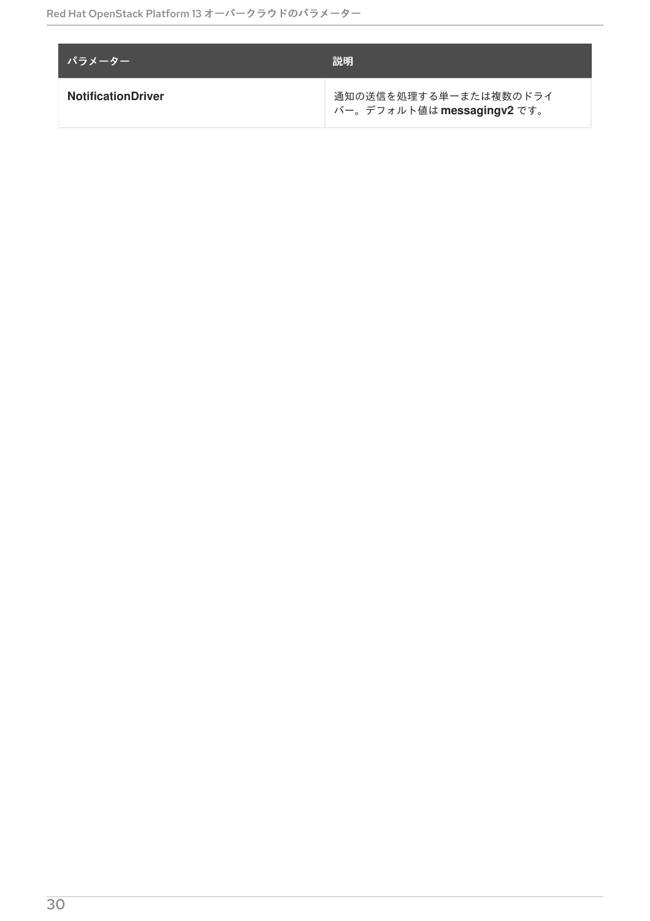| パラメーター | 説明 |
| --- | --- |
| **NotificationDriver** | 通知の送信を処理する単一または複数のドライバー。デフォルト値は **messagingv2** です。 |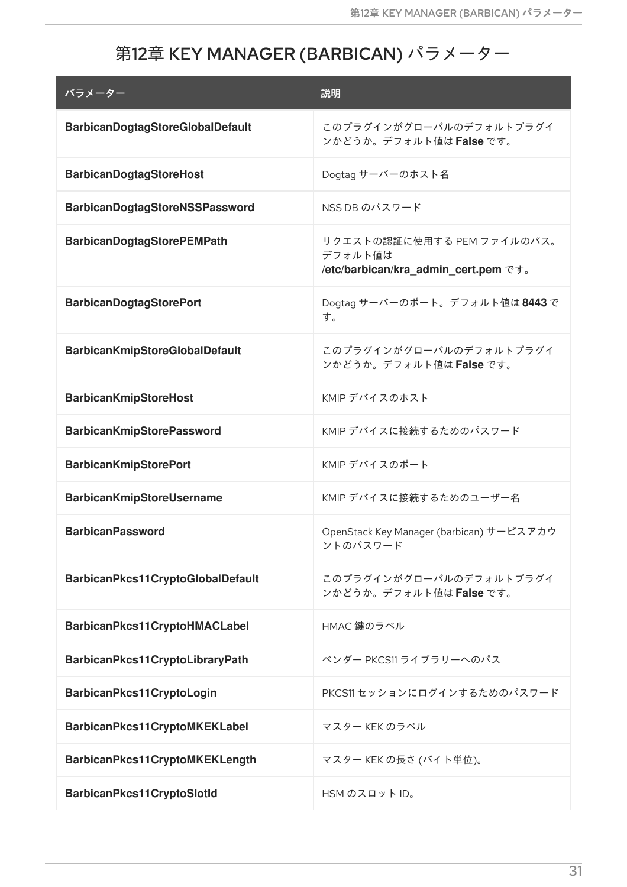# 第12章 KEY MANAGER (BARBICAN) パラメーター

| パラメーター | 説明 |
| --- | --- |
| **BarbicanDogtagStoreGlobalDefault** | このプラグインがグローバルのデフォルトプラグインかどうか。デフォルト値は **False** です。 |
| **BarbicanDogtagStoreHost** | Dogtag サーバーのホスト名 |
| **BarbicanDogtagStoreNSSPassword** | NSS DB のパスワード |
| **BarbicanDogtagStorePEMPath** | リクエストの認証に使用する PEM ファイルのパス。デフォルト値は **/etc/barbican/kra_admin_cert.pem** です。 |
| **BarbicanDogtagStorePort** | Dogtag サーバーのポート。デフォルト値は **8443** です。 |
| **BarbicanKmipStoreGlobalDefault** | このプラグインがグローバルのデフォルトプラグインかどうか。デフォルト値は **False** です。 |
| **BarbicanKmipStoreHost** | KMIP デバイスのホスト |
| **BarbicanKmipStorePassword** | KMIP デバイスに接続するためのパスワード |
| **BarbicanKmipStorePort** | KMIP デバイスのポート |
| **BarbicanKmipStoreUsername** | KMIP デバイスに接続するためのユーザー名 |
| **BarbicanPassword** | OpenStack Key Manager (barbican) サービスアカウントのパスワード |
| **BarbicanPkcs11CryptoGlobalDefault** | このプラグインがグローバルのデフォルトプラグインかどうか。デフォルト値は **False** です。 |
| **BarbicanPkcs11CryptoHMACLabel** | HMAC 鍵のラベル |
| **BarbicanPkcs11CryptoLibraryPath** | ベンダー PKCS11 ライブラリーへのパス |
| **BarbicanPkcs11CryptoLogin** | PKCS11 セッションにログインするためのパスワード |
| **BarbicanPkcs11CryptoMKEKLabel** | マスター KEK のラベル |
| **BarbicanPkcs11CryptoMKEKLength** | マスター KEK の長さ (バイト単位)。 |
| **BarbicanPkcs11CryptoSlotId** | HSM のスロット ID。 |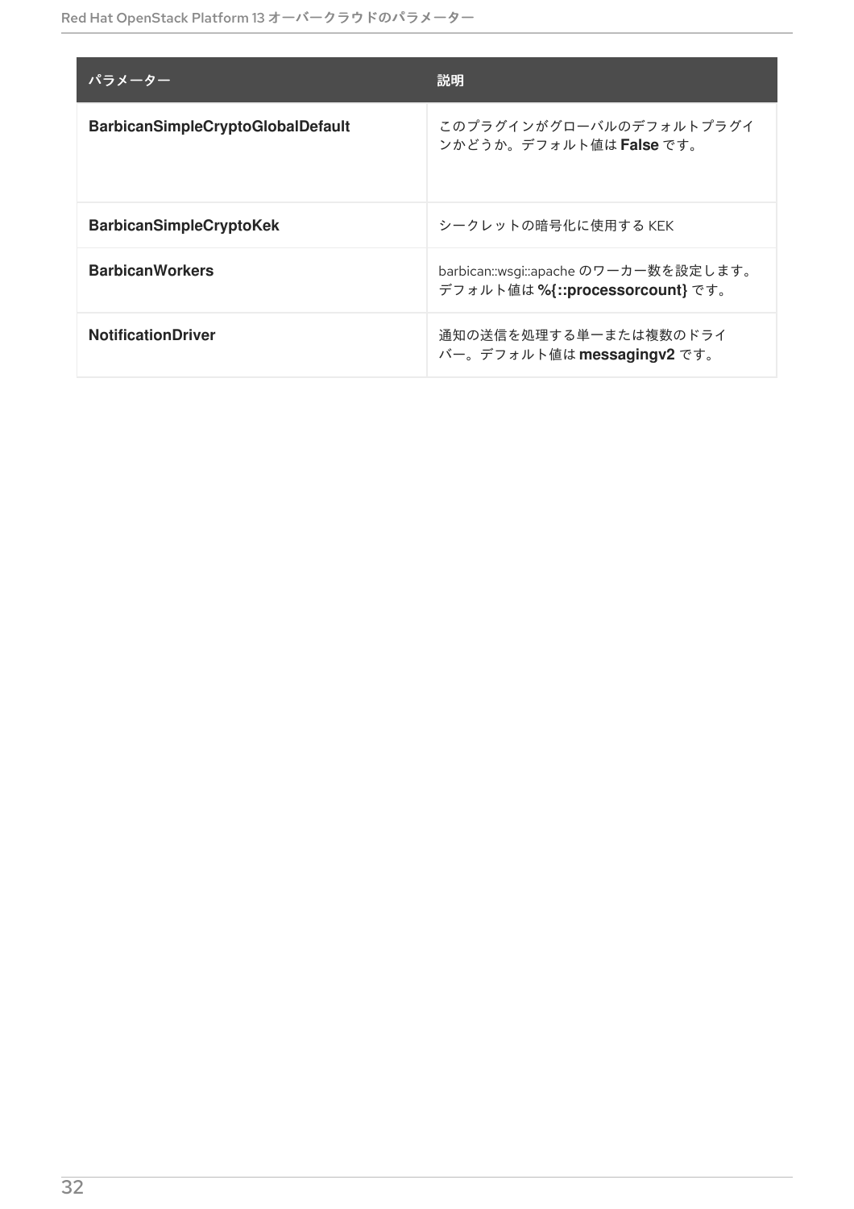| パラメーター | 説明 |
| --- | --- |
| **BarbicanSimpleCryptoGlobalDefault** | このプラグインがグローバルのデフォルトプラグインかどうか。デフォルト値は **False** です。 |
| **BarbicanSimpleCryptoKek** | シークレットの暗号化に使用する KEK |
| **BarbicanWorkers** | barbican::wsgi::apache のワーカー数を設定します。デフォルト値は **%{::processorcount}** です。 |
| **NotificationDriver** | 通知の送信を処理する単一または複数のドライバー。デフォルト値は **messagingv2** です。 |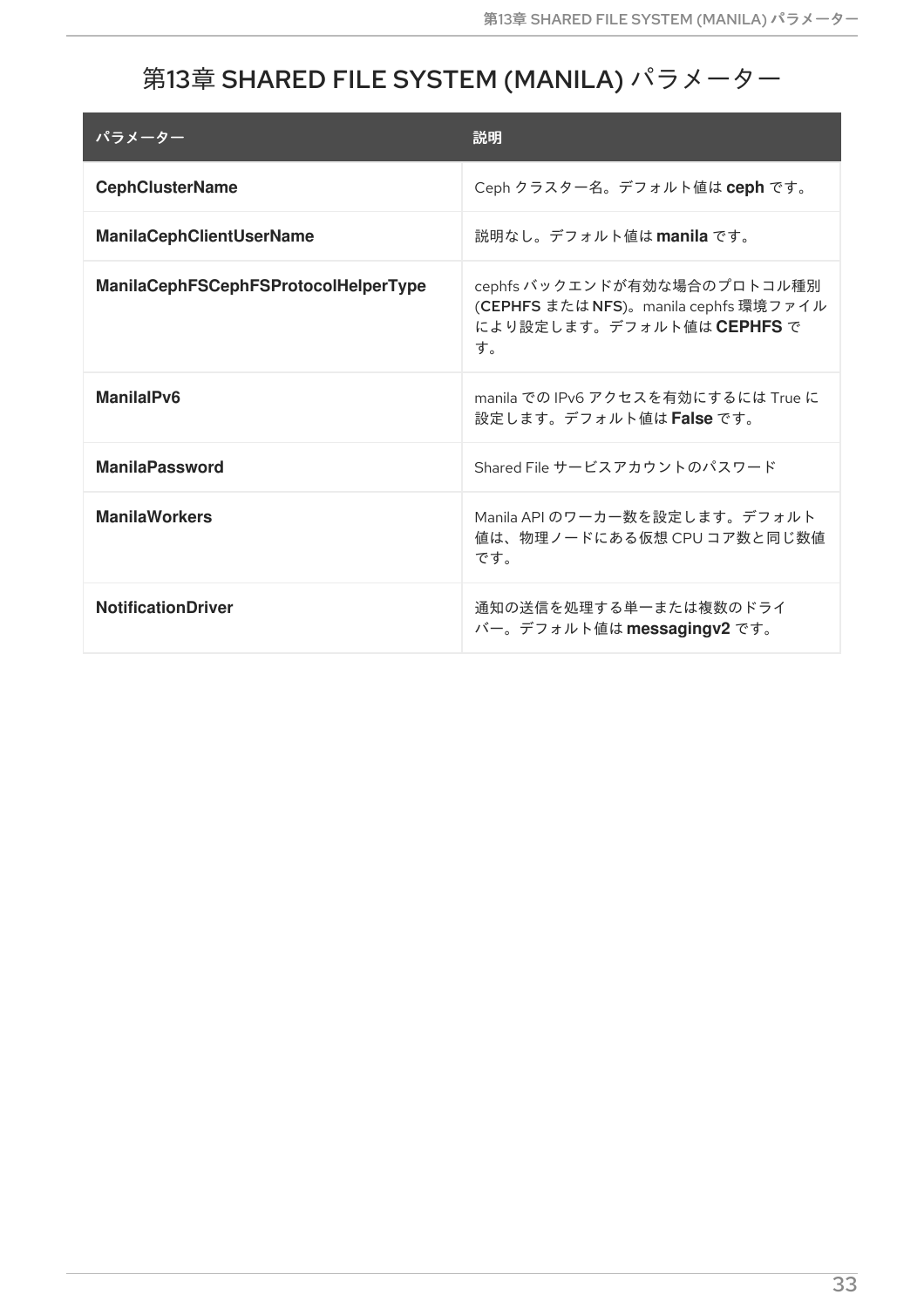# 第13章 SHARED FILE SYSTEM (MANILA) パラメーター

| パラメーター | 説明 |
|---|---|
| **CephClusterName** | Ceph クラスター名。デフォルト値は **ceph** です。 |
| **ManilaCephClientUserName** | 説明なし。デフォルト値は **manila** です。 |
| **ManilaCephFSCephFSProtocolHelperType** | cephfs バックエンドが有効な場合のプロトコル種別 (**CEPHFS** または **NFS**)。manila cephfs 環境ファイルにより設定します。デフォルト値は **CEPHFS** です。 |
| **ManilaIPv6** | manila での IPv6 アクセスを有効にするには True に設定します。デフォルト値は **False** です。 |
| **ManilaPassword** | Shared File サービスアカウントのパスワード |
| **ManilaWorkers** | Manila API のワーカー数を設定します。デフォルト値は、物理ノードにある仮想 CPU コア数と同じ数値です。 |
| **NotificationDriver** | 通知の送信を処理する単一または複数のドライバー。デフォルト値は **messagingv2** です。 |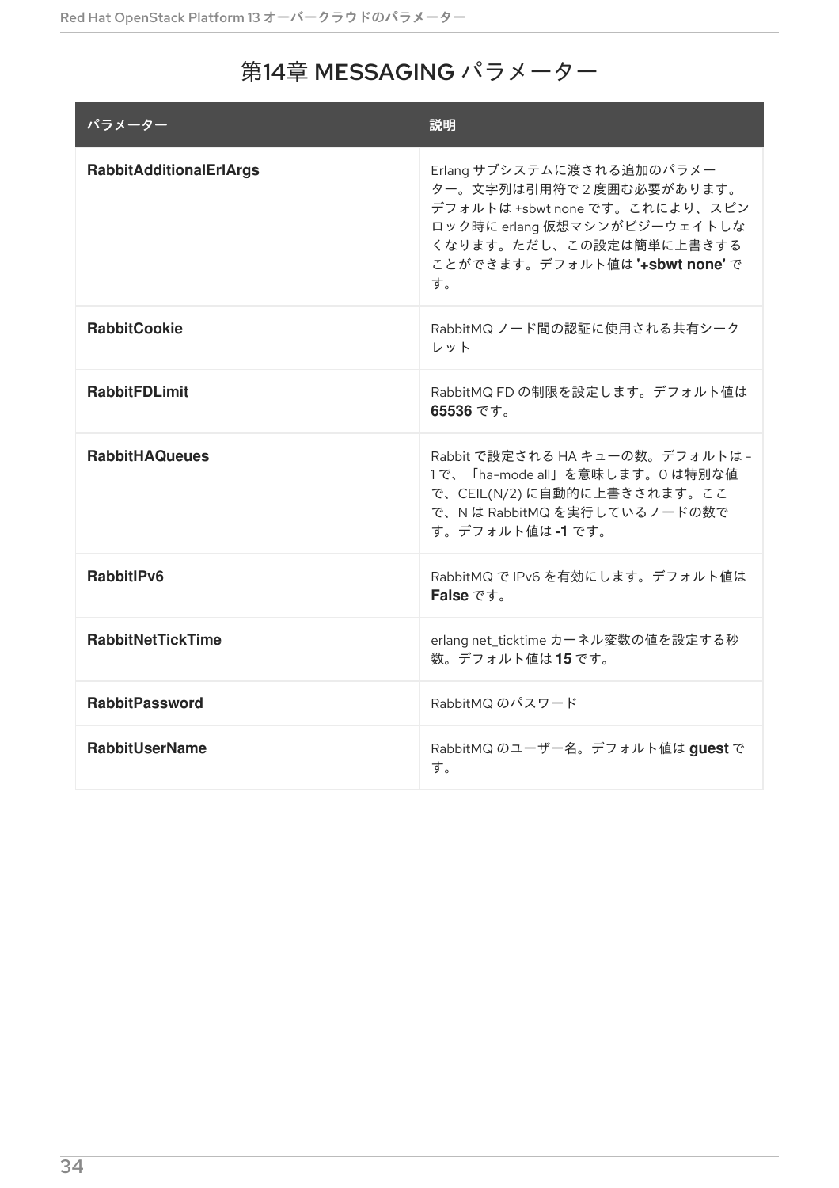# 第14章 MESSAGING パラメーター

| パラメーター | 説明 |
| --- | --- |
| **RabbitAdditionalErlArgs** | Erlang サブシステムに渡される追加のパラメーター。文字列は引用符で 2 度囲む必要があります。デフォルトは +sbwt none です。これにより、スピンロック時に erlang 仮想マシンがビジーウェイトしなくなります。ただし、この設定は簡単に上書きすることができます。デフォルト値は **'+sbwt none'** です。 |
| **RabbitCookie** | RabbitMQ ノード間の認証に使用される共有シークレット |
| **RabbitFDLimit** | RabbitMQ FD の制限を設定します。デフォルト値は **65536** です。 |
| **RabbitHAQueues** | Rabbit で設定される HA キューの数。デフォルトは -1 で、「ha-mode all」を意味します。0 は特別な値で、CEIL(N/2) に自動的に上書きされます。ここで、N は RabbitMQ を実行しているノードの数です。デフォルト値は **-1** です。 |
| **RabbitIPv6** | RabbitMQ で IPv6 を有効にします。デフォルト値は **False** です。 |
| **RabbitNetTickTime** | erlang net_ticktime カーネル変数の値を設定する秒数。デフォルト値は **15** です。 |
| **RabbitPassword** | RabbitMQ のパスワード |
| **RabbitUserName** | RabbitMQ のユーザー名。デフォルト値は **guest** です。 |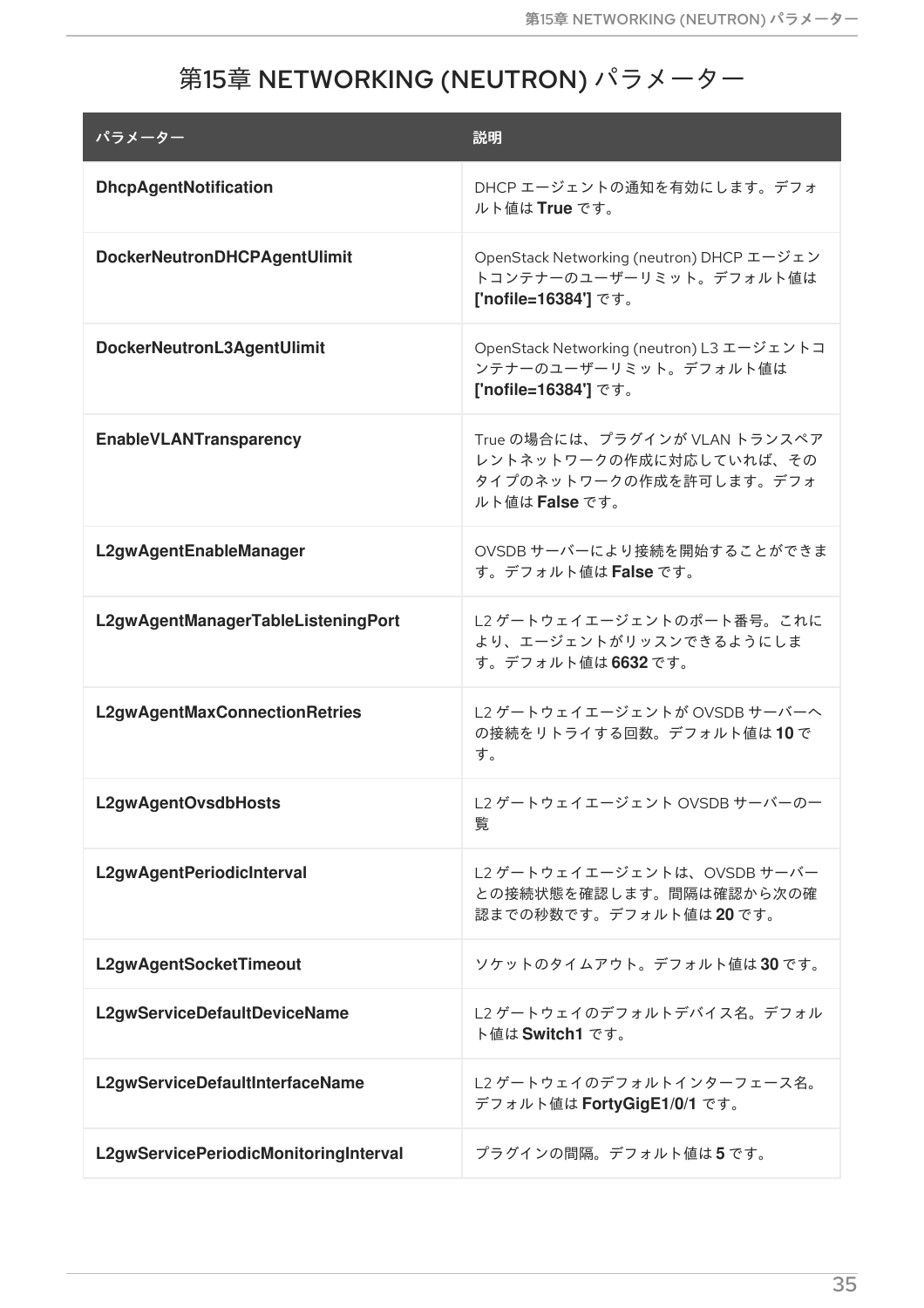# 第15章 NETWORKING (NEUTRON) パラメーター

| パラメーター | 説明 |
| --- | --- |
| **DhcpAgentNotification** | DHCP エージェントの通知を有効にします。デフォルト値は **True** です。 |
| **DockerNeutronDHCPAgentUlimit** | OpenStack Networking (neutron) DHCP エージェントコンテナーのユーザーリミット。デフォルト値は **['nofile=16384']** です。 |
| **DockerNeutronL3AgentUlimit** | OpenStack Networking (neutron) L3 エージェントコンテナーのユーザーリミット。デフォルト値は **['nofile=16384']** です。 |
| **EnableVLANTransparency** | True の場合には、プラグインが VLAN トランスペアレントネットワークの作成に対応していれば、そのタイプのネットワークの作成を許可します。デフォルト値は **False** です。 |
| **L2gwAgentEnableManager** | OVSDB サーバーにより接続を開始することができます。デフォルト値は **False** です。 |
| **L2gwAgentManagerTableListeningPort** | L2 ゲートウェイエージェントのポート番号。これにより、エージェントがリッスンできるようにします。デフォルト値は **6632** です。 |
| **L2gwAgentMaxConnectionRetries** | L2 ゲートウェイエージェントが OVSDB サーバーへの接続をリトライする回数。デフォルト値は **10** です。 |
| **L2gwAgentOvsdbHosts** | L2 ゲートウェイエージェント OVSDB サーバーの一覧 |
| **L2gwAgentPeriodicInterval** | L2 ゲートウェイエージェントは、OVSDB サーバーとの接続状態を確認します。間隔は確認から次の確認までの秒数です。デフォルト値は **20** です。 |
| **L2gwAgentSocketTimeout** | ソケットのタイムアウト。デフォルト値は **30** です。 |
| **L2gwServiceDefaultDeviceName** | L2 ゲートウェイのデフォルトデバイス名。デフォルト値は **Switch1** です。 |
| **L2gwServiceDefaultInterfaceName** | L2 ゲートウェイのデフォルトインターフェース名。デフォルト値は **FortyGigE1/0/1** です。 |
| **L2gwServicePeriodicMonitoringInterval** | プラグインの間隔。デフォルト値は **5** です。 |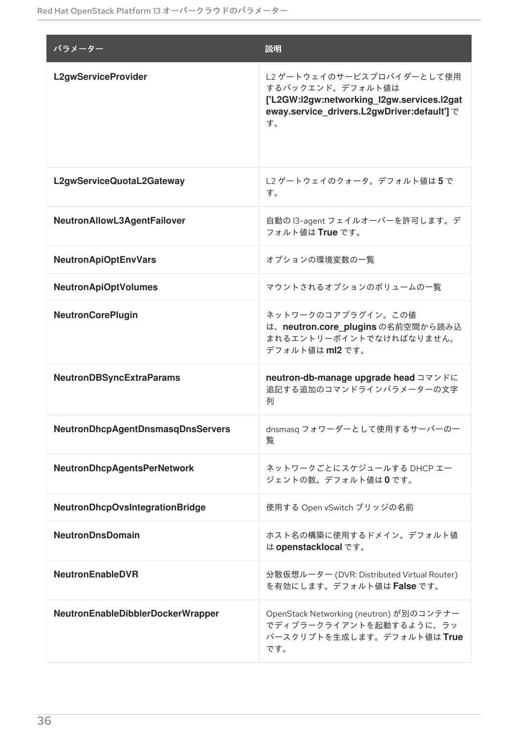| パラメーター | 説明 |
| --- | --- |
| **L2gwServiceProvider** | L2 ゲートウェイのサービスプロバイダーとして使用するバックエンド。デフォルト値は **['L2GW:l2gw:networking_l2gw.services.l2gateway.service_drivers.L2gwDriver:default']** です。 |
| **L2gwServiceQuotaL2Gateway** | L2 ゲートウェイのクォータ。デフォルト値は **5** です。 |
| **NeutronAllowL3AgentFailover** | 自動の l3-agent フェイルオーバーを許可します。デフォルト値は **True** です。 |
| **NeutronApiOptEnvVars** | オプションの環境変数の一覧 |
| **NeutronApiOptVolumes** | マウントされるオプションのボリュームの一覧 |
| **NeutronCorePlugin** | ネットワークのコアプラグイン。この値は、**neutron.core_plugins** の名前空間から読み込まれるエントリーポイントでなければなりません。デフォルト値は **ml2** です。 |
| **NeutronDBSyncExtraParams** | **neutron-db-manage upgrade head** コマンドに追記する追加のコマンドラインパラメーターの文字列 |
| **NeutronDhcpAgentDnsmasqDnsServers** | dnsmasq フォワーダーとして使用するサーバーの一覧 |
| **NeutronDhcpAgentsPerNetwork** | ネットワークごとにスケジュールする DHCP エージェントの数。デフォルト値は **0** です。 |
| **NeutronDhcpOvsIntegrationBridge** | 使用する Open vSwitch ブリッジの名前 |
| **NeutronDnsDomain** | ホスト名の構築に使用するドメイン。デフォルト値は **openstacklocal** です。 |
| **NeutronEnableDVR** | 分散仮想ルーター (DVR: Distributed Virtual Router) を有効にします。デフォルト値は **False** です。 |
| **NeutronEnableDibblerDockerWrapper** | OpenStack Networking (neutron) が別のコンテナーでディブラークライアントを起動するように、ラッパースクリプトを生成します。デフォルト値は **True** です。 |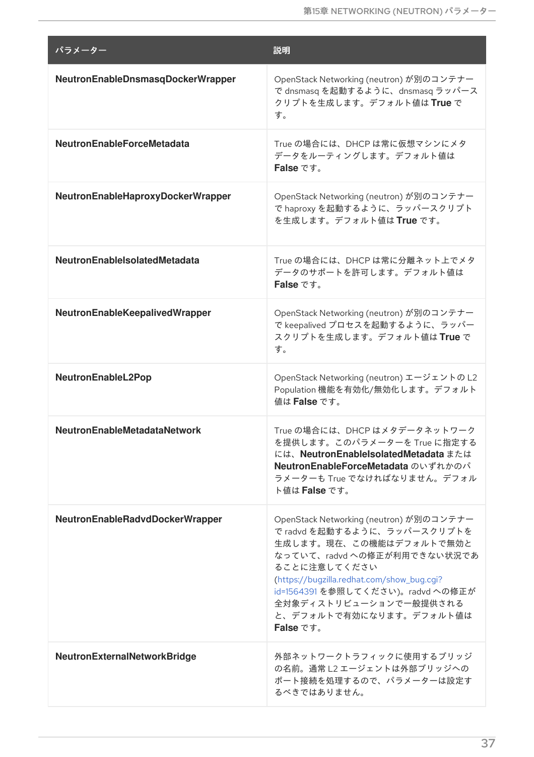| パラメーター | 説明 |
|---|---|
| **NeutronEnableDnsmasqDockerWrapper** | OpenStack Networking (neutron) が別のコンテナーで dnsmasq を起動するように、dnsmasq ラッパースクリプトを生成します。デフォルト値は **True** です。 |
| **NeutronEnableForceMetadata** | True の場合には、DHCP は常に仮想マシンにメタデータをルーティングします。デフォルト値は **False** です。 |
| **NeutronEnableHaproxyDockerWrapper** | OpenStack Networking (neutron) が別のコンテナーで haproxy を起動するように、ラッパースクリプトを生成します。デフォルト値は **True** です。 |
| **NeutronEnableIsolatedMetadata** | True の場合には、DHCP は常に分離ネットト上でメタデータのサポートを許可します。デフォルト値は **False** です。 |
| **NeutronEnableKeepalivedWrapper** | OpenStack Networking (neutron) が別のコンテナーで keepalived プロセスを起動するように、ラッパースクリプトを生成します。デフォルト値は **True** です。 |
| **NeutronEnableL2Pop** | OpenStack Networking (neutron) エージェントの L2 Population 機能を有効化/無効化します。デフォルト値は **False** です。 |
| **NeutronEnableMetadataNetwork** | True の場合には、DHCP はメタデータネットワークを提供します。このパラメーターを True に指定するには、**NeutronEnableIsolatedMetadata** または **NeutronEnableForceMetadata** のいずれかのパラメーターも True でなければなりません。デフォルト値は **False** です。 |
| **NeutronEnableRadvdDockerWrapper** | OpenStack Networking (neutron) が別のコンテナーで radvd を起動するように、ラッパースクリプトを生成します。現在、この機能はデフォルトで無効となっていて、radvd への修正が利用できない状況であることに注意してください (https://bugzilla.redhat.com/show_bug.cgi?id=1564391 を参照してください)。radvd への修正が全対象ディストリビューションで一般提供されると、デフォルトで有効になります。デフォルト値は **False** です。 |
| **NeutronExternalNetworkBridge** | 外部ネットワークトラフィックに使用するブリッジの名前。通常 L2 エージェントは外部ブリッジへのポート接続を処理するので、パラメーターは設定するべきではありません。 |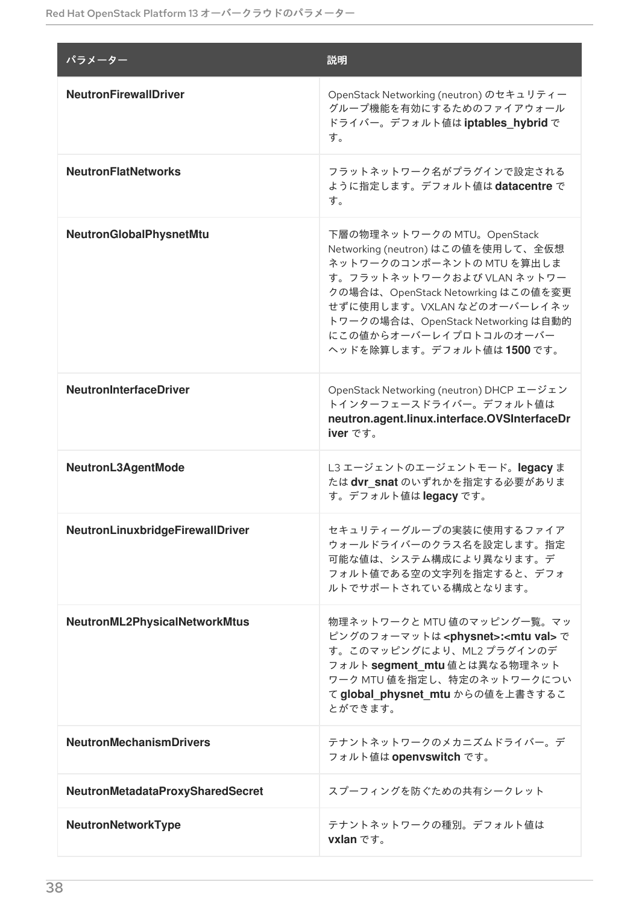| パラメーター | 説明 |
| --- | --- |
| **NeutronFirewallDriver** | OpenStack Networking (neutron) のセキュリティーグループ機能を有効にするためのファイアウォールドライバー。デフォルト値は **iptables_hybrid** です。 |
| **NeutronFlatNetworks** | フラットネットワーク名がプラグインで設定されるように指定します。デフォルト値は **datacentre** です。 |
| **NeutronGlobalPhysnetMtu** | 下層の物理ネットワークの MTU。OpenStack Networking (neutron) はこの値を使用して、全仮想ネットワークのコンポーネントの MTU を算出します。フラットネットワークおよび VLAN ネットワークの場合は、OpenStack Netowrking はこの値を変更せずに使用します。VXLAN などのオーバーレイネットワークの場合は、OpenStack Networking は自動的にこの値からオーバーレイプロトコルのオーバーヘッドを除算します。デフォルト値は **1500** です。 |
| **NeutronInterfaceDriver** | OpenStack Networking (neutron) DHCP エージェントインターフェースドライバー。デフォルト値は **neutron.agent.linux.interface.OVSInterfaceDriver** です。 |
| **NeutronL3AgentMode** | L3 エージェントのエージェントモード。**legacy** または **dvr_snat** のいずれかを指定する必要があります。デフォルト値は **legacy** です。 |
| **NeutronLinuxbridgeFirewallDriver** | セキュリティーグループの実装に使用するファイアウォールドライバーのクラス名を設定します。指定可能な値は、システム構成により異なります。デフォルト値である空の文字列を指定すると、デフォルトでサポートされている構成となります。 |
| **NeutronML2PhysicalNetworkMtus** | 物理ネットワークと MTU 値のマッピング一覧。マッピングのフォーマットは **<physnet>:<mtu val>** です。このマッピングにより、ML2 プラグインのデフォルト **segment_mtu** 値とは異なる物理ネットワーク MTU 値を指定し、特定のネットワークについて **global_physnet_mtu** からの値を上書きすることができます。 |
| **NeutronMechanismDrivers** | テナントネットワークのメカニズムドライバー。デフォルト値は **openvswitch** です。 |
| **NeutronMetadataProxySharedSecret** | スプーフィングを防ぐための共有シークレット |
| **NeutronNetworkType** | テナントネットワークの種別。デフォルト値は **vxlan** です。 |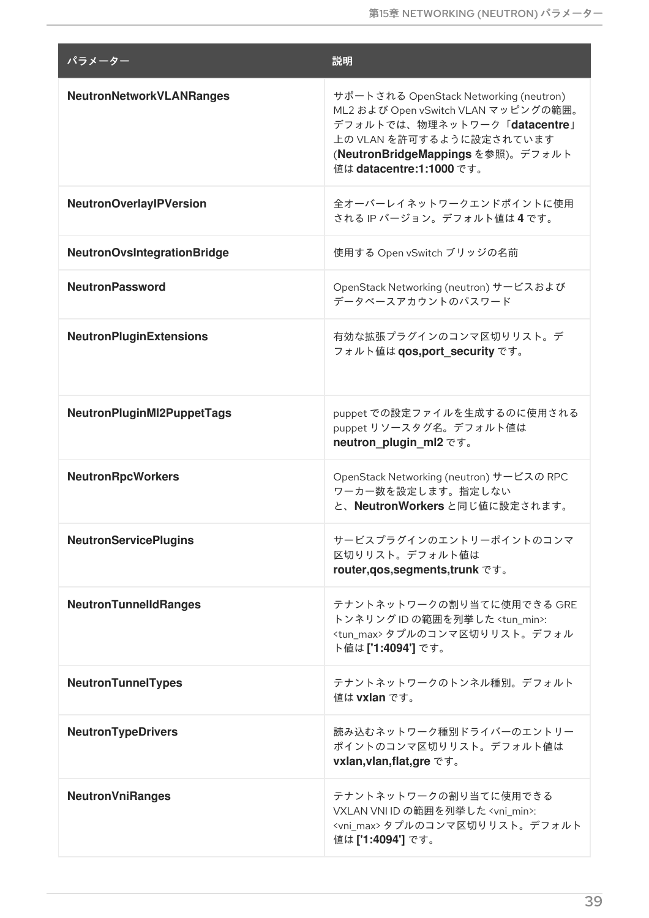| パラメーター | 説明 |
| --- | --- |
| **NeutronNetworkVLANRanges** | サポートされる OpenStack Networking (neutron) ML2 および Open vSwitch VLAN マッピングの範囲。デフォルトでは、物理ネットワーク「**datacentre**」上の VLAN を許可するように設定されています (**NeutronBridgeMappings** を参照)。デフォルト値は **datacentre:1:1000** です。 |
| **NeutronOverlayIPVersion** | 全オーバーレイネットワークエンドポイントに使用される IP バージョン。デフォルト値は **4** です。 |
| **NeutronOvsIntegrationBridge** | 使用する Open vSwitch ブリッジの名前 |
| **NeutronPassword** | OpenStack Networking (neutron) サービスおよびデータベースアカウントのパスワード |
| **NeutronPluginExtensions** | 有効な拡張プラグインのコンマ区切りリスト。デフォルト値は **qos,port_security** です。 |
| **NeutronPluginMl2PuppetTags** | puppet での設定ファイルを生成するのに使用される puppet リソースタグ名。デフォルト値は **neutron_plugin_ml2** です。 |
| **NeutronRpcWorkers** | OpenStack Networking (neutron) サービスの RPC ワーカー数を設定します。指定しないと、**NeutronWorkers** と同じ値に設定されます。 |
| **NeutronServicePlugins** | サービスプラグインのエントリーポイントのコンマ区切りリスト。デフォルト値は **router,qos,segments,trunk** です。 |
| **NeutronTunnelIdRanges** | テナントネットワークの割り当てに使用できる GRE トンネリング ID の範囲を列挙した <tun_min>:<tun_max> タプルのコンマ区切りリスト。デフォルト値は **['1:4094']** です。 |
| **NeutronTunnelTypes** | テナントネットワークのトンネル種別。デフォルト値は **vxlan** です。 |
| **NeutronTypeDrivers** | 読み込むネットワーク種別ドライバーのエントリーポイントのコンマ区切りリスト。デフォルト値は **vxlan,vlan,flat,gre** です。 |
| **NeutronVniRanges** | テナントネットワークの割り当てに使用できる VXLAN VNI ID の範囲を列挙した <vni_min>:<vni_max> タプルのコンマ区切りリスト。デフォルト値は **['1:4094']** です。 |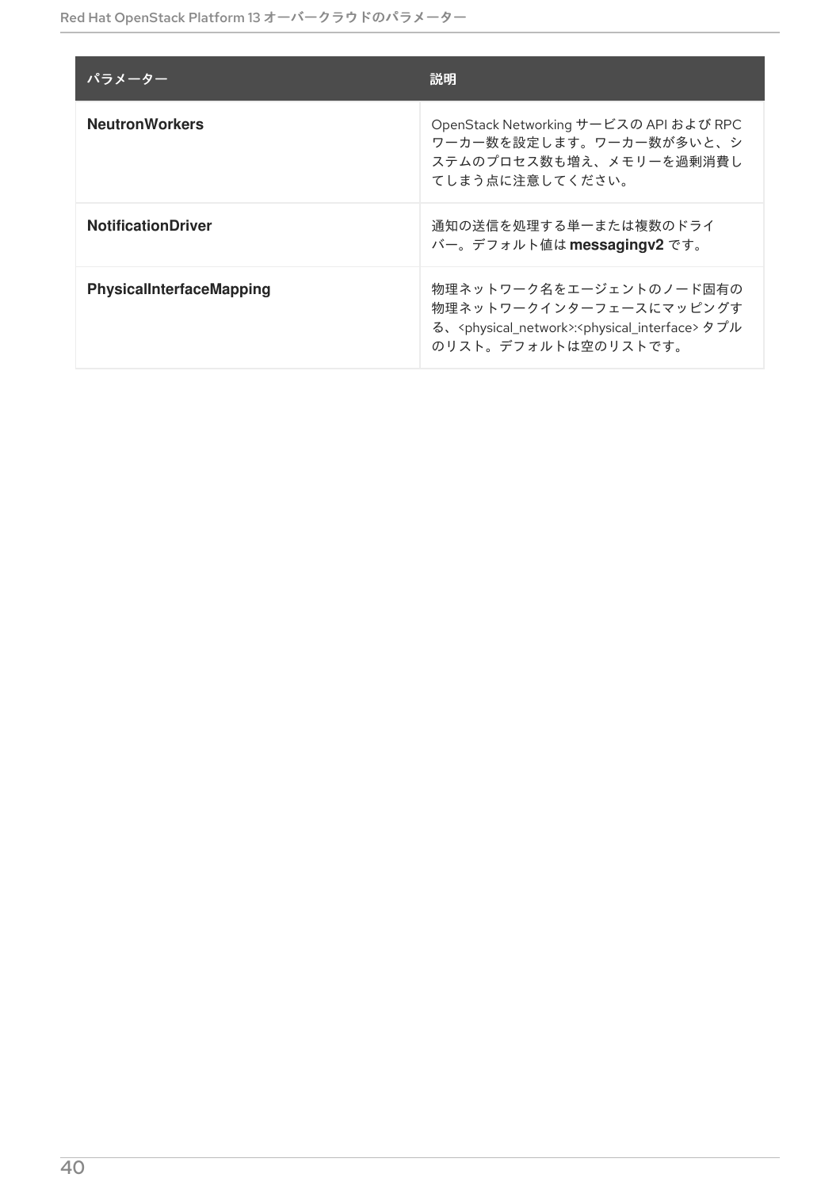| パラメーター | 説明 |
| --- | --- |
| **NeutronWorkers** | OpenStack Networking サービスの API および RPC ワーカー数を設定します。ワーカー数が多いと、システムのプロセス数も増え、メモリーを過剰消費してしまう点に注意してください。 |
| **NotificationDriver** | 通知の送信を処理する単一または複数のドライバー。デフォルト値は **messagingv2** です。 |
| **PhysicalInterfaceMapping** | 物理ネットワーク名をエージェントのノード固有の物理ネットワークインターフェースにマッピングする、<physical_network>:<physical_interface> タプルのリスト。デフォルトは空のリストです。 |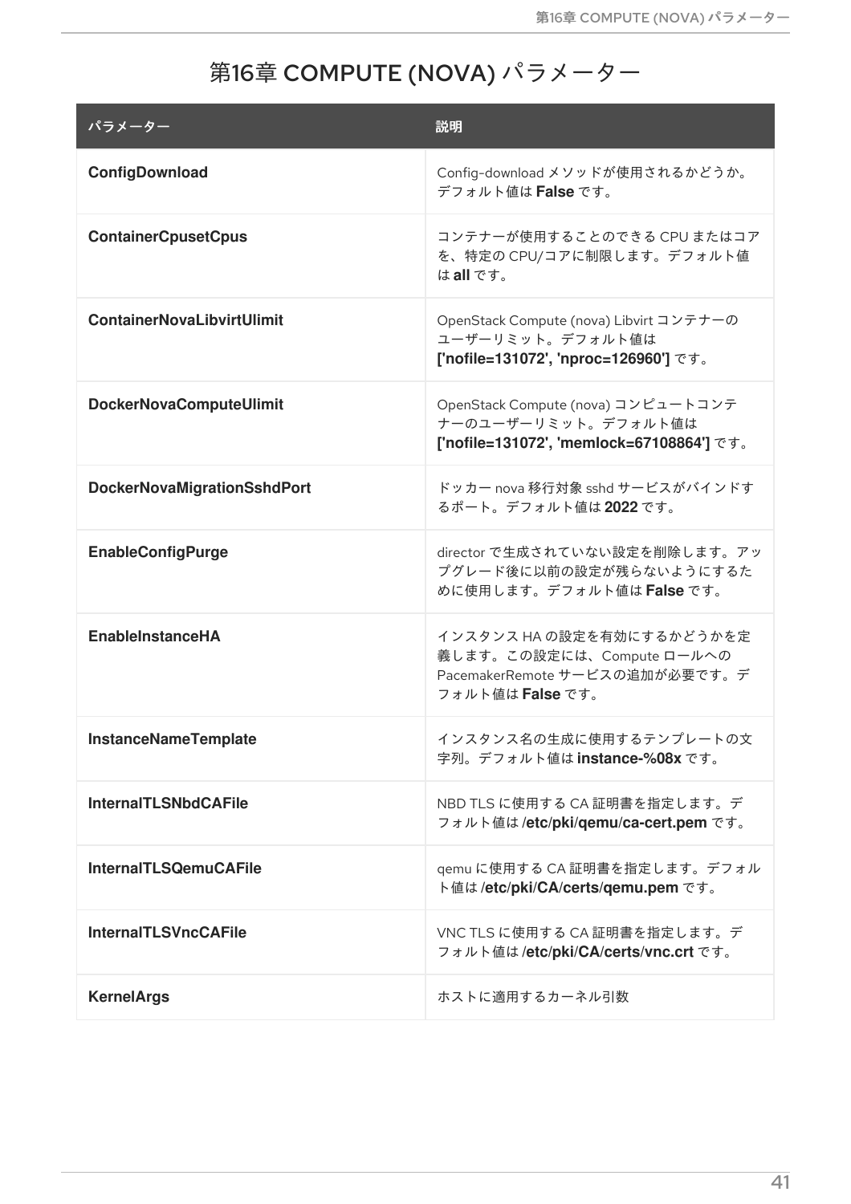# 第16章 COMPUTE (NOVA) パラメーター

| パラメーター | 説明 |
| --- | --- |
| **ConfigDownload** | Config-download メソッドが使用されるかどうか。デフォルト値は **False** です。 |
| **ContainerCpusetCpus** | コンテナーが使用することのできる CPU またはコアを、特定の CPU/コアに制限します。デフォルト値は **all** です。 |
| **ContainerNovaLibvirtUlimit** | OpenStack Compute (nova) Libvirt コンテナーのユーザーリミット。デフォルト値は **['nofile=131072', 'nproc=126960']** です。 |
| **DockerNovaComputeUlimit** | OpenStack Compute (nova) コンピュートコンテナーのユーザーリミット。デフォルト値は **['nofile=131072', 'memlock=67108864']** です。 |
| **DockerNovaMigrationSshdPort** | ドッカー nova 移行対象 sshd サービスがバインドするポート。デフォルト値は **2022** です。 |
| **EnableConfigPurge** | director で生成されていない設定を削除します。アップグレード後に以前の設定が残らないようにするために使用します。デフォルト値は **False** です。 |
| **EnableInstanceHA** | インスタンス HA の設定を有効にするかどうかを定義します。この設定には、Compute ロールへの PacemakerRemote サービスの追加が必要です。デフォルト値は **False** です。 |
| **InstanceNameTemplate** | インスタンス名の生成に使用するテンプレートの文字列。デフォルト値は **instance-%08x** です。 |
| **InternalTLSNbdCAFile** | NBD TLS に使用する CA 証明書を指定します。デフォルト値は **/etc/pki/qemu/ca-cert.pem** です。 |
| **InternalTLSQemuCAFile** | qemu に使用する CA 証明書を指定します。デフォルト値は **/etc/pki/CA/certs/qemu.pem** です。 |
| **InternalTLSVncCAFile** | VNC TLS に使用する CA 証明書を指定します。デフォルト値は **/etc/pki/CA/certs/vnc.crt** です。 |
| **KernelArgs** | ホストに適用するカーネル引数 |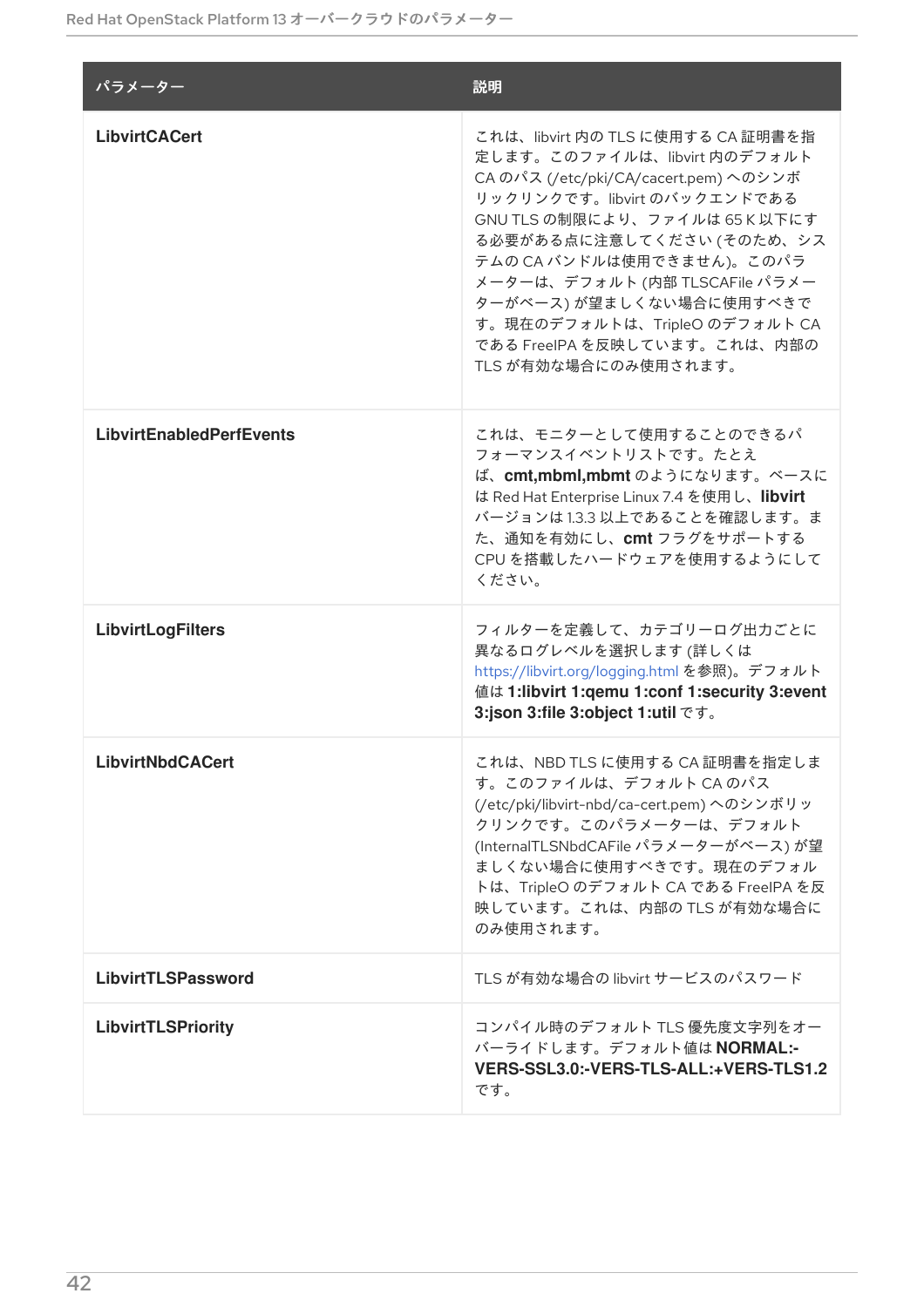| パラメーター | 説明 |
| --- | --- |
| **LibvirtCACert** | これは、libvirt 内の TLS に使用する CA 証明書を指定します。このファイルは、libvirt 内のデフォルト CA のパス (/etc/pki/CA/cacert.pem) へのシンボリックリンクです。libvirt のバックエンドである GNU TLS の制限により、ファイルは 65 K 以下にする必要がある点に注意してください (そのため、システムの CA バンドルは使用できません)。このパラメーターは、デフォルト (内部 TLSCAFile パラメーターがベース) が望ましくない場合に使用すべきです。現在のデフォルトは、TripleO のデフォルト CA である FreeIPA を反映しています。これは、内部の TLS が有効な場合にのみ使用されます。 |
| **LibvirtEnabledPerfEvents** | これは、モニターとして使用することのできるパフォーマンスイベントリストです。たとえば、**cmt,mbml,mbmt** のようになります。ベースには Red Hat Enterprise Linux 7.4 を使用し、**libvirt** バージョンは 1.3.3 以上であることを確認します。また、通知を有効にし、**cmt** フラグをサポートする CPU を搭載したハードウェアを使用するようにしてください。 |
| **LibvirtLogFilters** | フィルターを定義して、カテゴリーログ出力ごとに異なるログレベルを選択します (詳しくは https://libvirt.org/logging.html を参照)。デフォルト値は **1:libvirt 1:qemu 1:conf 1:security 3:event 3:json 3:file 3:object 1:util** です。 |
| **LibvirtNbdCACert** | これは、NBD TLS に使用する CA 証明書を指定します。このファイルは、デフォルト CA のパス (/etc/pki/libvirt-nbd/ca-cert.pem) へのシンボリックリンクです。このパラメーターは、デフォルト (InternalTLSNbdCAFile パラメーターがベース) が望ましくない場合に使用すべきです。現在のデフォルトは、TripleO のデフォルト CA である FreeIPA を反映しています。これは、内部の TLS が有効な場合にのみ使用されます。 |
| **LibvirtTLSPassword** | TLS が有効な場合の libvirt サービスのパスワード |
| **LibvirtTLSPriority** | コンパイル時のデフォルト TLS 優先度文字列をオーバーライドします。デフォルト値は **NORMAL:-VERS-SSL3.0:-VERS-TLS-ALL:+VERS-TLS1.2** です。 |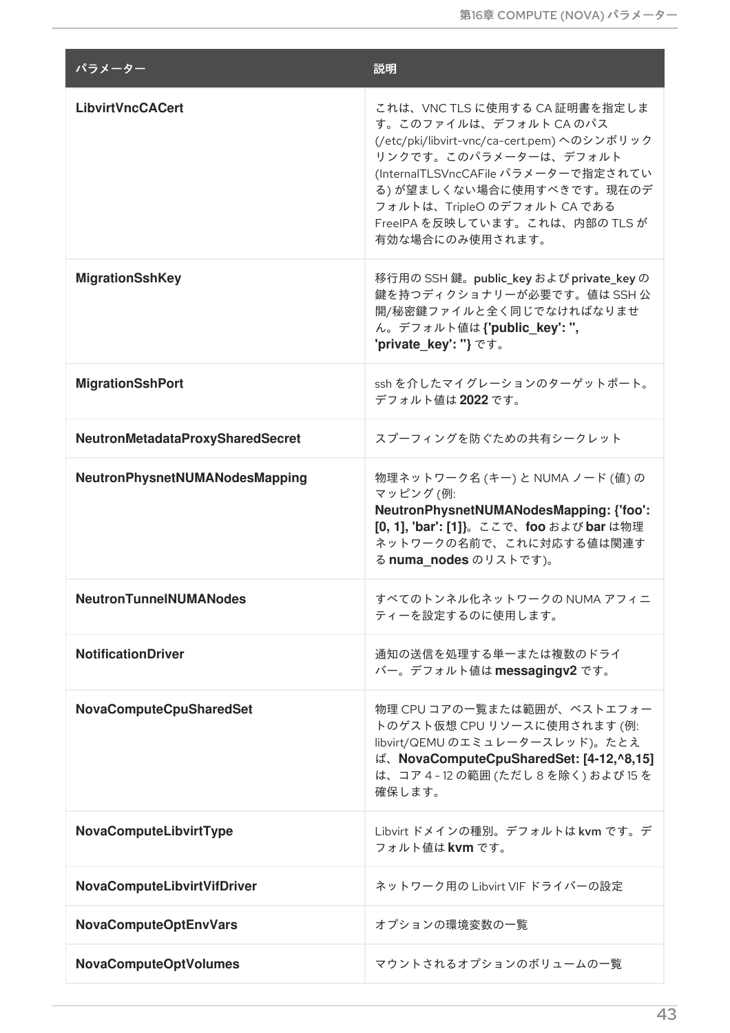| パラメーター | 説明 |
| --- | --- |
| **LibvirtVncCACert** | これは、VNC TLS に使用する CA 証明書を指定します。このファイルは、デフォルト CA のパス (/etc/pki/libvirt-vnc/ca-cert.pem) へのシンボリックリンクです。このパラメーターは、デフォルト (InternalTLSVncCAFile パラメーターで指定されている) が望ましくない場合に使用すべきです。現在のデフォルトは、TripleO のデフォルト CA である FreeIPA を反映しています。これは、内部の TLS が有効な場合にのみ使用されます。 |
| **MigrationSshKey** | 移行用の SSH 鍵。public_key および private_key の鍵を持つディクショナリーが必要です。値は SSH 公開/秘密鍵ファイルと全く同じでなければなりません。デフォルト値は **{'public_key': '', 'private_key': ''}** です。 |
| **MigrationSshPort** | ssh を介したマイグレーションのターゲットポート。デフォルト値は **2022** です。 |
| **NeutronMetadataProxySharedSecret** | スプーフィングを防ぐための共有シークレット |
| **NeutronPhysnetNUMANodesMapping** | 物理ネットワーク名 (キー) と NUMA ノード (値) のマッピング (例: **NeutronPhysnetNUMANodesMapping: {'foo': [0, 1], 'bar': [1]}**。ここで、**foo** および **bar** は物理ネットワークの名前で、これに対応する値は関連する **numa_nodes** のリストです)。 |
| **NeutronTunnelNUMANodes** | すべてのトンネル化ネットワークの NUMA アフィニティーを設定するのに使用します。 |
| **NotificationDriver** | 通知の送信を処理する単一または複数のドライバー。デフォルト値は **messagingv2** です。 |
| **NovaComputeCpuSharedSet** | 物理 CPU コアの一覧または範囲が、ベストエフォートのゲスト仮想 CPU リソースに使用されます (例: libvirt/QEMU のエミュレータースレッド)。たとえば、**NovaComputeCpuSharedSet: [4-12,^8,15]** は、コア 4 - 12 の範囲 (ただし 8 を除く) および 15 を確保します。 |
| **NovaComputeLibvirtType** | Libvirt ドメインの種別。デフォルトは kvm です。デフォルト値は **kvm** です。 |
| **NovaComputeLibvirtVifDriver** | ネットワーク用の Libvirt VIF ドライバーの設定 |
| **NovaComputeOptEnvVars** | オプションの環境変数の一覧 |
| **NovaComputeOptVolumes** | マウントされるオプションのボリュームの一覧 |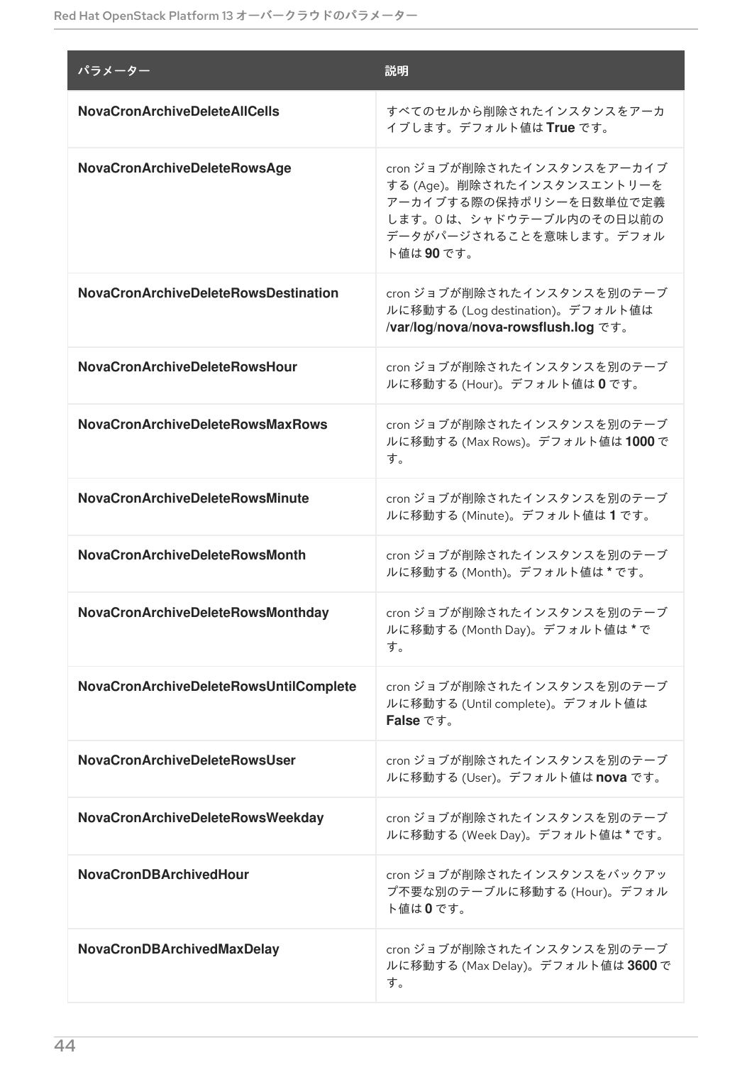| パラメーター | 説明 |
| --- | --- |
| **NovaCronArchiveDeleteAllCells** | すべてのセルから削除されたインスタンスをアーカイブします。デフォルト値は **True** です。 |
| **NovaCronArchiveDeleteRowsAge** | cron ジョブが削除されたインスタンスをアーカイブする (Age)。削除されたインスタンスエントリーをアーカイブする際の保持ポリシーを日数単位で定義します。0 は、シャドウテーブル内のその日以前のデータがパージされることを意味します。デフォルト値は **90** です。 |
| **NovaCronArchiveDeleteRowsDestination** | cron ジョブが削除されたインスタンスを別のテーブルに移動する (Log destination)。デフォルト値は **/var/log/nova/nova-rowsflush.log** です。 |
| **NovaCronArchiveDeleteRowsHour** | cron ジョブが削除されたインスタンスを別のテーブルに移動する (Hour)。デフォルト値は **0** です。 |
| **NovaCronArchiveDeleteRowsMaxRows** | cron ジョブが削除されたインスタンスを別のテーブルに移動する (Max Rows)。デフォルト値は **1000** です。 |
| **NovaCronArchiveDeleteRowsMinute** | cron ジョブが削除されたインスタンスを別のテーブルに移動する (Minute)。デフォルト値は **1** です。 |
| **NovaCronArchiveDeleteRowsMonth** | cron ジョブが削除されたインスタンスを別のテーブルに移動する (Month)。デフォルト値は **\*** です。 |
| **NovaCronArchiveDeleteRowsMonthday** | cron ジョブが削除されたインスタンスを別のテーブルに移動する (Month Day)。デフォルト値は **\*** です。 |
| **NovaCronArchiveDeleteRowsUntilComplete** | cron ジョブが削除されたインスタンスを別のテーブルに移動する (Until complete)。デフォルト値は **False** です。 |
| **NovaCronArchiveDeleteRowsUser** | cron ジョブが削除されたインスタンスを別のテーブルに移動する (User)。デフォルト値は **nova** です。 |
| **NovaCronArchiveDeleteRowsWeekday** | cron ジョブが削除されたインスタンスを別のテーブルに移動する (Week Day)。デフォルト値は **\*** です。 |
| **NovaCronDBArchivedHour** | cron ジョブが削除されたインスタンスをバックアップ不要な別のテーブルに移動する (Hour)。デフォルト値は **0** です。 |
| **NovaCronDBArchivedMaxDelay** | cron ジョブが削除されたインスタンスを別のテーブルに移動する (Max Delay)。デフォルト値は **3600** です。 |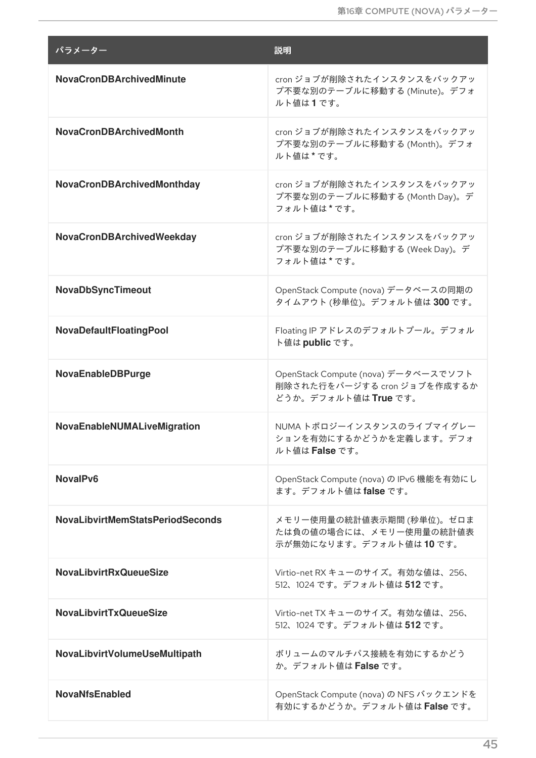| パラメーター | 説明 |
| --- | --- |
| **NovaCronDBArchivedMinute** | cron ジョブが削除されたインスタンスをバックアップ不要な別のテーブルに移動する (Minute)。デフォルト値は **1** です。 |
| **NovaCronDBArchivedMonth** | cron ジョブが削除されたインスタンスをバックアップ不要な別のテーブルに移動する (Month)。デフォルト値は * です。 |
| **NovaCronDBArchivedMonthday** | cron ジョブが削除されたインスタンスをバックアップ不要な別のテーブルに移動する (Month Day)。デフォルト値は * です。 |
| **NovaCronDBArchivedWeekday** | cron ジョブが削除されたインスタンスをバックアップ不要な別のテーブルに移動する (Week Day)。デフォルト値は * です。 |
| **NovaDbSyncTimeout** | OpenStack Compute (nova) データベースの同期のタイムアウト (秒単位)。デフォルト値は **300** です。 |
| **NovaDefaultFloatingPool** | Floating IP アドレスのデフォルトプール。デフォルト値は **public** です。 |
| **NovaEnableDBPurge** | OpenStack Compute (nova) データベースでソフト削除された行をパージする cron ジョブを作成するかどうか。デフォルト値は **True** です。 |
| **NovaEnableNUMALiveMigration** | NUMA トポロジーインスタンスのライブマイグレーションを有効にするかどうかを定義します。デフォルト値は **False** です。 |
| **NovaIPv6** | OpenStack Compute (nova) の IPv6 機能を有効にします。デフォルト値は **false** です。 |
| **NovaLibvirtMemStatsPeriodSeconds** | メモリー使用量の統計値表示期間 (秒単位)。ゼロまたは負の値の場合には、メモリー使用量の統計値表示が無効になります。デフォルト値は **10** です。 |
| **NovaLibvirtRxQueueSize** | Virtio-net RX キューのサイズ。有効な値は、256、512、1024 です。デフォルト値は **512** です。 |
| **NovaLibvirtTxQueueSize** | Virtio-net TX キューのサイズ。有効な値は、256、512、1024 です。デフォルト値は **512** です。 |
| **NovaLibvirtVolumeUseMultipath** | ボリュームのマルチパス接続を有効にするかどうか。デフォルト値は **False** です。 |
| **NovaNfsEnabled** | OpenStack Compute (nova) の NFS バックエンドを有効にするかどうか。デフォルト値は **False** です。 |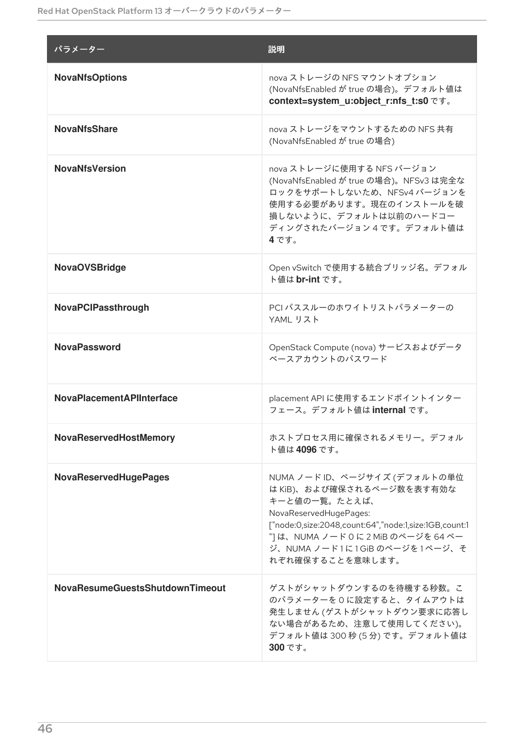| パラメーター | 説明 |
| --- | --- |
| **NovaNfsOptions** | nova ストレージの NFS マウントオプション (NovaNfsEnabled が true の場合)。デフォルト値は **context=system_u:object_r:nfs_t:s0** です。 |
| **NovaNfsShare** | nova ストレージをマウントするための NFS 共有 (NovaNfsEnabled が true の場合) |
| **NovaNfsVersion** | nova ストレージに使用する NFS バージョン (NovaNfsEnabled が true の場合)。NFSv3 は完全なロックをサポートしないため、NFSv4 バージョンを使用する必要があります。現在のインストールを破損しないように、デフォルトは以前のハードコーディングされたバージョン 4 です。デフォルト値は **4** です。 |
| **NovaOVSBridge** | Open vSwitch で使用する統合ブリッジ名。デフォルト値は **br-int** です。 |
| **NovaPCIPassthrough** | PCI パススルーのホワイトリストパラメーターの YAML リスト |
| **NovaPassword** | OpenStack Compute (nova) サービスおよびデータベースアカウントのパスワード |
| **NovaPlacementAPIInterface** | placement API に使用するエンドポイントインターフェース。デフォルト値は **internal** です。 |
| **NovaReservedHostMemory** | ホストプロセス用に確保されるメモリー。デフォルト値は **4096** です。 |
| **NovaReservedHugePages** | NUMA ノード ID、ページサイズ (デフォルトの単位は KiB)、および確保されるページ数を表す有効なキーと値の一覧。たとえば、NovaReservedHugePages: ["node:0,size:2048,count:64","node:1,size:1GB,count:1"] は、NUMA ノード 0 に 2 MiB のページを 64 ページ、NUMA ノード 1 に 1 GiB のページを 1 ページ、それぞれ確保することを意味します。 |
| **NovaResumeGuestsShutdownTimeout** | ゲストがシャットダウンするのを待機する秒数。このパラメーターを 0 に設定すると、タイムアウトは発生しません (ゲストがシャットダウン要求に応答しない場合があるため、注意して使用してください)。デフォルト値は 300 秒 (5 分) です。デフォルト値は **300** です。 |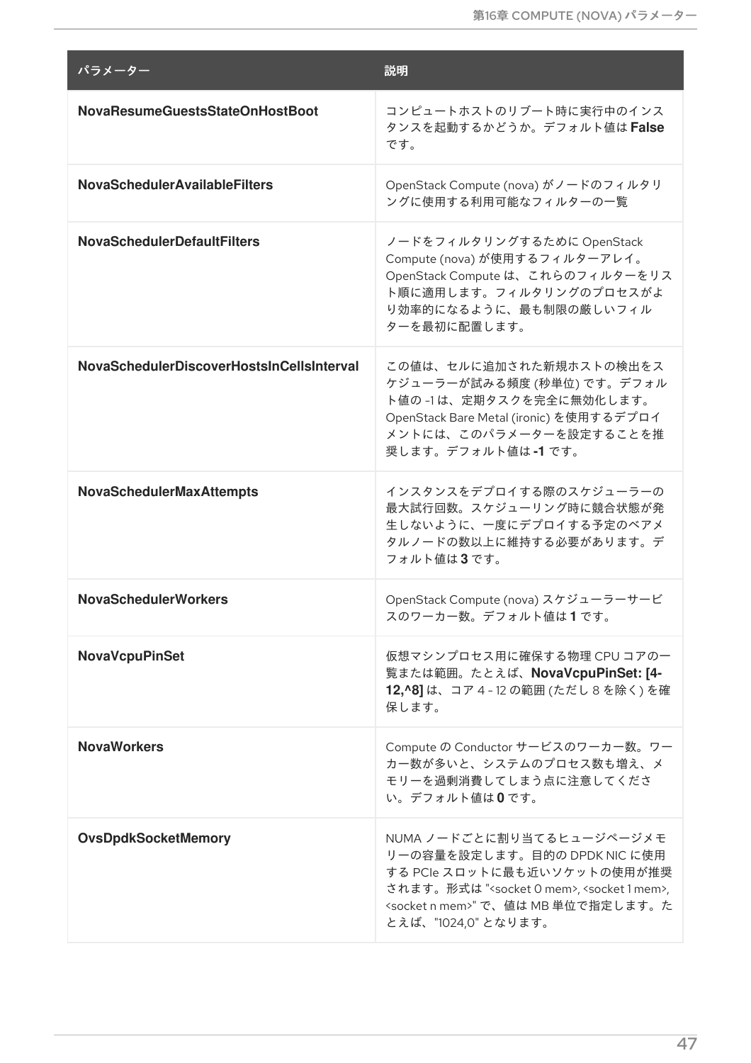| パラメーター | 説明 |
| --- | --- |
| **NovaResumeGuestsStateOnHostBoot** | コンピュートホストのリブート時に実行中のインスタンスを起動するかどうか。デフォルト値は **False** です。 |
| **NovaSchedulerAvailableFilters** | OpenStack Compute (nova) がノードのフィルタリングに使用する利用可能なフィルターの一覧 |
| **NovaSchedulerDefaultFilters** | ノードをフィルタリングするために OpenStack Compute (nova) が使用するフィルターアレイ。OpenStack Compute は、これらのフィルターをリスト順に適用します。フィルタリングのプロセスがより効率的になるように、最も制限の厳しいフィルターを最初に配置します。 |
| **NovaSchedulerDiscoverHostsInCellsInterval** | この値は、セルに追加された新規ホストの検出をスケジューラーが試みる頻度 (秒単位) です。デフォルト値の -1 は、定期タスクを完全に無効化します。OpenStack Bare Metal (ironic) を使用するデプロイメントには、このパラメーターを設定することを推奨します。デフォルト値は **-1** です。 |
| **NovaSchedulerMaxAttempts** | インスタンスをデプロイする際のスケジューラーの最大試行回数。スケジューリング時に競合状態が発生しないように、一度にデプロイする予定のベアメタルノードの数以上に維持する必要があります。デフォルト値は **3** です。 |
| **NovaSchedulerWorkers** | OpenStack Compute (nova) スケジューラーサービスのワーカー数。デフォルト値は **1** です。 |
| **NovaVcpuPinSet** | 仮想マシンプロセス用に確保する物理 CPU コアの一覧または範囲。たとえば、**NovaVcpuPinSet: [4-12,^8]** は、コア 4 - 12 の範囲 (ただし 8 を除く) を確保します。 |
| **NovaWorkers** | Compute の Conductor サービスのワーカー数。ワーカー数が多いと、システムのプロセス数も増え、メモリーを過剰消費してしまう点に注意してください。デフォルト値は **0** です。 |
| **OvsDpdkSocketMemory** | NUMA ノードごとに割り当てるヒュージページメモリーの容量を設定します。目的の DPDK NIC に使用する PCIe スロットに最も近いソケットの使用が推奨されます。形式は "<socket 0 mem>, <socket 1 mem>, <socket n mem>" で、値は MB 単位で指定します。たとえば、"1024,0" となります。 |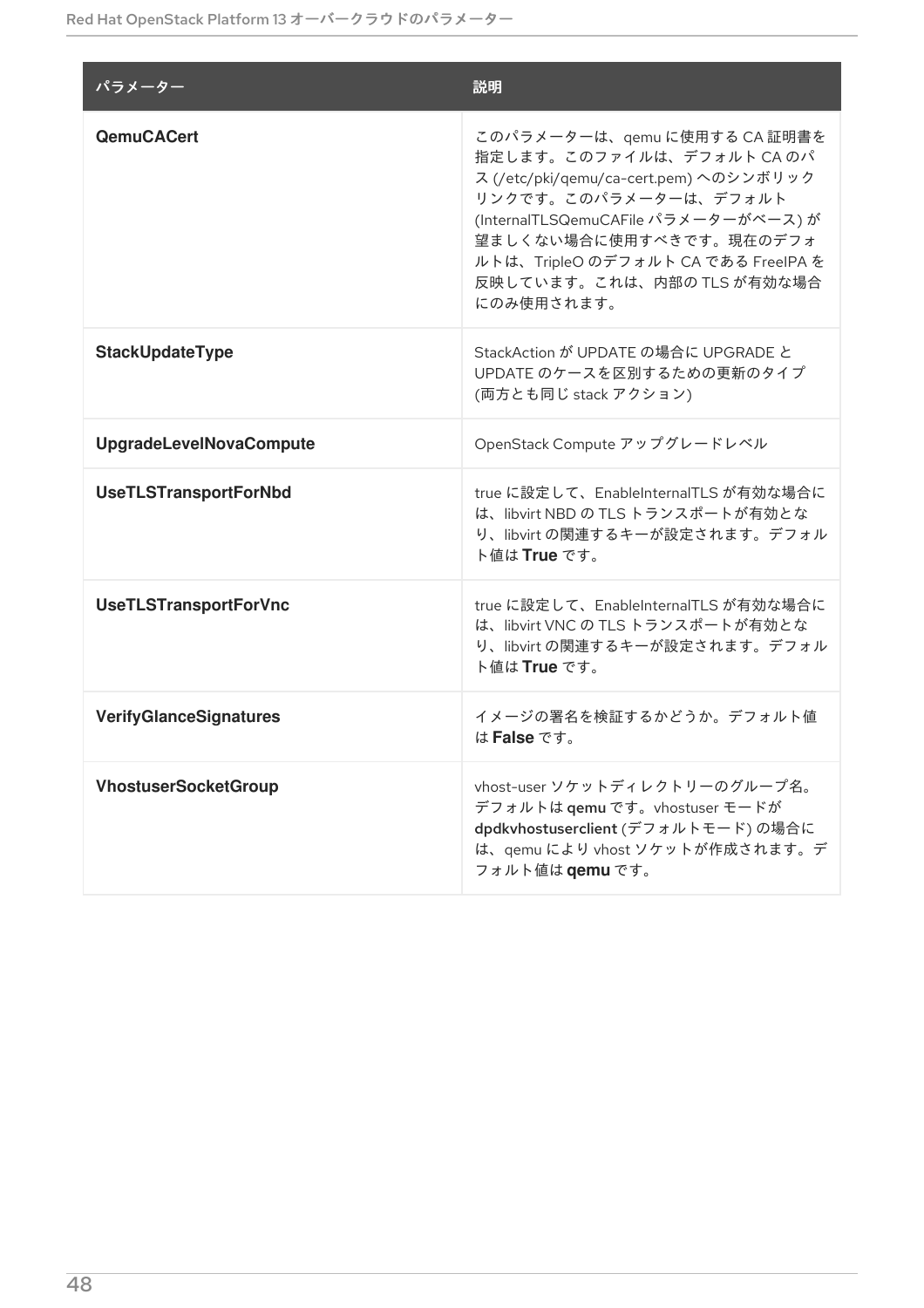| パラメーター | 説明 |
| --- | --- |
| **QemuCACert** | このパラメーターは、qemu に使用する CA 証明書を指定します。このファイルは、デフォルト CA のパス (/etc/pki/qemu/ca-cert.pem) へのシンボリックリンクです。このパラメーターは、デフォルト (InternalTLSQemuCAFile パラメーターがベース) が望ましくない場合に使用すべきです。現在のデフォルトは、TripleO のデフォルト CA である FreeIPA を反映しています。これは、内部の TLS が有効な場合にのみ使用されます。 |
| **StackUpdateType** | StackAction が UPDATE の場合に UPGRADE と UPDATE のケースを区別するための更新のタイプ (両方とも同じ stack アクション) |
| **UpgradeLevelNovaCompute** | OpenStack Compute アップグレードレベル |
| **UseTLSTransportForNbd** | true に設定して、EnableInternalTLS が有効な場合には、libvirt NBD の TLS トランスポートが有効となり、libvirt の関連するキーが設定されます。デフォルト値は **True** です。 |
| **UseTLSTransportForVnc** | true に設定して、EnableInternalTLS が有効な場合には、libvirt VNC の TLS トランスポートが有効となり、libvirt の関連するキーが設定されます。デフォルト値は **True** です。 |
| **VerifyGlanceSignatures** | イメージの署名を検証するかどうか。デフォルト値は **False** です。 |
| **VhostuserSocketGroup** | vhost-user ソケットディレクトリーのグループ名。デフォルトは **qemu** です。vhostuser モードが **dpdkvhostuserclient** (デフォルトモード) の場合には、qemu により vhost ソケットが作成されます。デフォルト値は **qemu** です。 |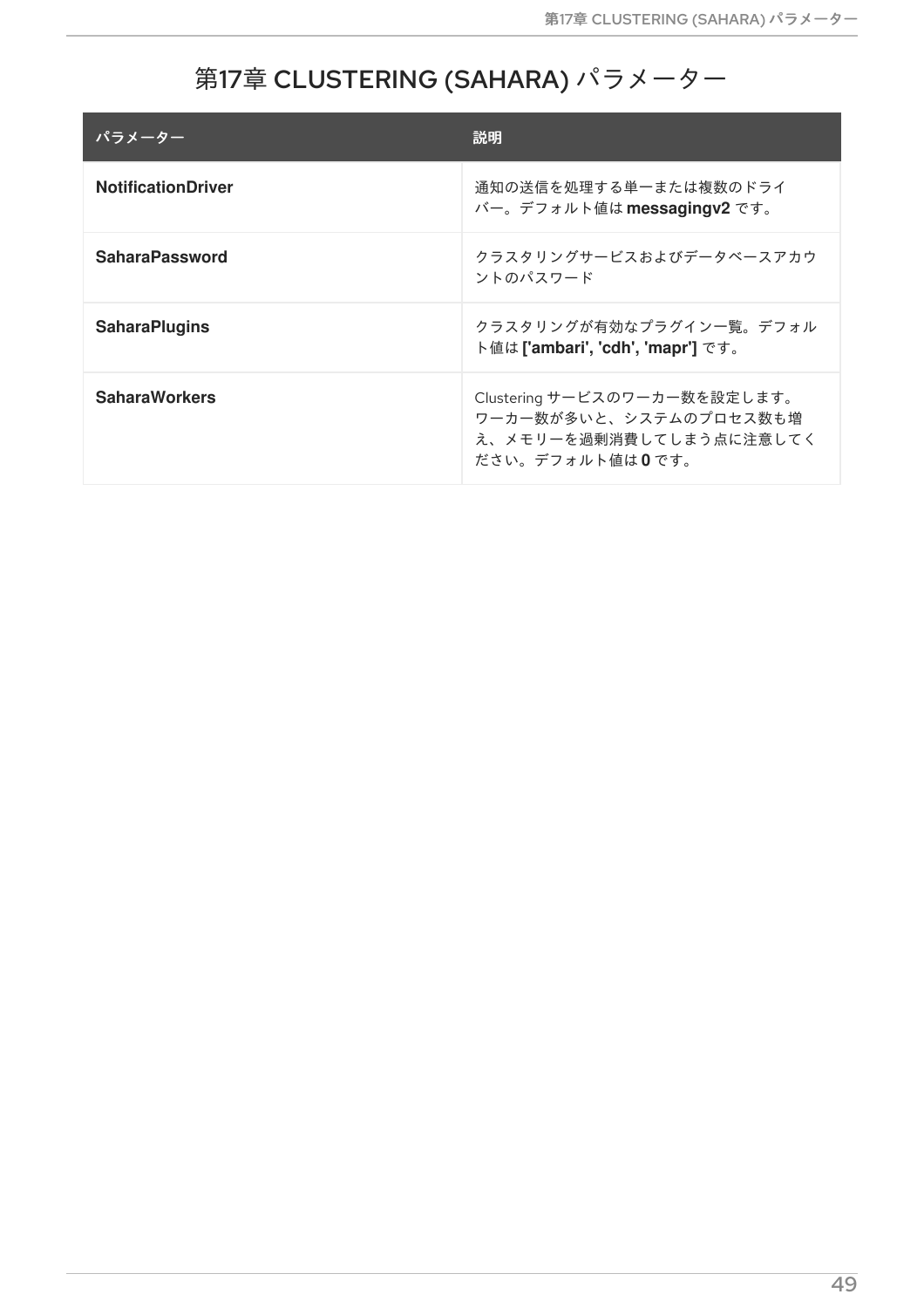# 第17章 CLUSTERING (SAHARA) パラメーター

| パラメーター | 説明 |
|---|---|
| **NotificationDriver** | 通知の送信を処理する単一または複数のドライバー。デフォルト値は **messagingv2** です。 |
| **SaharaPassword** | クラスタリングサービスおよびデータベースアカウントのパスワード |
| **SaharaPlugins** | クラスタリングが有効なプラグイン一覧。デフォルト値は **['ambari', 'cdh', 'mapr']** です。 |
| **SaharaWorkers** | Clustering サービスのワーカー数を設定します。ワーカー数が多いと、システムのプロセス数も増え、メモリーを過剰消費してしまう点に注意してください。デフォルト値は **0** です。 |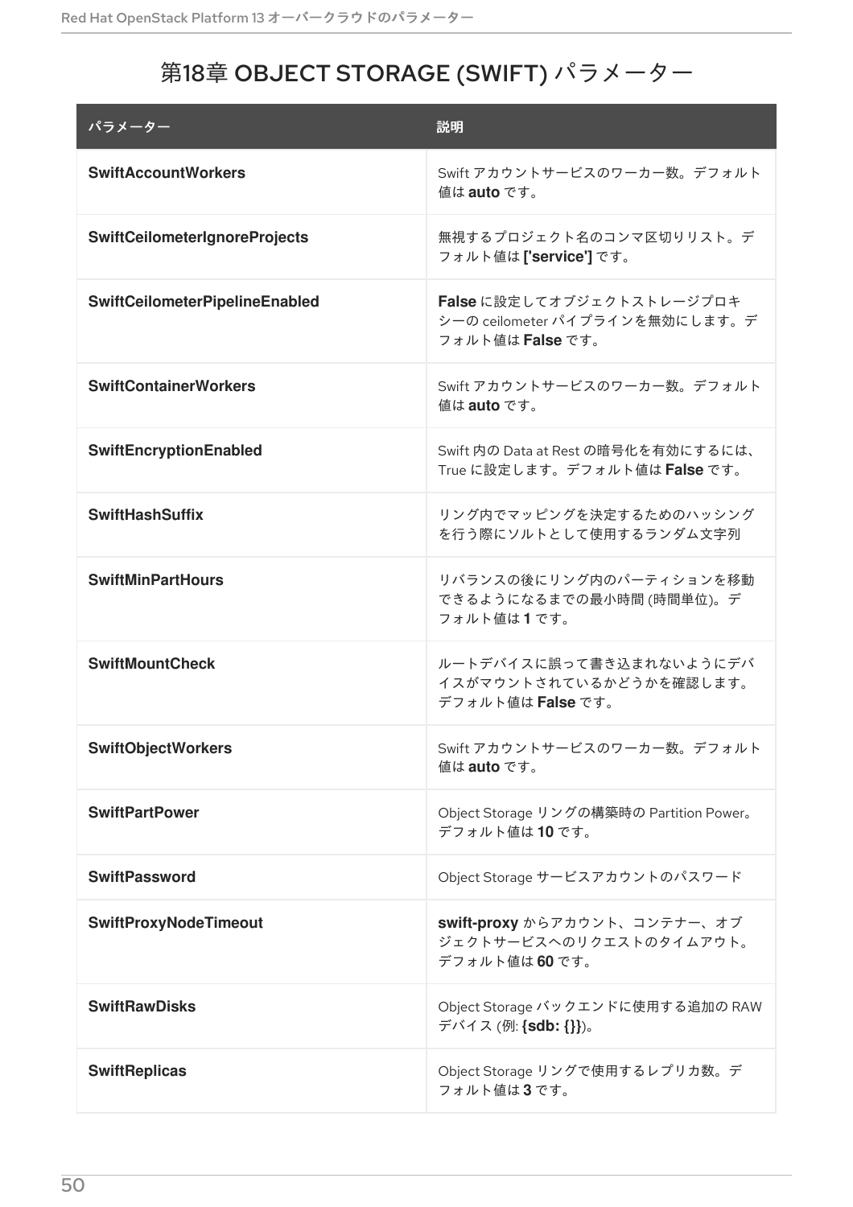# 第18章 OBJECT STORAGE (SWIFT) パラメーター

| パラメーター | 説明 |
| --- | --- |
| **SwiftAccountWorkers** | Swift アカウントサービスのワーカー数。デフォルト値は **auto** です。 |
| **SwiftCeilometerIgnoreProjects** | 無視するプロジェクト名のコンマ区切りリスト。デフォルト値は **['service']** です。 |
| **SwiftCeilometerPipelineEnabled** | **False** に設定してオブジェクトストレージプロキシーの ceilometer パイプラインを無効にします。デフォルト値は **False** です。 |
| **SwiftContainerWorkers** | Swift アカウントサービスのワーカー数。デフォルト値は **auto** です。 |
| **SwiftEncryptionEnabled** | Swift 内の Data at Rest の暗号化を有効にするには、True に設定します。デフォルト値は **False** です。 |
| **SwiftHashSuffix** | リング内でマッピングを決定するためのハッシングを行う際にソルトとして使用するランダム文字列 |
| **SwiftMinPartHours** | リバランスの後にリング内のパーティションを移動できるようになるまでの最小時間 (時間単位)。デフォルト値は **1** です。 |
| **SwiftMountCheck** | ルートデバイスに誤って書き込まれないようにデバイスがマウントされているかどうかを確認します。デフォルト値は **False** です。 |
| **SwiftObjectWorkers** | Swift アカウントサービスのワーカー数。デフォルト値は **auto** です。 |
| **SwiftPartPower** | Object Storage リングの構築時の Partition Power。デフォルト値は **10** です。 |
| **SwiftPassword** | Object Storage サービスアカウントのパスワード |
| **SwiftProxyNodeTimeout** | **swift-proxy** からアカウント、コンテナー、オブジェクトサービスへのリクエストのタイムアウト。デフォルト値は **60** です。 |
| **SwiftRawDisks** | Object Storage バックエンドに使用する追加の RAW デバイス (例: **{sdb: {}}**)。 |
| **SwiftReplicas** | Object Storage リングで使用するレプリカ数。デフォルト値は **3** です。 |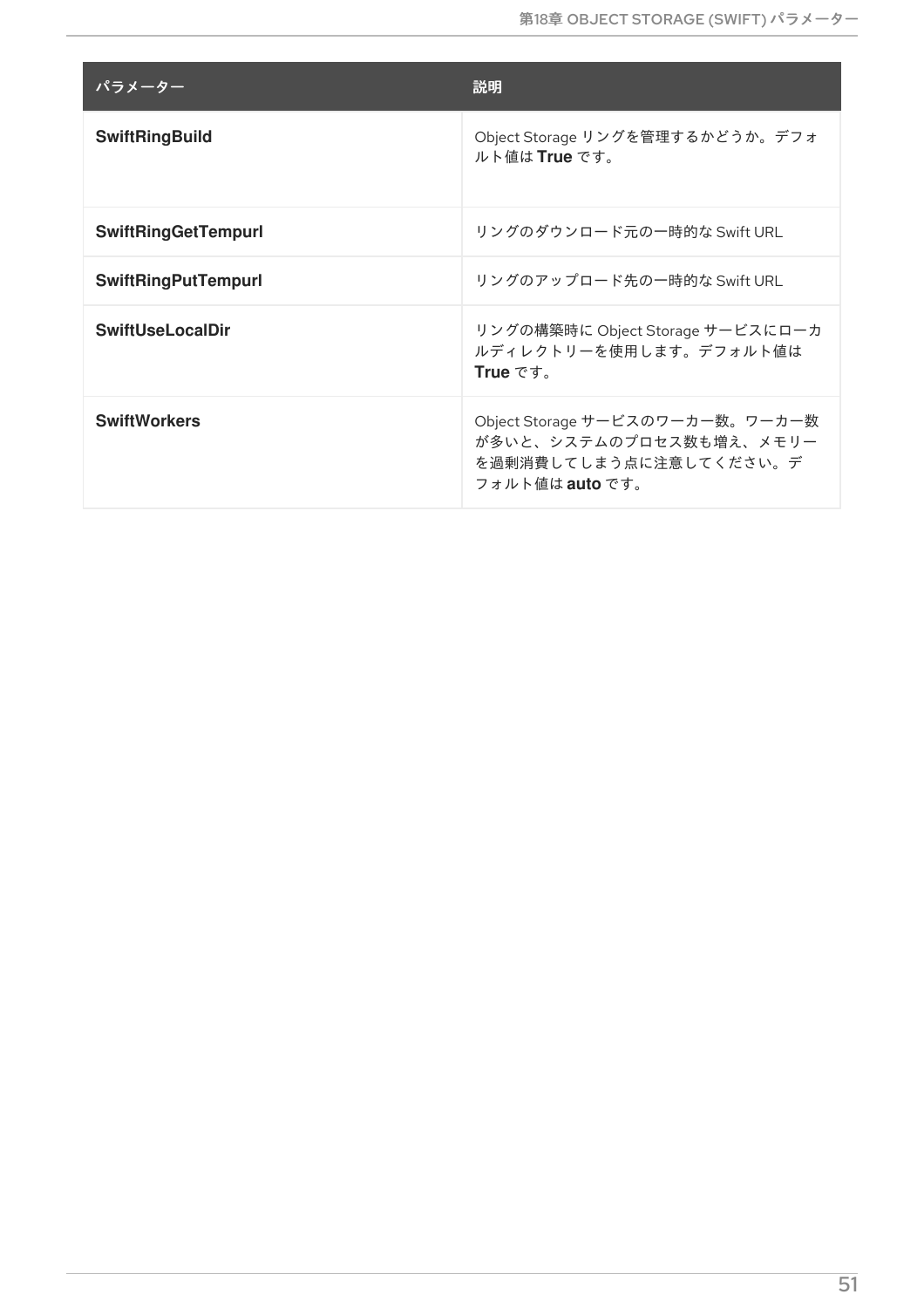| パラメーター | 説明 |
| --- | --- |
| **SwiftRingBuild** | Object Storage リングを管理するかどうか。デフォルト値は **True** です。 |
| **SwiftRingGetTempurl** | リングのダウンロード元の一時的な Swift URL |
| **SwiftRingPutTempurl** | リングのアップロード先の一時的な Swift URL |
| **SwiftUseLocalDir** | リングの構築時に Object Storage サービスにローカルディレクトリーを使用します。デフォルト値は **True** です。 |
| **SwiftWorkers** | Object Storage サービスのワーカー数。ワーカー数が多いと、システムのプロセス数も増え、メモリーを過剰消費してしまう点に注意してください。デフォルト値は **auto** です。 |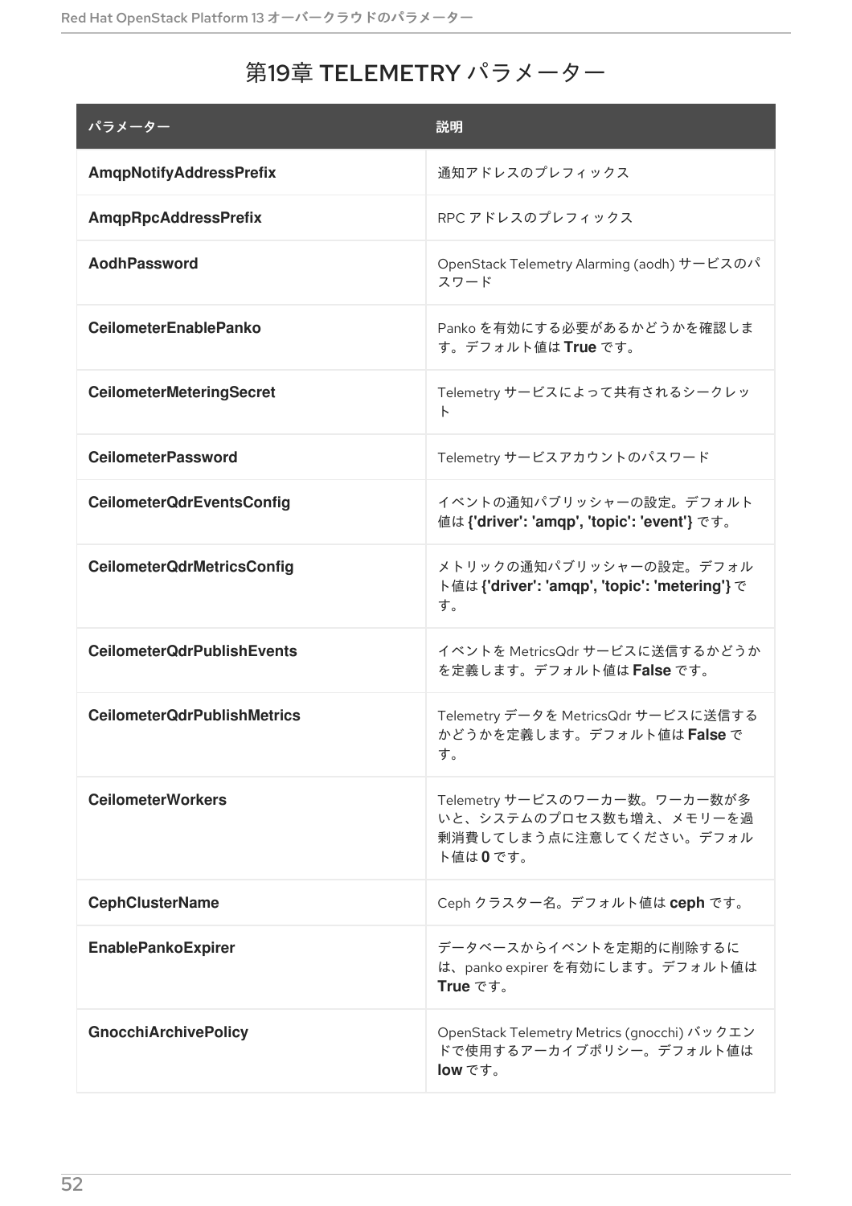# 第19章 TELEMETRY パラメーター

| パラメーター | 説明 |
| --- | --- |
| **AmqpNotifyAddressPrefix** | 通知アドレスのプレフィックス |
| **AmqpRpcAddressPrefix** | RPC アドレスのプレフィックス |
| **AodhPassword** | OpenStack Telemetry Alarming (aodh) サービスのパスワード |
| **CeilometerEnablePanko** | Panko を有効にする必要があるかどうかを確認します。デフォルト値は **True** です。 |
| **CeilometerMeteringSecret** | Telemetry サービスによって共有されるシークレット |
| **CeilometerPassword** | Telemetry サービスアカウントのパスワード |
| **CeilometerQdrEventsConfig** | イベントの通知パブリッシャーの設定。デフォルト値は **{'driver': 'amqp', 'topic': 'event'}** です。 |
| **CeilometerQdrMetricsConfig** | メトリックの通知パブリッシャーの設定。デフォルト値は **{'driver': 'amqp', 'topic': 'metering'}** です。 |
| **CeilometerQdrPublishEvents** | イベントを MetricsQdr サービスに送信するかどうかを定義します。デフォルト値は **False** です。 |
| **CeilometerQdrPublishMetrics** | Telemetry データを MetricsQdr サービスに送信するかどうかを定義します。デフォルト値は **False** です。 |
| **CeilometerWorkers** | Telemetry サービスのワーカー数。ワーカー数が多いと、システムのプロセス数も増え、メモリーを過剰消費してしまう点に注意してください。デフォルト値は **0** です。 |
| **CephClusterName** | Ceph クラスター名。デフォルト値は **ceph** です。 |
| **EnablePankoExpirer** | データベースからイベントを定期的に削除するには、panko expirer を有効にします。デフォルト値は **True** です。 |
| **GnocchiArchivePolicy** | OpenStack Telemetry Metrics (gnocchi) バックエンドで使用するアーカイブポリシー。デフォルト値は **low** です。 |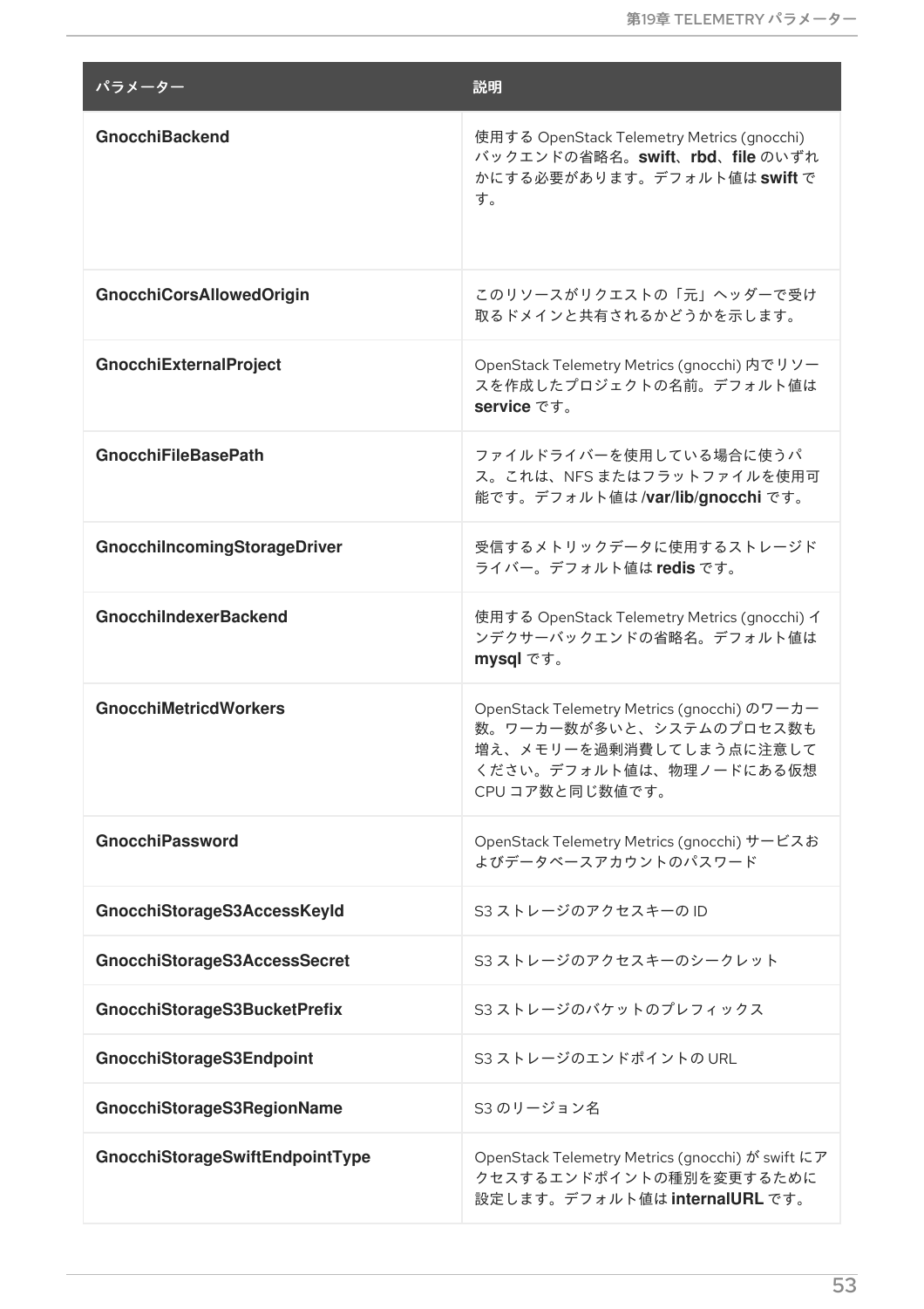| パラメーター | 説明 |
| --- | --- |
| **GnocchiBackend** | 使用する OpenStack Telemetry Metrics (gnocchi) バックエンドの省略名。**swift**、**rbd**、**file** のいずれかにする必要があります。デフォルト値は **swift** です。 |
| **GnocchiCorsAllowedOrigin** | このリソースがリクエストの「元」ヘッダーで受け取るドメインと共有されるかどうかを示します。 |
| **GnocchiExternalProject** | OpenStack Telemetry Metrics (gnocchi) 内でリソースを作成したプロジェクトの名前。デフォルト値は **service** です。 |
| **GnocchiFileBasePath** | ファイルドライバーを使用している場合に使うパス。これは、NFS またはフラットファイルを使用可能です。デフォルト値は **/var/lib/gnocchi** です。 |
| **GnocchiIncomingStorageDriver** | 受信するメトリックデータに使用するストレージドライバー。デフォルト値は **redis** です。 |
| **GnocchiIndexerBackend** | 使用する OpenStack Telemetry Metrics (gnocchi) インデクサーバックエンドの省略名。デフォルト値は **mysql** です。 |
| **GnocchiMetricdWorkers** | OpenStack Telemetry Metrics (gnocchi) のワーカー数。ワーカー数が多いと、システムのプロセス数も増え、メモリーを過剰消費してしまう点に注意してください。デフォルト値は、物理ノードにある仮想 CPU コア数と同じ数値です。 |
| **GnocchiPassword** | OpenStack Telemetry Metrics (gnocchi) サービスおよびデータベースアカウントのパスワード |
| **GnocchiStorageS3AccessKeyId** | S3 ストレージのアクセスキーの ID |
| **GnocchiStorageS3AccessSecret** | S3 ストレージのアクセスキーのシークレット |
| **GnocchiStorageS3BucketPrefix** | S3 ストレージのバケットのプレフィックス |
| **GnocchiStorageS3Endpoint** | S3 ストレージのエンドポイントの URL |
| **GnocchiStorageS3RegionName** | S3 のリージョン名 |
| **GnocchiStorageSwiftEndpointType** | OpenStack Telemetry Metrics (gnocchi) が swift にアクセスするエンドポイントの種別を変更するために設定します。デフォルト値は **internalURL** です。 |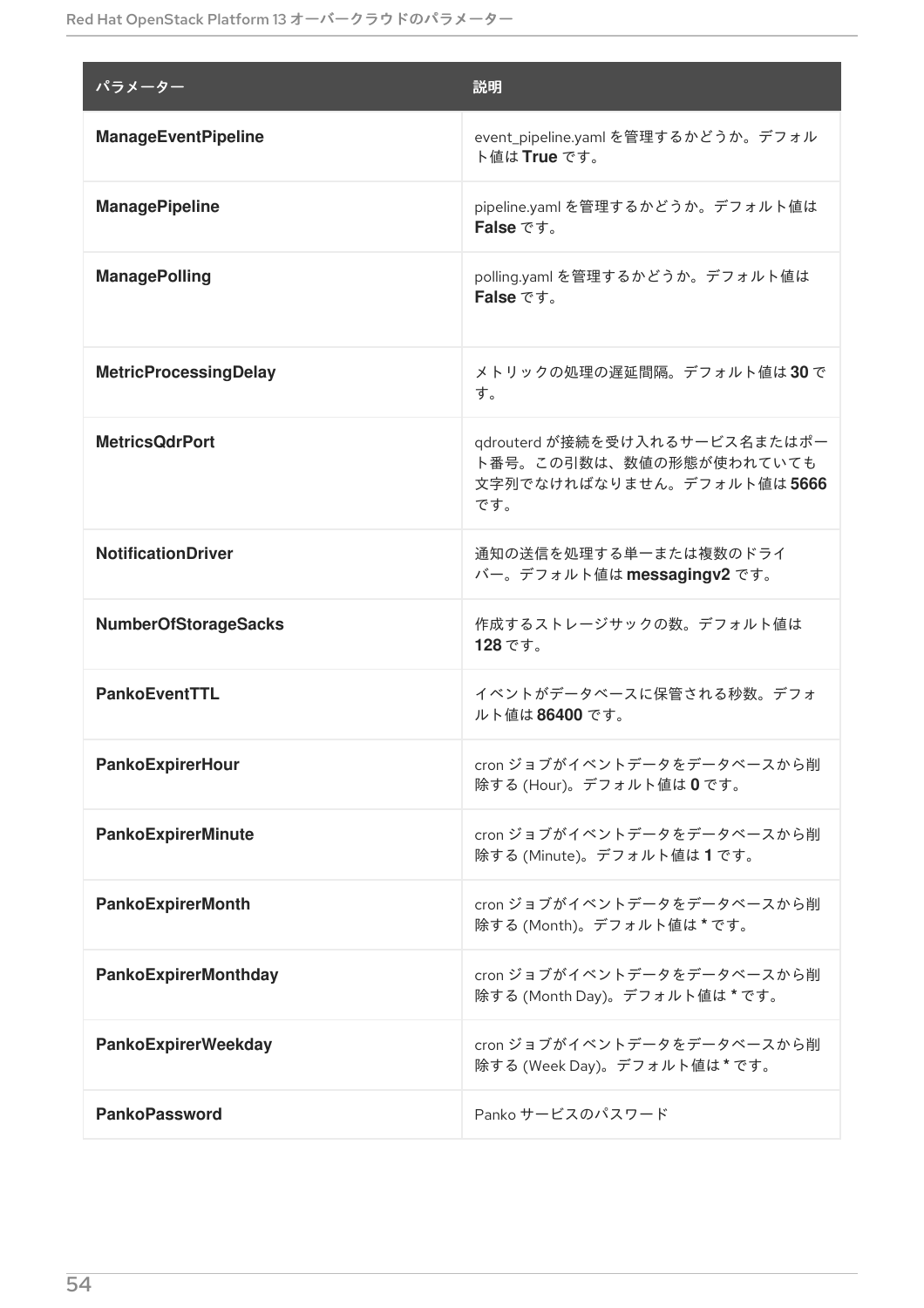| パラメーター | 説明 |
|---|---|
| **ManageEventPipeline** | event_pipeline.yaml を管理するかどうか。デフォルト値は **True** です。 |
| **ManagePipeline** | pipeline.yaml を管理するかどうか。デフォルト値は **False** です。 |
| **ManagePolling** | polling.yaml を管理するかどうか。デフォルト値は **False** です。 |
| **MetricProcessingDelay** | メトリックの処理の遅延間隔。デフォルト値は **30** です。 |
| **MetricsQdrPort** | qdrouterd が接続を受け入れるサービス名またはポート番号。この引数は、数値の形態が使われていても文字列でなければなりません。デフォルト値は **5666** です。 |
| **NotificationDriver** | 通知の送信を処理する単一または複数のドライバー。デフォルト値は **messagingv2** です。 |
| **NumberOfStorageSacks** | 作成するストレージサックの数。デフォルト値は **128** です。 |
| **PankoEventTTL** | イベントがデータベースに保管される秒数。デフォルト値は **86400** です。 |
| **PankoExpirerHour** | cron ジョブがイベントデータをデータベースから削除する (Hour)。デフォルト値は **0** です。 |
| **PankoExpirerMinute** | cron ジョブがイベントデータをデータベースから削除する (Minute)。デフォルト値は **1** です。 |
| **PankoExpirerMonth** | cron ジョブがイベントデータをデータベースから削除する (Month)。デフォルト値は **\*** です。 |
| **PankoExpirerMonthday** | cron ジョブがイベントデータをデータベースから削除する (Month Day)。デフォルト値は **\*** です。 |
| **PankoExpirerWeekday** | cron ジョブがイベントデータをデータベースから削除する (Week Day)。デフォルト値は **\*** です。 |
| **PankoPassword** | Panko サービスのパスワード |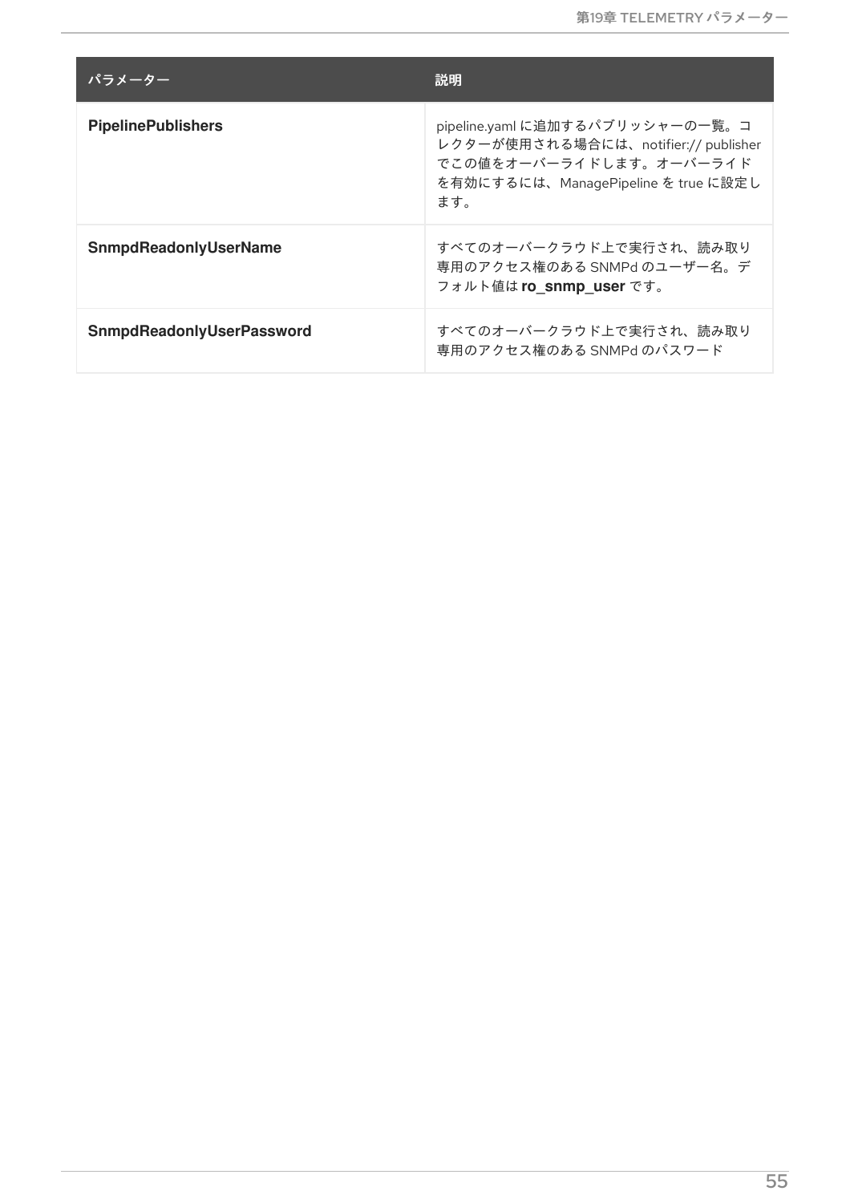| パラメーター | 説明 |
| --- | --- |
| **PipelinePublishers** | pipeline.yaml に追加するパブリッシャーの一覧。コレクターが使用される場合には、notifier:// publisher でこの値をオーバーライドします。オーバーライドを有効にするには、ManagePipeline を true に設定します。 |
| **SnmpdReadonlyUserName** | すべてのオーバークラウド上で実行され、読み取り専用のアクセス権のある SNMPd のユーザー名。デフォルト値は **ro_snmp_user** です。 |
| **SnmpdReadonlyUserPassword** | すべてのオーバークラウド上で実行され、読み取り専用のアクセス権のある SNMPd のパスワード |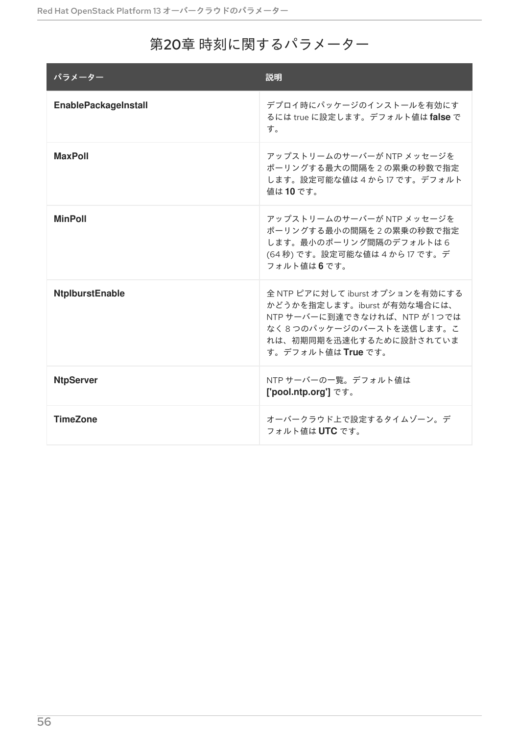# 第20章 時刻に関するパラメーター

| パラメーター | 説明 |
| --- | --- |
| **EnablePackageInstall** | デプロイ時にパッケージのインストールを有効にするには true に設定します。デフォルト値は **false** です。 |
| **MaxPoll** | アップストリームのサーバーが NTP メッセージをポーリングする最大の間隔を 2 の累乗の秒数で指定します。設定可能な値は 4 から 17 です。デフォルト値は **10** です。 |
| **MinPoll** | アップストリームのサーバーが NTP メッセージをポーリングする最小の間隔を 2 の累乗の秒数で指定します。最小のポーリング間隔のデフォルトは 6 (64 秒) です。設定可能な値は 4 から 17 です。デフォルト値は **6** です。 |
| **NtpIburstEnable** | 全 NTP ピアに対して iburst オプションを有効にするかどうかを指定します。iburst が有効な場合には、NTP サーバーに到達できなければ、NTP が 1 つではなく 8 つのパッケージのバーストを送信します。これは、初期同期を迅速化するために設計されています。デフォルト値は **True** です。 |
| **NtpServer** | NTP サーバーの一覧。デフォルト値は **['pool.ntp.org']** です。 |
| **TimeZone** | オーバークラウド上で設定するタイムゾーン。デフォルト値は **UTC** です。 |